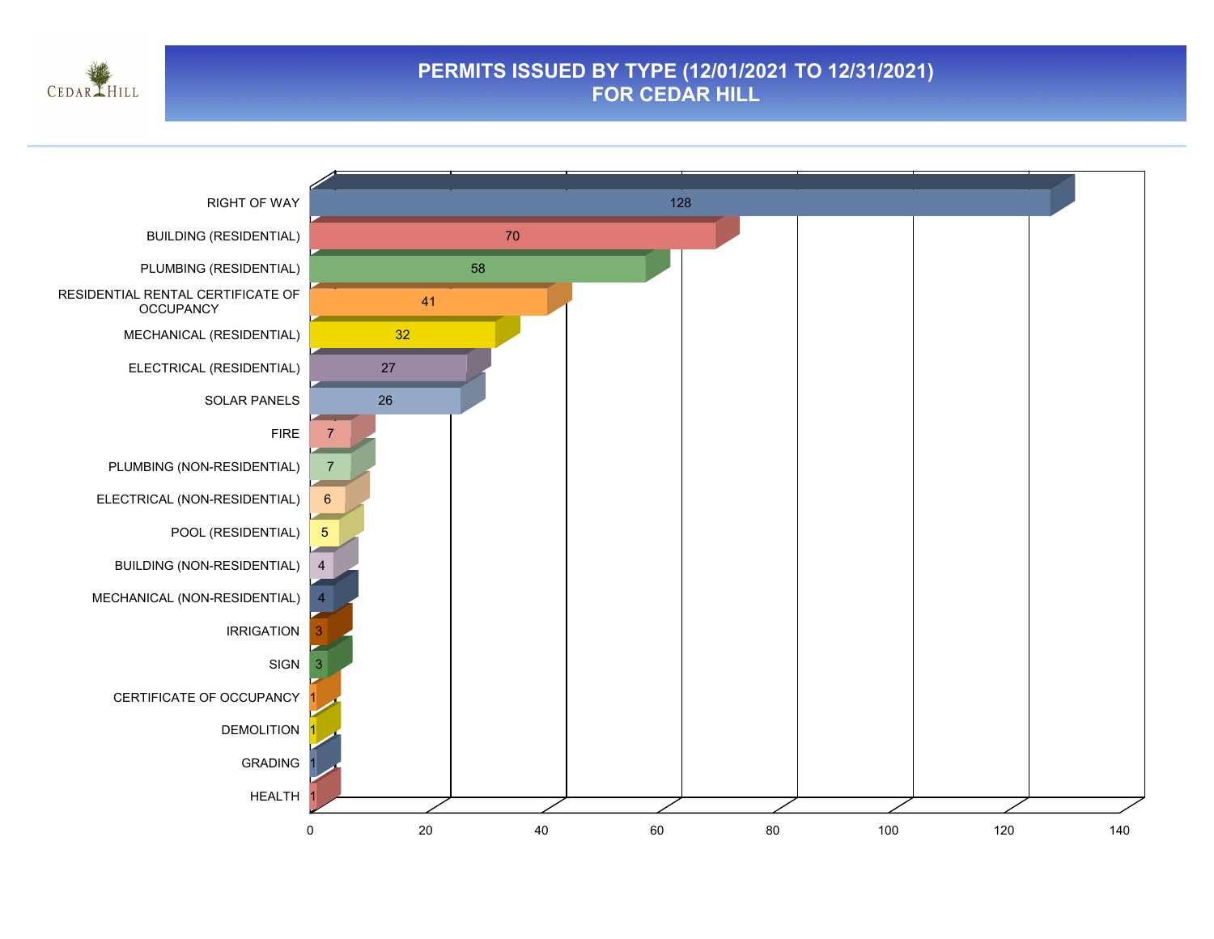# PERMITS ISSUED BY TYPE (12/01/2021 TO 12/31/2021) FOR CEDAR HILL

| Permit Type | Count |
| --- | --- |
| RIGHT OF WAY | 128 |
| BUILDING (RESIDENTIAL) | 70 |
| PLUMBING (RESIDENTIAL) | 58 |
| RESIDENTIAL RENTAL CERTIFICATE OF OCCUPANCY | 41 |
| MECHANICAL (RESIDENTIAL) | 32 |
| ELECTRICAL (RESIDENTIAL) | 27 |
| SOLAR PANELS | 26 |
| FIRE | 7 |
| PLUMBING (NON-RESIDENTIAL) | 7 |
| ELECTRICAL (NON-RESIDENTIAL) | 6 |
| POOL (RESIDENTIAL) | 5 |
| BUILDING (NON-RESIDENTIAL) | 4 |
| MECHANICAL (NON-RESIDENTIAL) | 4 |
| IRRIGATION | 3 |
| SIGN | 3 |
| CERTIFICATE OF OCCUPANCY | 1 |
| DEMOLITION | 1 |
| GRADING | 1 |
| HEALTH | 1 |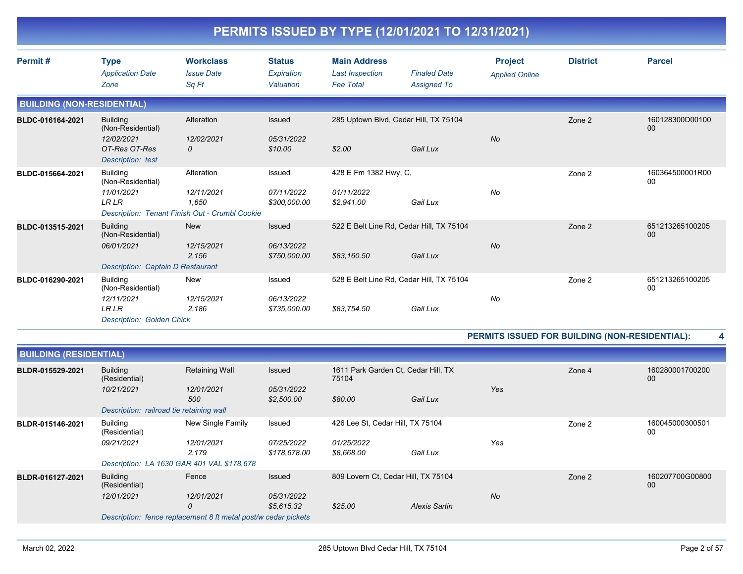# PERMITS ISSUED BY TYPE (12/01/2021 TO 12/31/2021)

| Permit # | Type<br>*Application Date*<br>*Zone* | Workclass<br>*Issue Date*<br>*Sq Ft* | Status<br>*Expiration*<br>*Valuation* | Main Address<br>*Last Inspection*<br>*Fee Total* | *Finaled Date*<br>*Assigned To* | Project<br>*Applied Online* | District | Parcel |
|---|---|---|---|---|---|---|---|---|

## BUILDING (NON-RESIDENTIAL)

| Permit # | Type<br>*Application Date*<br>*Zone* | Workclass<br>*Issue Date*<br>*Sq Ft* | Status<br>*Expiration*<br>*Valuation* | Main Address<br>*Last Inspection*<br>*Fee Total* | *Finaled Date*<br>*Assigned To* | Project<br>*Applied Online* | District | Parcel |
|---|---|---|---|---|---|---|---|---|
| **BLDC-016164-2021** | Building (Non-Residential)<br>*12/02/2021*<br>*OT-Res OT-Res* | Alteration<br>*12/02/2021*<br>*0* | Issued<br>*05/31/2022*<br>*$10.00* | 285 Uptown Blvd, Cedar Hill, TX 75104<br><br>*$2.00* | <br><br>*Gail Lux* | <br>*No* | Zone 2 | 160128300D0010000 |
| | *Description: test* | | | | | | | |
| **BLDC-015664-2021** | Building (Non-Residential)<br>*11/01/2021*<br>*LR LR* | Alteration<br>*12/11/2021*<br>*1,650* | Issued<br>*07/11/2022*<br>*$300,000.00* | 428 E Fm 1382 Hwy, C,<br>*01/11/2022*<br>*$2,941.00* | <br><br>*Gail Lux* | <br>*No* | Zone 2 | 160364500001R0000 |
| | *Description: Tenant Finish Out - Crumbl Cookie* | | | | | | | |
| **BLDC-013515-2021** | Building (Non-Residential)<br>*06/01/2021* | New<br>*12/15/2021*<br>*2,156* | Issued<br>*06/13/2022*<br>*$750,000.00* | 522 E Belt Line Rd, Cedar Hill, TX 75104<br><br>*$83,160.50* | <br><br>*Gail Lux* | <br>*No* | Zone 2 | 65121326510020500 |
| | *Description: Captain D Restaurant* | | | | | | | |
| **BLDC-016290-2021** | Building (Non-Residential)<br>*12/11/2021*<br>*LR LR* | New<br>*12/15/2021*<br>*2,186* | Issued<br>*06/13/2022*<br>*$735,000.00* | 528 E Belt Line Rd, Cedar Hill, TX 75104<br><br>*$83,754.50* | <br><br>*Gail Lux* | <br>*No* | Zone 2 | 65121326510020500 |
| | *Description: Golden Chick* | | | | | | | |

**PERMITS ISSUED FOR BUILDING (NON-RESIDENTIAL): 4**

## BUILDING (RESIDENTIAL)

| Permit # | Type<br>*Application Date*<br>*Zone* | Workclass<br>*Issue Date*<br>*Sq Ft* | Status<br>*Expiration*<br>*Valuation* | Main Address<br>*Last Inspection*<br>*Fee Total* | *Finaled Date*<br>*Assigned To* | Project<br>*Applied Online* | District | Parcel |
|---|---|---|---|---|---|---|---|---|
| **BLDR-015529-2021** | Building (Residential)<br>*10/21/2021* | Retaining Wall<br>*12/01/2021*<br>*500* | Issued<br>*05/31/2022*<br>*$2,500.00* | 1611 Park Garden Ct, Cedar Hill, TX 75104<br><br>*$80.00* | <br><br>*Gail Lux* | <br>*Yes* | Zone 4 | 16028000170020000 |
| | *Description: railroad tie retaining wall* | | | | | | | |
| **BLDR-015146-2021** | Building (Residential)<br>*09/21/2021* | New Single Family<br>*12/01/2021*<br>*2,179* | Issued<br>*07/25/2022*<br>*$178,678.00* | 426 Lee St, Cedar Hill, TX 75104<br>*01/25/2022*<br>*$8,668.00* | <br><br>*Gail Lux* | <br>*Yes* | Zone 2 | 16004500030050100 |
| | *Description: LA 1630 GAR 401 VAL $178,678* | | | | | | | |
| **BLDR-016127-2021** | Building (Residential)<br>*12/01/2021* | Fence<br>*12/01/2021*<br>*0* | Issued<br>*05/31/2022*<br>*$5,615.32* | 809 Lovern Ct, Cedar Hill, TX 75104<br><br>*$25.00* | <br><br>*Alexis Sartin* | <br>*No* | Zone 2 | 160207700G0080000 |
| | *Description: fence replacement 8 ft metal post/w cedar pickets* | | | | | | | |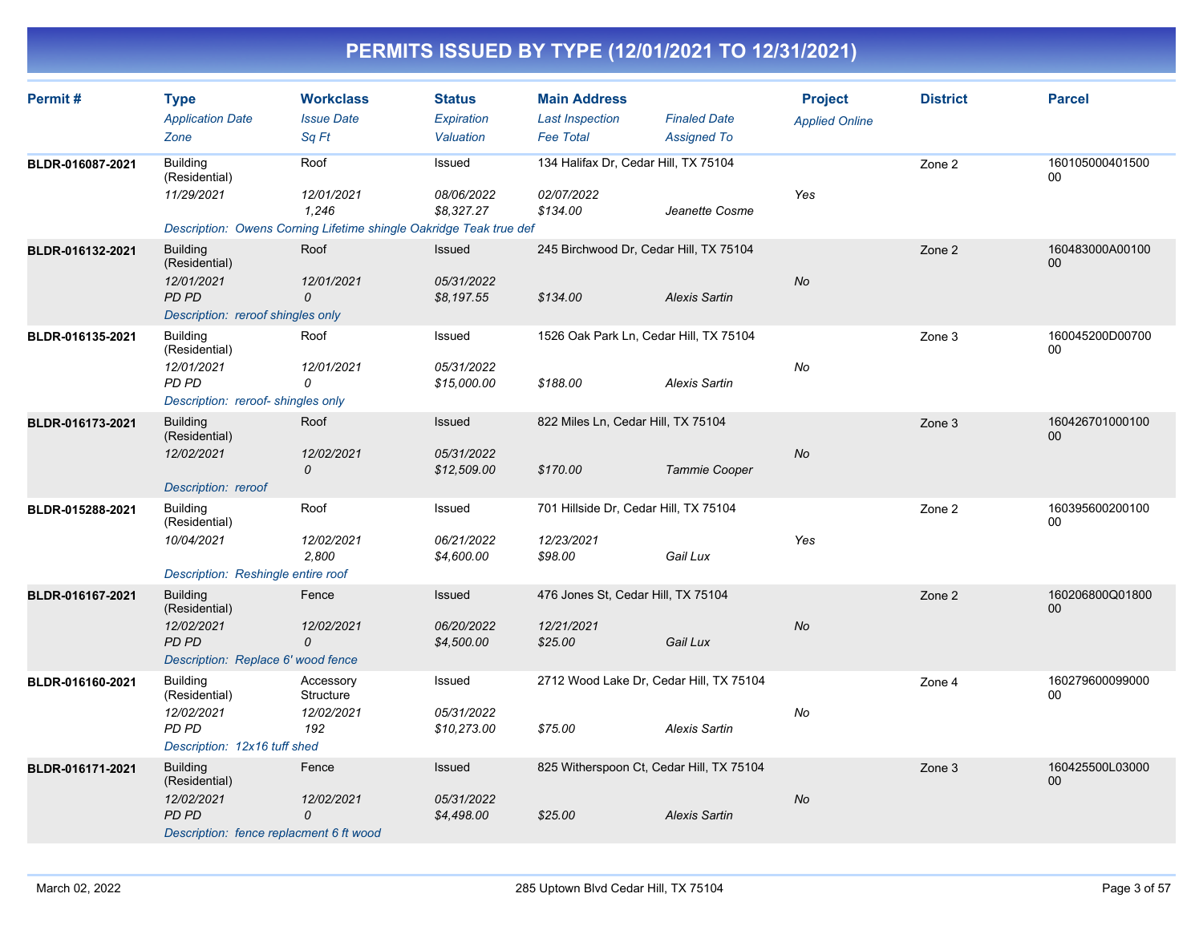# PERMITS ISSUED BY TYPE (12/01/2021 TO 12/31/2021)

| Permit # | Type<br>*Application Date*<br>*Zone* | Workclass<br>*Issue Date*<br>*Sq Ft* | Status<br>*Expiration*<br>*Valuation* | Main Address<br>*Last Inspection*<br>*Fee Total* | *Finaled Date*<br>*Assigned To* | Project<br>*Applied Online* | District | Parcel |
|---|---|---|---|---|---|---|---|---|
| BLDR-016087-2021 | Building (Residential)<br>*11/29/2021* | Roof<br>*12/01/2021*<br>*1,246* | Issued<br>*08/06/2022*<br>*$8,327.27* | 134 Halifax Dr, Cedar Hill, TX 75104<br>*02/07/2022*<br>*$134.00* | *Jeanette Cosme* | *Yes* | Zone 2 | 16010500040150000 |
| | *Description: Owens Corning Lifetime shingle Oakridge Teak true def* | | | | | | | |
| BLDR-016132-2021 | Building (Residential)<br>*12/01/2021*<br>*PD PD* | Roof<br>*12/01/2021*<br>*0* | Issued<br>*05/31/2022*<br>*$8,197.55* | 245 Birchwood Dr, Cedar Hill, TX 75104<br>*$134.00* | *Alexis Sartin* | *No* | Zone 2 | 160483000A0010000 |
| | *Description: reroof shingles only* | | | | | | | |
| BLDR-016135-2021 | Building (Residential)<br>*12/01/2021*<br>*PD PD* | Roof<br>*12/01/2021*<br>*0* | Issued<br>*05/31/2022*<br>*$15,000.00* | 1526 Oak Park Ln, Cedar Hill, TX 75104<br>*$188.00* | *Alexis Sartin* | *No* | Zone 3 | 160045200D0070000 |
| | *Description: reroof- shingles only* | | | | | | | |
| BLDR-016173-2021 | Building (Residential)<br>*12/02/2021* | Roof<br>*12/02/2021*<br>*0* | Issued<br>*05/31/2022*<br>*$12,509.00* | 822 Miles Ln, Cedar Hill, TX 75104<br>*$170.00* | *Tammie Cooper* | *No* | Zone 3 | 16042670100010000 |
| | *Description: reroof* | | | | | | | |
| BLDR-015288-2021 | Building (Residential)<br>*10/04/2021* | Roof<br>*12/02/2021*<br>*2,800* | Issued<br>*06/21/2022*<br>*$4,600.00* | 701 Hillside Dr, Cedar Hill, TX 75104<br>*12/23/2021*<br>*$98.00* | *Gail Lux* | *Yes* | Zone 2 | 16039560020010000 |
| | *Description: Reshingle entire roof* | | | | | | | |
| BLDR-016167-2021 | Building (Residential)<br>*12/02/2021*<br>*PD PD* | Fence<br>*12/02/2021*<br>*0* | Issued<br>*06/20/2022*<br>*$4,500.00* | 476 Jones St, Cedar Hill, TX 75104<br>*12/21/2021*<br>*$25.00* | *Gail Lux* | *No* | Zone 2 | 160206800Q0180000 |
| | *Description: Replace 6' wood fence* | | | | | | | |
| BLDR-016160-2021 | Building (Residential)<br>*12/02/2021*<br>*PD PD* | Accessory Structure<br>*12/02/2021*<br>*192* | Issued<br>*05/31/2022*<br>*$10,273.00* | 2712 Wood Lake Dr, Cedar Hill, TX 75104<br>*$75.00* | *Alexis Sartin* | *No* | Zone 4 | 16027960009900000 |
| | *Description: 12x16 tuff shed* | | | | | | | |
| BLDR-016171-2021 | Building (Residential)<br>*12/02/2021*<br>*PD PD* | Fence<br>*12/02/2021*<br>*0* | Issued<br>*05/31/2022*<br>*$4,498.00* | 825 Witherspoon Ct, Cedar Hill, TX 75104<br>*$25.00* | *Alexis Sartin* | *No* | Zone 3 | 160425500L0300000 |
| | *Description: fence replacment 6 ft wood* | | | | | | | |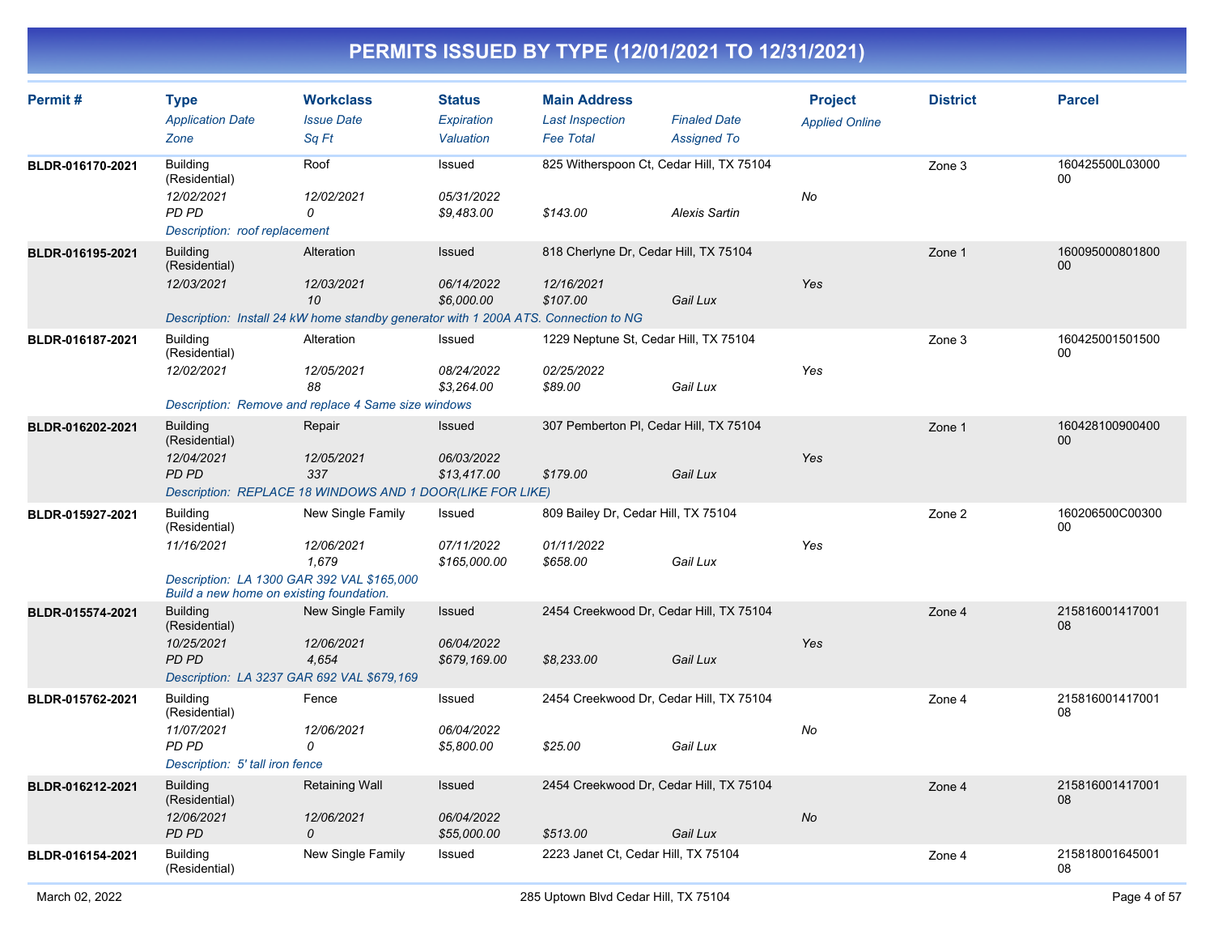# PERMITS ISSUED BY TYPE (12/01/2021 TO 12/31/2021)

| Permit # | Type / Application Date / Zone | Workclass / Issue Date / Sq Ft | Status / Expiration / Valuation | Main Address / Last Inspection / Fee Total | Finaled Date / Assigned To | Project / Applied Online | District | Parcel |
|---|---|---|---|---|---|---|---|---|
| BLDR-016170-2021 | Building (Residential) | Roof | Issued | 825 Witherspoon Ct, Cedar Hill, TX 75104 | | | Zone 3 | 160425500L0300000 |
| | 12/02/2021 | 12/02/2021 | 05/31/2022 | | | No | | |
| | PD PD | 0 | $9,483.00 | $143.00 | Alexis Sartin | | | |
| | Description: roof replacement | | | | | | | |
| BLDR-016195-2021 | Building (Residential) | Alteration | Issued | 818 Cherlyne Dr, Cedar Hill, TX 75104 | | | Zone 1 | 16009500080180000 |
| | 12/03/2021 | 12/03/2021 | 06/14/2022 | 12/16/2021 | | Yes | | |
| | | 10 | $6,000.00 | $107.00 | Gail Lux | | | |
| | Description: Install 24 kW home standby generator with 1 200A ATS. Connection to NG | | | | | | | |
| BLDR-016187-2021 | Building (Residential) | Alteration | Issued | 1229 Neptune St, Cedar Hill, TX 75104 | | | Zone 3 | 16042500150150000 |
| | 12/02/2021 | 12/05/2021 | 08/24/2022 | 02/25/2022 | | Yes | | |
| | | 88 | $3,264.00 | $89.00 | Gail Lux | | | |
| | Description: Remove and replace 4 Same size windows | | | | | | | |
| BLDR-016202-2021 | Building (Residential) | Repair | Issued | 307 Pemberton Pl, Cedar Hill, TX 75104 | | | Zone 1 | 16042810090040000 |
| | 12/04/2021 | 12/05/2021 | 06/03/2022 | | | Yes | | |
| | PD PD | 337 | $13,417.00 | $179.00 | Gail Lux | | | |
| | Description: REPLACE 18 WINDOWS AND 1 DOOR(LIKE FOR LIKE) | | | | | | | |
| BLDR-015927-2021 | Building (Residential) | New Single Family | Issued | 809 Bailey Dr, Cedar Hill, TX 75104 | | | Zone 2 | 160206500C0030000 |
| | 11/16/2021 | 12/06/2021 | 07/11/2022 | 01/11/2022 | | Yes | | |
| | | 1,679 | $165,000.00 | $658.00 | Gail Lux | | | |
| | Description: LA 1300 GAR 392 VAL $165,000 Build a new home on existing foundation. | | | | | | | |
| BLDR-015574-2021 | Building (Residential) | New Single Family | Issued | 2454 Creekwood Dr, Cedar Hill, TX 75104 | | | Zone 4 | 21581600141700108 |
| | 10/25/2021 | 12/06/2021 | 06/04/2022 | | | Yes | | |
| | PD PD | 4,654 | $679,169.00 | $8,233.00 | Gail Lux | | | |
| | Description: LA 3237 GAR 692 VAL $679,169 | | | | | | | |
| BLDR-015762-2021 | Building (Residential) | Fence | Issued | 2454 Creekwood Dr, Cedar Hill, TX 75104 | | | Zone 4 | 21581600141700108 |
| | 11/07/2021 | 12/06/2021 | 06/04/2022 | | | No | | |
| | PD PD | 0 | $5,800.00 | $25.00 | Gail Lux | | | |
| | Description: 5' tall iron fence | | | | | | | |
| BLDR-016212-2021 | Building (Residential) | Retaining Wall | Issued | 2454 Creekwood Dr, Cedar Hill, TX 75104 | | | Zone 4 | 21581600141700108 |
| | 12/06/2021 | 12/06/2021 | 06/04/2022 | | | No | | |
| | PD PD | 0 | $55,000.00 | $513.00 | Gail Lux | | | |
| BLDR-016154-2021 | Building (Residential) | New Single Family | Issued | 2223 Janet Ct, Cedar Hill, TX 75104 | | | Zone 4 | 21581800164500108 |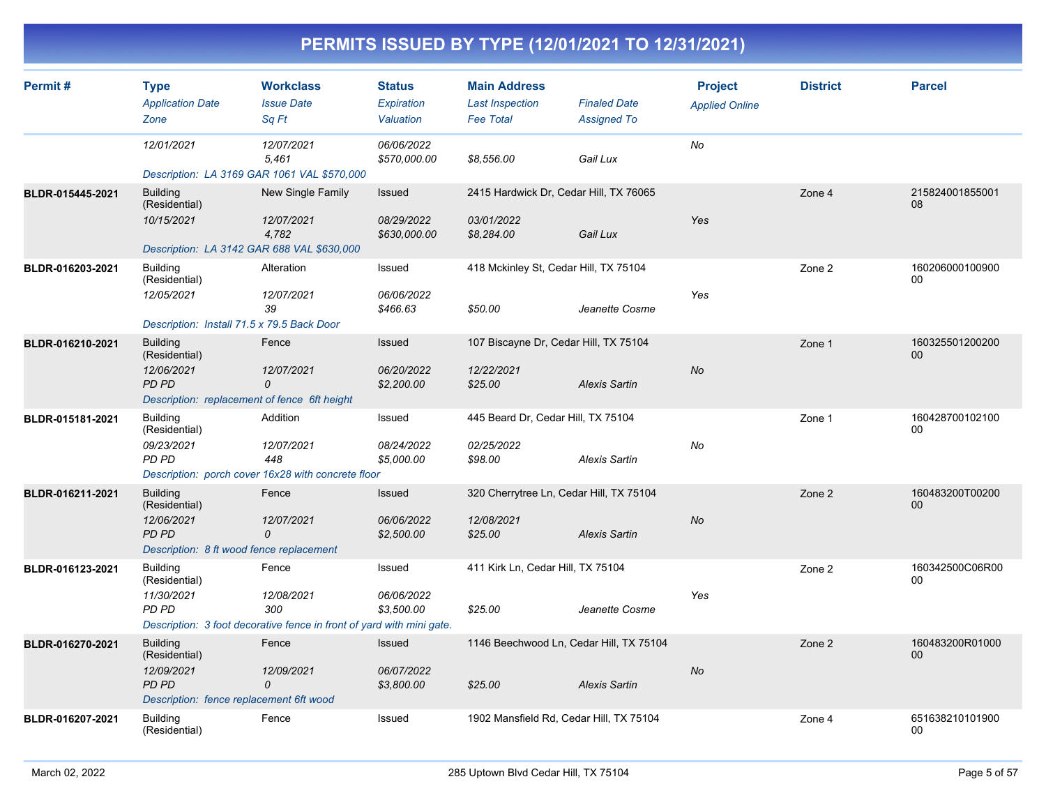# PERMITS ISSUED BY TYPE (12/01/2021 TO 12/31/2021)

| Permit # | Type / Application Date / Zone | Workclass / Issue Date / Sq Ft | Status / Expiration / Valuation | Main Address / Last Inspection / Fee Total | Finaled Date / Assigned To | Project / Applied Online | District | Parcel |
|---|---|---|---|---|---|---|---|---|
| | 12/01/2021 | 12/07/2021<br>5,461 | 06/06/2022<br>$570,000.00 | $8,556.00 | Gail Lux | No | | |
| | Description: LA 3169 GAR 1061 VAL $570,000 | | | | | | | |
| BLDR-015445-2021 | Building (Residential)<br>10/15/2021 | New Single Family<br>12/07/2021<br>4,782 | Issued<br>08/29/2022<br>$630,000.00 | 2415 Hardwick Dr, Cedar Hill, TX 76065<br>03/01/2022<br>$8,284.00 | Gail Lux | Yes | Zone 4 | 21582400185500108 |
| | Description: LA 3142 GAR 688 VAL $630,000 | | | | | | | |
| BLDR-016203-2021 | Building (Residential)<br>12/05/2021 | Alteration<br>12/07/2021<br>39 | Issued<br>06/06/2022<br>$466.63 | 418 Mckinley St, Cedar Hill, TX 75104<br><br>$50.00 | Jeanette Cosme | Yes | Zone 2 | 16020600010090000 |
| | Description: Install 71.5 x 79.5 Back Door | | | | | | | |
| BLDR-016210-2021 | Building (Residential)<br>12/06/2021<br>PD PD | Fence<br>12/07/2021<br>0 | Issued<br>06/20/2022<br>$2,200.00 | 107 Biscayne Dr, Cedar Hill, TX 75104<br>12/22/2021<br>$25.00 | Alexis Sartin | No | Zone 1 | 16032550120020000 |
| | Description: replacement of fence 6ft height | | | | | | | |
| BLDR-015181-2021 | Building (Residential)<br>09/23/2021<br>PD PD | Addition<br>12/07/2021<br>448 | Issued<br>08/24/2022<br>$5,000.00 | 445 Beard Dr, Cedar Hill, TX 75104<br>02/25/2022<br>$98.00 | Alexis Sartin | No | Zone 1 | 16042870010210000 |
| | Description: porch cover 16x28 with concrete floor | | | | | | | |
| BLDR-016211-2021 | Building (Residential)<br>12/06/2021<br>PD PD | Fence<br>12/07/2021<br>0 | Issued<br>06/06/2022<br>$2,500.00 | 320 Cherrytree Ln, Cedar Hill, TX 75104<br>12/08/2021<br>$25.00 | Alexis Sartin | No | Zone 2 | 160483200T0020000 |
| | Description: 8 ft wood fence replacement | | | | | | | |
| BLDR-016123-2021 | Building (Residential)<br>11/30/2021<br>PD PD | Fence<br>12/08/2021<br>300 | Issued<br>06/06/2022<br>$3,500.00 | 411 Kirk Ln, Cedar Hill, TX 75104<br><br>$25.00 | Jeanette Cosme | Yes | Zone 2 | 160342500C06R0000 |
| | Description: 3 foot decorative fence in front of yard with mini gate. | | | | | | | |
| BLDR-016270-2021 | Building (Residential)<br>12/09/2021<br>PD PD | Fence<br>12/09/2021<br>0 | Issued<br>06/07/2022<br>$3,800.00 | 1146 Beechwood Ln, Cedar Hill, TX 75104<br><br>$25.00 | Alexis Sartin | No | Zone 2 | 160483200R0100000 |
| | Description: fence replacement 6ft wood | | | | | | | |
| BLDR-016207-2021 | Building (Residential) | Fence | Issued | 1902 Mansfield Rd, Cedar Hill, TX 75104 | | | Zone 4 | 65163821010190000 |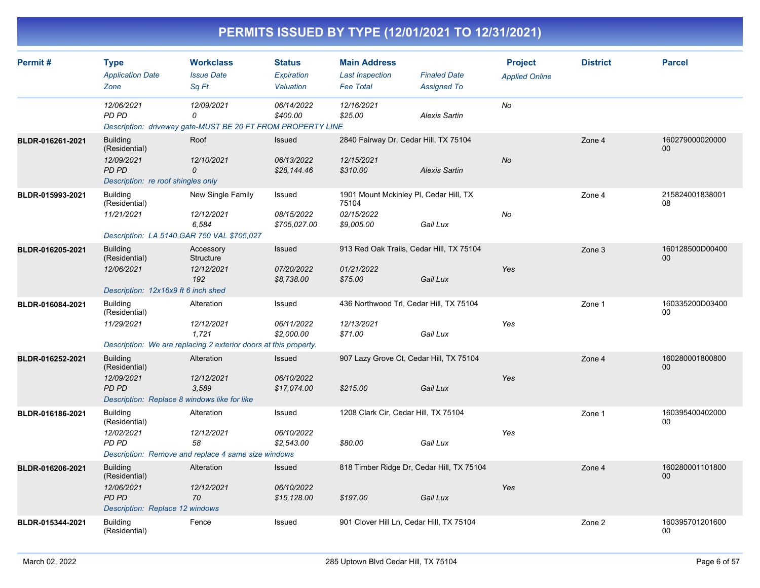# PERMITS ISSUED BY TYPE (12/01/2021 TO 12/31/2021)

| Permit # | Type / Application Date / Zone | Workclass / Issue Date / Sq Ft | Status / Expiration / Valuation | Main Address / Last Inspection / Fee Total | Finaled Date / Assigned To | Project / Applied Online | District | Parcel |
|---|---|---|---|---|---|---|---|---|
| | 12/06/2021<br>PD PD | 12/09/2021<br>0 | 06/14/2022<br>$400.00 | 12/16/2021<br>$25.00 | Alexis Sartin | No | | |
| | Description: driveway gate-MUST BE 20 FT FROM PROPERTY LINE | | | | | | | |
| BLDR-016261-2021 | Building (Residential)<br>12/09/2021<br>PD PD | Roof<br>12/10/2021<br>0 | Issued<br>06/13/2022<br>$28,144.46 | 2840 Fairway Dr, Cedar Hill, TX 75104<br>12/15/2021<br>$310.00 | Alexis Sartin | No | Zone 4 | 16027900002000000 |
| | Description: re roof shingles only | | | | | | | |
| BLDR-015993-2021 | Building (Residential)<br>11/21/2021 | New Single Family<br>12/12/2021<br>6,584 | Issued<br>08/15/2022<br>$705,027.00 | 1901 Mount Mckinley Pl, Cedar Hill, TX 75104<br>02/15/2022<br>$9,005.00 | Gail Lux | No | Zone 4 | 21582400183800108 |
| | Description: LA 5140 GAR 750 VAL $705,027 | | | | | | | |
| BLDR-016205-2021 | Building (Residential)<br>12/06/2021 | Accessory Structure<br>12/12/2021<br>192 | Issued<br>07/20/2022<br>$8,738.00 | 913 Red Oak Trails, Cedar Hill, TX 75104<br>01/21/2022<br>$75.00 | Gail Lux | Yes | Zone 3 | 160128500D0040000 |
| | Description: 12x16x9 ft 6 inch shed | | | | | | | |
| BLDR-016084-2021 | Building (Residential)<br>11/29/2021 | Alteration<br>12/12/2021<br>1,721 | Issued<br>06/11/2022<br>$2,000.00 | 436 Northwood Trl, Cedar Hill, TX 75104<br>12/13/2021<br>$71.00 | Gail Lux | Yes | Zone 1 | 160335200D0340000 |
| | Description: We are replacing 2 exterior doors at this property. | | | | | | | |
| BLDR-016252-2021 | Building (Residential)<br>12/09/2021<br>PD PD | Alteration<br>12/12/2021<br>3,589 | Issued<br>06/10/2022<br>$17,074.00 | 907 Lazy Grove Ct, Cedar Hill, TX 75104<br><br>$215.00 | Gail Lux | Yes | Zone 4 | 16028000180080000 |
| | Description: Replace 8 windows like for like | | | | | | | |
| BLDR-016186-2021 | Building (Residential)<br>12/02/2021<br>PD PD | Alteration<br>12/12/2021<br>58 | Issued<br>06/10/2022<br>$2,543.00 | 1208 Clark Cir, Cedar Hill, TX 75104<br><br>$80.00 | Gail Lux | Yes | Zone 1 | 16039540040200000 |
| | Description: Remove and replace 4 same size windows | | | | | | | |
| BLDR-016206-2021 | Building (Residential)<br>12/06/2021<br>PD PD | Alteration<br>12/12/2021<br>70 | Issued<br>06/10/2022<br>$15,128.00 | 818 Timber Ridge Dr, Cedar Hill, TX 75104<br><br>$197.00 | Gail Lux | Yes | Zone 4 | 16028000110180000 |
| | Description: Replace 12 windows | | | | | | | |
| BLDR-015344-2021 | Building (Residential) | Fence | Issued | 901 Clover Hill Ln, Cedar Hill, TX 75104 | | | Zone 2 | 16039570120160000 |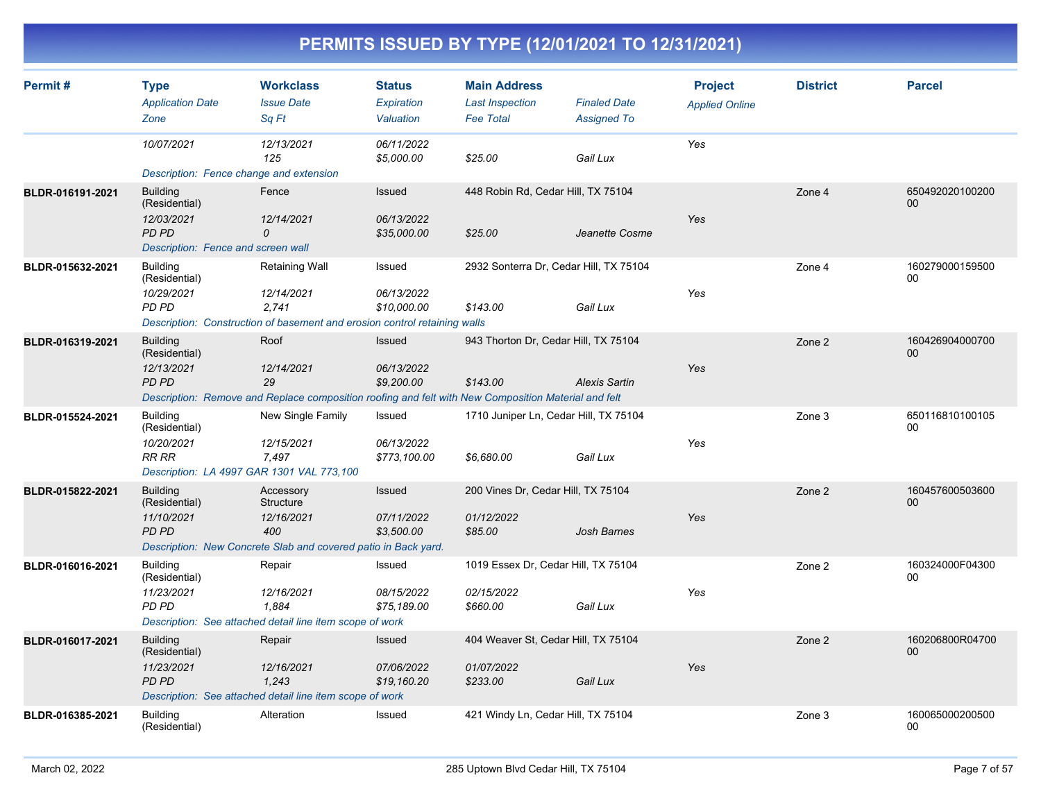# PERMITS ISSUED BY TYPE (12/01/2021 TO 12/31/2021)

| Permit # | Type / Application Date / Zone | Workclass / Issue Date / Sq Ft | Status / Expiration / Valuation | Main Address / Last Inspection / Fee Total | Finaled Date / Assigned To | Project / Applied Online | District | Parcel |
|---|---|---|---|---|---|---|---|---|
| | 10/07/2021 | 12/13/2021<br>125 | 06/11/2022<br>$5,000.00 | $25.00 | Gail Lux | Yes | | |
| | Description: Fence change and extension | | | | | | | |
| BLDR-016191-2021 | Building (Residential)<br>12/03/2021<br>PD PD | Fence<br>12/14/2021<br>0 | Issued<br>06/13/2022<br>$35,000.00 | 448 Robin Rd, Cedar Hill, TX 75104<br><br>$25.00 | Jeanette Cosme | Yes | Zone 4 | 65049202010020000 |
| | Description: Fence and screen wall | | | | | | | |
| BLDR-015632-2021 | Building (Residential)<br>10/29/2021<br>PD PD | Retaining Wall<br>12/14/2021<br>2,741 | Issued<br>06/13/2022<br>$10,000.00 | 2932 Sonterra Dr, Cedar Hill, TX 75104<br><br>$143.00 | Gail Lux | Yes | Zone 4 | 16027900015950000 |
| | Description: Construction of basement and erosion control retaining walls | | | | | | | |
| BLDR-016319-2021 | Building (Residential)<br>12/13/2021<br>PD PD | Roof<br>12/14/2021<br>29 | Issued<br>06/13/2022<br>$9,200.00 | 943 Thorton Dr, Cedar Hill, TX 75104<br><br>$143.00 | Alexis Sartin | Yes | Zone 2 | 16042690400070000 |
| | Description: Remove and Replace composition roofing and felt with New Composition Material and felt | | | | | | | |
| BLDR-015524-2021 | Building (Residential)<br>10/20/2021<br>RR RR | New Single Family<br>12/15/2021<br>7,497 | Issued<br>06/13/2022<br>$773,100.00 | 1710 Juniper Ln, Cedar Hill, TX 75104<br><br>$6,680.00 | Gail Lux | Yes | Zone 3 | 65011681010010500 |
| | Description: LA 4997 GAR 1301 VAL 773,100 | | | | | | | |
| BLDR-015822-2021 | Building (Residential)<br>11/10/2021<br>PD PD | Accessory Structure<br>12/16/2021<br>400 | Issued<br>07/11/2022<br>$3,500.00 | 200 Vines Dr, Cedar Hill, TX 75104<br>01/12/2022<br>$85.00 | Josh Barnes | Yes | Zone 2 | 16045760050360000 |
| | Description: New Concrete Slab and covered patio in Back yard. | | | | | | | |
| BLDR-016016-2021 | Building (Residential)<br>11/23/2021<br>PD PD | Repair<br>12/16/2021<br>1,884 | Issued<br>08/15/2022<br>$75,189.00 | 1019 Essex Dr, Cedar Hill, TX 75104<br>02/15/2022<br>$660.00 | Gail Lux | Yes | Zone 2 | 160324000F0430000 |
| | Description: See attached detail line item scope of work | | | | | | | |
| BLDR-016017-2021 | Building (Residential)<br>11/23/2021<br>PD PD | Repair<br>12/16/2021<br>1,243 | Issued<br>07/06/2022<br>$19,160.20 | 404 Weaver St, Cedar Hill, TX 75104<br>01/07/2022<br>$233.00 | Gail Lux | Yes | Zone 2 | 160206800R0470000 |
| | Description: See attached detail line item scope of work | | | | | | | |
| BLDR-016385-2021 | Building (Residential) | Alteration | Issued | 421 Windy Ln, Cedar Hill, TX 75104 | | | Zone 3 | 16006500020050000 |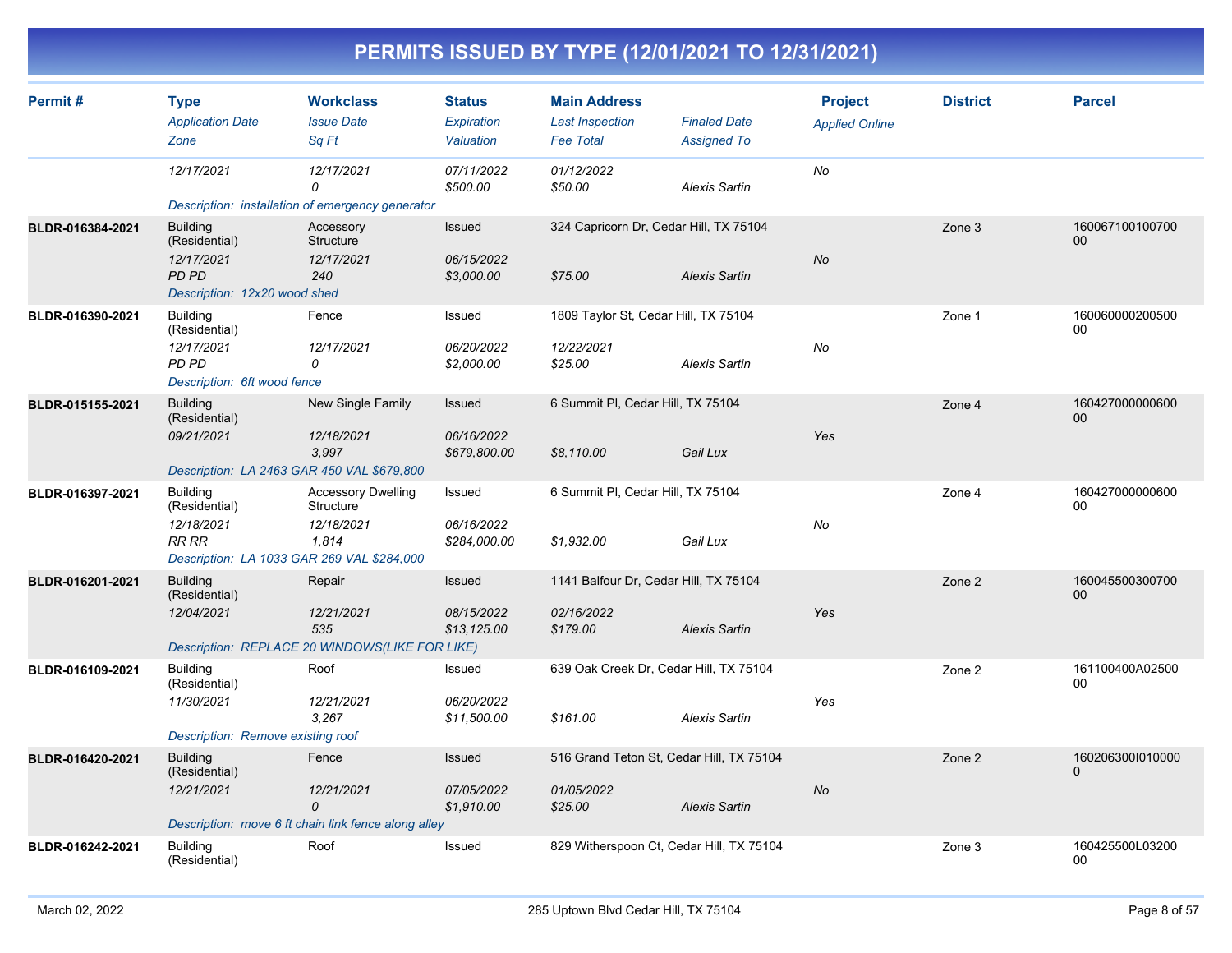# PERMITS ISSUED BY TYPE (12/01/2021 TO 12/31/2021)

| Permit # | Type / Application Date / Zone | Workclass / Issue Date / Sq Ft | Status / Expiration / Valuation | Main Address / Last Inspection / Fee Total | Finaled Date / Assigned To | Project / Applied Online | District | Parcel |
|---|---|---|---|---|---|---|---|---|
| | 12/17/2021 | 12/17/2021<br>0 | 07/11/2022<br>$500.00 | 01/12/2022<br>$50.00 | Alexis Sartin | No | | |
| | Description: installation of emergency generator | | | | | | | |
| BLDR-016384-2021 | Building (Residential)<br>12/17/2021<br>PD PD | Accessory Structure<br>12/17/2021<br>240 | Issued<br>06/15/2022<br>$3,000.00 | 324 Capricorn Dr, Cedar Hill, TX 75104<br><br>$75.00 | Alexis Sartin | No | Zone 3 | 16006710010070000 |
| | Description: 12x20 wood shed | | | | | | | |
| BLDR-016390-2021 | Building (Residential)<br>12/17/2021<br>PD PD | Fence<br>12/17/2021<br>0 | Issued<br>06/20/2022<br>$2,000.00 | 1809 Taylor St, Cedar Hill, TX 75104<br>12/22/2021<br>$25.00 | Alexis Sartin | No | Zone 1 | 16006000020050000 |
| | Description: 6ft wood fence | | | | | | | |
| BLDR-015155-2021 | Building (Residential)<br>09/21/2021 | New Single Family<br>12/18/2021<br>3,997 | Issued<br>06/16/2022<br>$679,800.00 | 6 Summit Pl, Cedar Hill, TX 75104<br><br>$8,110.00 | Gail Lux | Yes | Zone 4 | 16042700000060000 |
| | Description: LA 2463 GAR 450 VAL $679,800 | | | | | | | |
| BLDR-016397-2021 | Building (Residential)<br>12/18/2021<br>RR RR | Accessory Dwelling Structure<br>12/18/2021<br>1,814 | Issued<br>06/16/2022<br>$284,000.00 | 6 Summit Pl, Cedar Hill, TX 75104<br><br>$1,932.00 | Gail Lux | No | Zone 4 | 16042700000060000 |
| | Description: LA 1033 GAR 269 VAL $284,000 | | | | | | | |
| BLDR-016201-2021 | Building (Residential)<br>12/04/2021 | Repair<br>12/21/2021<br>535 | Issued<br>08/15/2022<br>$13,125.00 | 1141 Balfour Dr, Cedar Hill, TX 75104<br>02/16/2022<br>$179.00 | Alexis Sartin | Yes | Zone 2 | 16004550030070000 |
| | Description: REPLACE 20 WINDOWS(LIKE FOR LIKE) | | | | | | | |
| BLDR-016109-2021 | Building (Residential)<br>11/30/2021 | Roof<br>12/21/2021<br>3,267 | Issued<br>06/20/2022<br>$11,500.00 | 639 Oak Creek Dr, Cedar Hill, TX 75104<br><br>$161.00 | Alexis Sartin | Yes | Zone 2 | 161100400A02500 00 |
| | Description: Remove existing roof | | | | | | | |
| BLDR-016420-2021 | Building (Residential)<br>12/21/2021 | Fence<br>12/21/2021<br>0 | Issued<br>07/05/2022<br>$1,910.00 | 516 Grand Teton St, Cedar Hill, TX 75104<br>01/05/2022<br>$25.00 | Alexis Sartin | No | Zone 2 | 160206300I0100000 |
| | Description: move 6 ft chain link fence along alley | | | | | | | |
| BLDR-016242-2021 | Building (Residential) | Roof | Issued | 829 Witherspoon Ct, Cedar Hill, TX 75104 | | | Zone 3 | 160425500L03200 00 |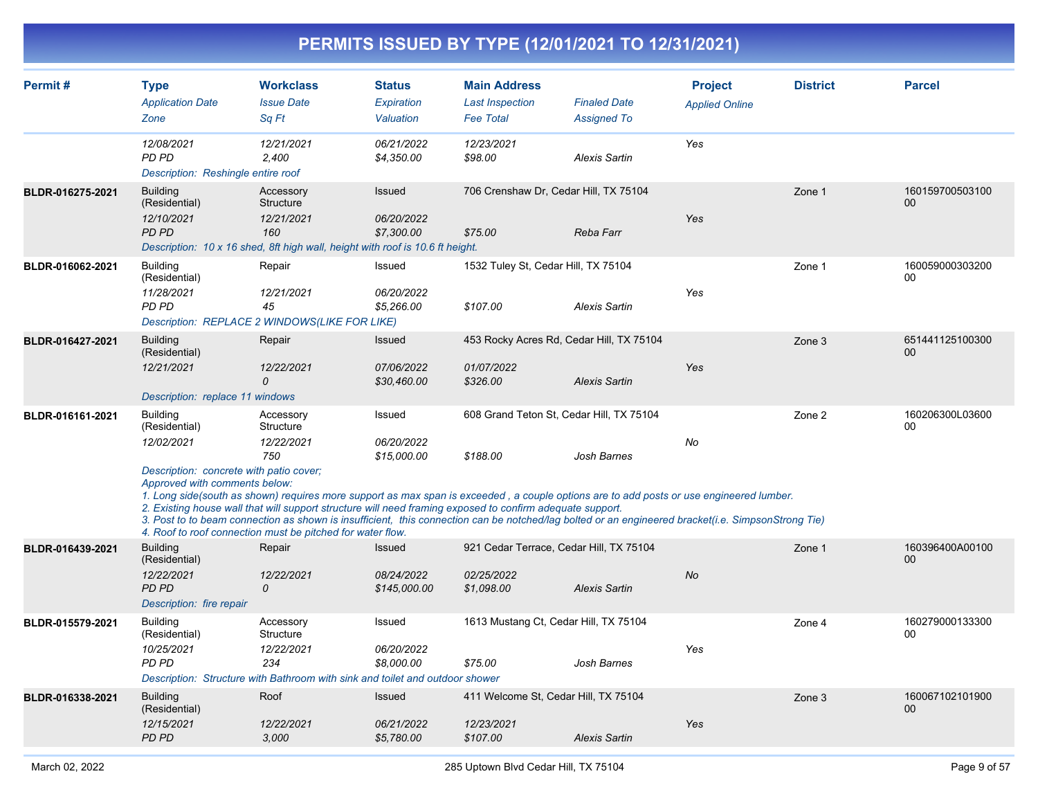# PERMITS ISSUED BY TYPE (12/01/2021 TO 12/31/2021)

| Permit # | Type / Application Date / Zone | Workclass / Issue Date / Sq Ft | Status / Expiration / Valuation | Main Address / Last Inspection / Fee Total | Finaled Date / Assigned To | Project / Applied Online | District | Parcel |
|---|---|---|---|---|---|---|---|---|
| | 12/08/2021<br>PD PD | 12/21/2021<br>2,400 | 06/21/2022<br>$4,350.00 | 12/23/2021<br>$98.00 | Alexis Sartin | Yes | | |
| | Description: Reshingle entire roof | | | | | | | |
| BLDR-016275-2021 | Building (Residential)<br>12/10/2021<br>PD PD | Accessory Structure<br>12/21/2021<br>160 | Issued<br>06/20/2022<br>$7,300.00 | 706 Crenshaw Dr, Cedar Hill, TX 75104<br><br>$75.00 | Reba Farr | Yes | Zone 1 | 16015970050310000 |
| | Description: 10 x 16 shed, 8ft high wall, height with roof is 10.6 ft height. | | | | | | | |
| BLDR-016062-2021 | Building (Residential)<br>11/28/2021<br>PD PD | Repair<br>12/21/2021<br>45 | Issued<br>06/20/2022<br>$5,266.00 | 1532 Tuley St, Cedar Hill, TX 75104<br><br>$107.00 | Alexis Sartin | Yes | Zone 1 | 16005900030320000 |
| | Description: REPLACE 2 WINDOWS(LIKE FOR LIKE) | | | | | | | |
| BLDR-016427-2021 | Building (Residential)<br>12/21/2021 | Repair<br>12/22/2021<br>0 | Issued<br>07/06/2022<br>$30,460.00 | 453 Rocky Acres Rd, Cedar Hill, TX 75104<br>01/07/2022<br>$326.00 | Alexis Sartin | Yes | Zone 3 | 65144112510030000 |
| | Description: replace 11 windows | | | | | | | |
| BLDR-016161-2021 | Building (Residential)<br>12/02/2021 | Accessory Structure<br>12/22/2021<br>750 | Issued<br>06/20/2022<br>$15,000.00 | 608 Grand Teton St, Cedar Hill, TX 75104<br><br>$188.00 | Josh Barnes | No | Zone 2 | 160206300L0360000 |
| | Description: concrete with patio cover;<br>Approved with comments below:<br>1. Long side(south as shown) requires more support as max span is exceeded , a couple options are to add posts or use engineered lumber.<br>2. Existing house wall that will support structure will need framing exposed to confirm adequate support.<br>3. Post to to beam connection as shown is insufficient, this connection can be notched/lag bolted or an engineered bracket(i.e. SimpsonStrong Tie)<br>4. Roof to roof connection must be pitched for water flow. | | | | | | | |
| BLDR-016439-2021 | Building (Residential)<br>12/22/2021<br>PD PD | Repair<br>12/22/2021<br>0 | Issued<br>08/24/2022<br>$145,000.00 | 921 Cedar Terrace, Cedar Hill, TX 75104<br>02/25/2022<br>$1,098.00 | Alexis Sartin | No | Zone 1 | 160396400A0010000 |
| | Description: fire repair | | | | | | | |
| BLDR-015579-2021 | Building (Residential)<br>10/25/2021<br>PD PD | Accessory Structure<br>12/22/2021<br>234 | Issued<br>06/20/2022<br>$8,000.00 | 1613 Mustang Ct, Cedar Hill, TX 75104<br><br>$75.00 | Josh Barnes | Yes | Zone 4 | 16027900013330000 |
| | Description: Structure with Bathroom with sink and toilet and outdoor shower | | | | | | | |
| BLDR-016338-2021 | Building (Residential)<br>12/15/2021<br>PD PD | Roof<br>12/22/2021<br>3,000 | Issued<br>06/21/2022<br>$5,780.00 | 411 Welcome St, Cedar Hill, TX 75104<br>12/23/2021<br>$107.00 | Alexis Sartin | Yes | Zone 3 | 16006710210190000 |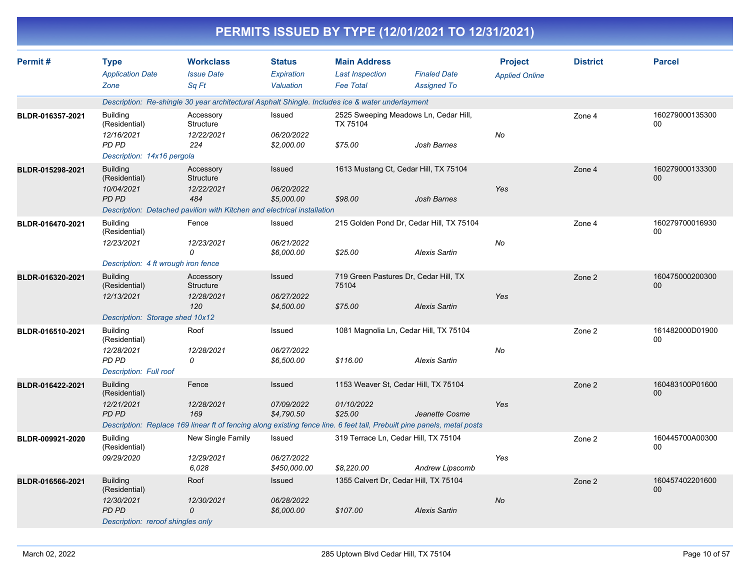# PERMITS ISSUED BY TYPE (12/01/2021 TO 12/31/2021)

| Permit # | Type / Application Date / Zone | Workclass / Issue Date / Sq Ft | Status / Expiration / Valuation | Main Address / Last Inspection / Fee Total | Finaled Date / Assigned To | Project / Applied Online | District | Parcel |
|---|---|---|---|---|---|---|---|---|
| | Description: Re-shingle 30 year architectural Asphalt Shingle. Includes ice & water underlayment | | | | | | | |
| BLDR-016357-2021 | Building (Residential) / 12/16/2021 / PD PD | Accessory Structure / 12/22/2021 / 224 | Issued / 06/20/2022 / $2,000.00 | 2525 Sweeping Meadows Ln, Cedar Hill, TX 75104 / / $75.00 | / Josh Barnes | / No | Zone 4 | 16027900013530000 |
| | Description: 14x16 pergola | | | | | | | |
| BLDR-015298-2021 | Building (Residential) / 10/04/2021 / PD PD | Accessory Structure / 12/22/2021 / 484 | Issued / 06/20/2022 / $5,000.00 | 1613 Mustang Ct, Cedar Hill, TX 75104 / / $98.00 | / Josh Barnes | / Yes | Zone 4 | 16027900013330000 |
| | Description: Detached pavilion with Kitchen and electrical installation | | | | | | | |
| BLDR-016470-2021 | Building (Residential) / 12/23/2021 | Fence / 12/23/2021 / 0 | Issued / 06/21/2022 / $6,000.00 | 215 Golden Pond Dr, Cedar Hill, TX 75104 / / $25.00 | / Alexis Sartin | / No | Zone 4 | 16027970001693000 |
| | Description: 4 ft wrough iron fence | | | | | | | |
| BLDR-016320-2021 | Building (Residential) / 12/13/2021 | Accessory Structure / 12/28/2021 / 120 | Issued / 06/27/2022 / $4,500.00 | 719 Green Pastures Dr, Cedar Hill, TX 75104 / / $75.00 | / Alexis Sartin | / Yes | Zone 2 | 16047500020030000 |
| | Description: Storage shed 10x12 | | | | | | | |
| BLDR-016510-2021 | Building (Residential) / 12/28/2021 / PD PD | Roof / 12/28/2021 / 0 | Issued / 06/27/2022 / $6,500.00 | 1081 Magnolia Ln, Cedar Hill, TX 75104 / / $116.00 | / Alexis Sartin | / No | Zone 2 | 161482000D0190000 |
| | Description: Full roof | | | | | | | |
| BLDR-016422-2021 | Building (Residential) / 12/21/2021 / PD PD | Fence / 12/28/2021 / 169 | Issued / 07/09/2022 / $4,790.50 | 1153 Weaver St, Cedar Hill, TX 75104 / 01/10/2022 / $25.00 | / Jeanette Cosme | / Yes | Zone 2 | 160483100P0160000 |
| | Description: Replace 169 linear ft of fencing along existing fence line. 6 feet tall, Prebuilt pine panels, metal posts | | | | | | | |
| BLDR-009921-2020 | Building (Residential) / 09/29/2020 | New Single Family / 12/29/2021 / 6,028 | Issued / 06/27/2022 / $450,000.00 | 319 Terrace Ln, Cedar Hill, TX 75104 / / $8,220.00 | / Andrew Lipscomb | / Yes | Zone 2 | 160445700A0030000 |
| BLDR-016566-2021 | Building (Residential) / 12/30/2021 / PD PD | Roof / 12/30/2021 / 0 | Issued / 06/28/2022 / $6,000.00 | 1355 Calvert Dr, Cedar Hill, TX 75104 / / $107.00 | / Alexis Sartin | / No | Zone 2 | 16045740220160000 |
| | Description: reroof shingles only | | | | | | | |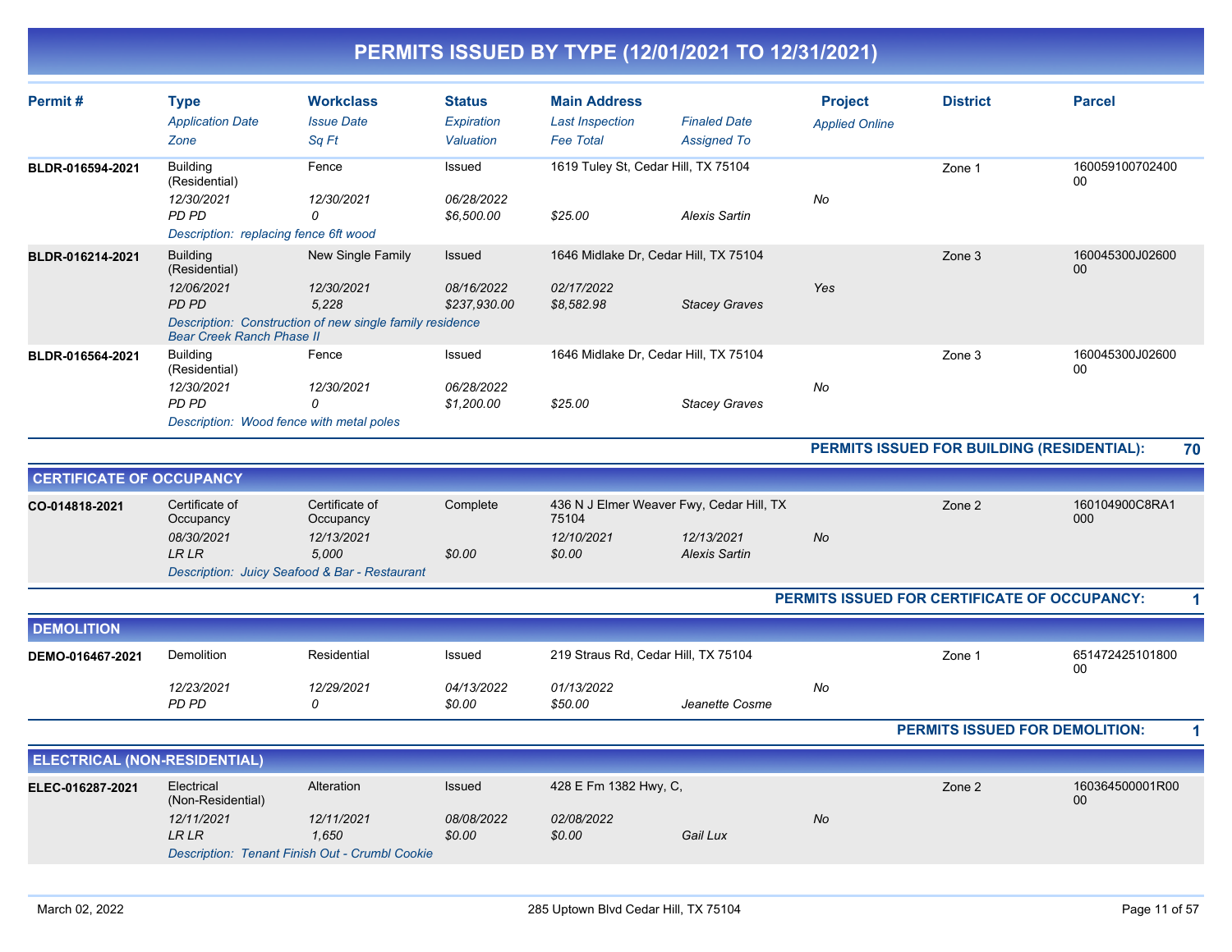# PERMITS ISSUED BY TYPE (12/01/2021 TO 12/31/2021)

| Permit # | Type / Application Date / Zone | Workclass / Issue Date / Sq Ft | Status / Expiration / Valuation | Main Address / Last Inspection / Fee Total | Finaled Date / Assigned To | Project / Applied Online | District | Parcel |
|---|---|---|---|---|---|---|---|---|
| BLDR-016594-2021 | Building (Residential) | Fence | Issued | 1619 Tuley St, Cedar Hill, TX 75104 | | | Zone 1 | 16005910070240000 |
| | *12/30/2021* | *12/30/2021* | *06/28/2022* | | | *No* | | |
| | *PD PD* | *0* | *$6,500.00* | *$25.00* | *Alexis Sartin* | | | |
| | *Description: replacing fence 6ft wood* | | | | | | | |
| BLDR-016214-2021 | Building (Residential) | New Single Family | Issued | 1646 Midlake Dr, Cedar Hill, TX 75104 | | | Zone 3 | 160045300J0260000 |
| | *12/06/2021* | *12/30/2021* | *08/16/2022* | *02/17/2022* | | *Yes* | | |
| | *PD PD* | *5,228* | *$237,930.00* | *$8,582.98* | *Stacey Graves* | | | |
| | *Description: Construction of new single family residence Bear Creek Ranch Phase II* | | | | | | | |
| BLDR-016564-2021 | Building (Residential) | Fence | Issued | 1646 Midlake Dr, Cedar Hill, TX 75104 | | | Zone 3 | 160045300J0260000 |
| | *12/30/2021* | *12/30/2021* | *06/28/2022* | | | *No* | | |
| | *PD PD* | *0* | *$1,200.00* | *$25.00* | *Stacey Graves* | | | |
| | *Description: Wood fence with metal poles* | | | | | | | |

**PERMITS ISSUED FOR BUILDING (RESIDENTIAL): 70**

## CERTIFICATE OF OCCUPANCY

| Permit # | Type / Application Date / Zone | Workclass / Issue Date / Sq Ft | Status / Expiration / Valuation | Main Address / Last Inspection / Fee Total | Finaled Date / Assigned To | Project / Applied Online | District | Parcel |
|---|---|---|---|---|---|---|---|---|
| CO-014818-2021 | Certificate of Occupancy | Certificate of Occupancy | Complete | 436 N J Elmer Weaver Fwy, Cedar Hill, TX 75104 | | | Zone 2 | 160104900C8RA1000 |
| | *08/30/2021* | *12/13/2021* | | *12/10/2021* | *12/13/2021* | *No* | | |
| | *LR LR* | *5,000* | *$0.00* | *$0.00* | *Alexis Sartin* | | | |
| | *Description: Juicy Seafood & Bar - Restaurant* | | | | | | | |

**PERMITS ISSUED FOR CERTIFICATE OF OCCUPANCY: 1**

## DEMOLITION

| Permit # | Type / Application Date / Zone | Workclass / Issue Date / Sq Ft | Status / Expiration / Valuation | Main Address / Last Inspection / Fee Total | Finaled Date / Assigned To | Project / Applied Online | District | Parcel |
|---|---|---|---|---|---|---|---|---|
| DEMO-016467-2021 | Demolition | Residential | Issued | 219 Straus Rd, Cedar Hill, TX 75104 | | | Zone 1 | 65147242510180000 |
| | *12/23/2021* | *12/29/2021* | *04/13/2022* | *01/13/2022* | | *No* | | |
| | *PD PD* | *0* | *$0.00* | *$50.00* | *Jeanette Cosme* | | | |

**PERMITS ISSUED FOR DEMOLITION: 1**

## ELECTRICAL (NON-RESIDENTIAL)

| Permit # | Type / Application Date / Zone | Workclass / Issue Date / Sq Ft | Status / Expiration / Valuation | Main Address / Last Inspection / Fee Total | Finaled Date / Assigned To | Project / Applied Online | District | Parcel |
|---|---|---|---|---|---|---|---|---|
| ELEC-016287-2021 | Electrical (Non-Residential) | Alteration | Issued | 428 E Fm 1382 Hwy, C, | | | Zone 2 | 160364500001R0000 |
| | *12/11/2021* | *12/11/2021* | *08/08/2022* | *02/08/2022* | | *No* | | |
| | *LR LR* | *1,650* | *$0.00* | *$0.00* | *Gail Lux* | | | |
| | *Description: Tenant Finish Out - Crumbl Cookie* | | | | | | | |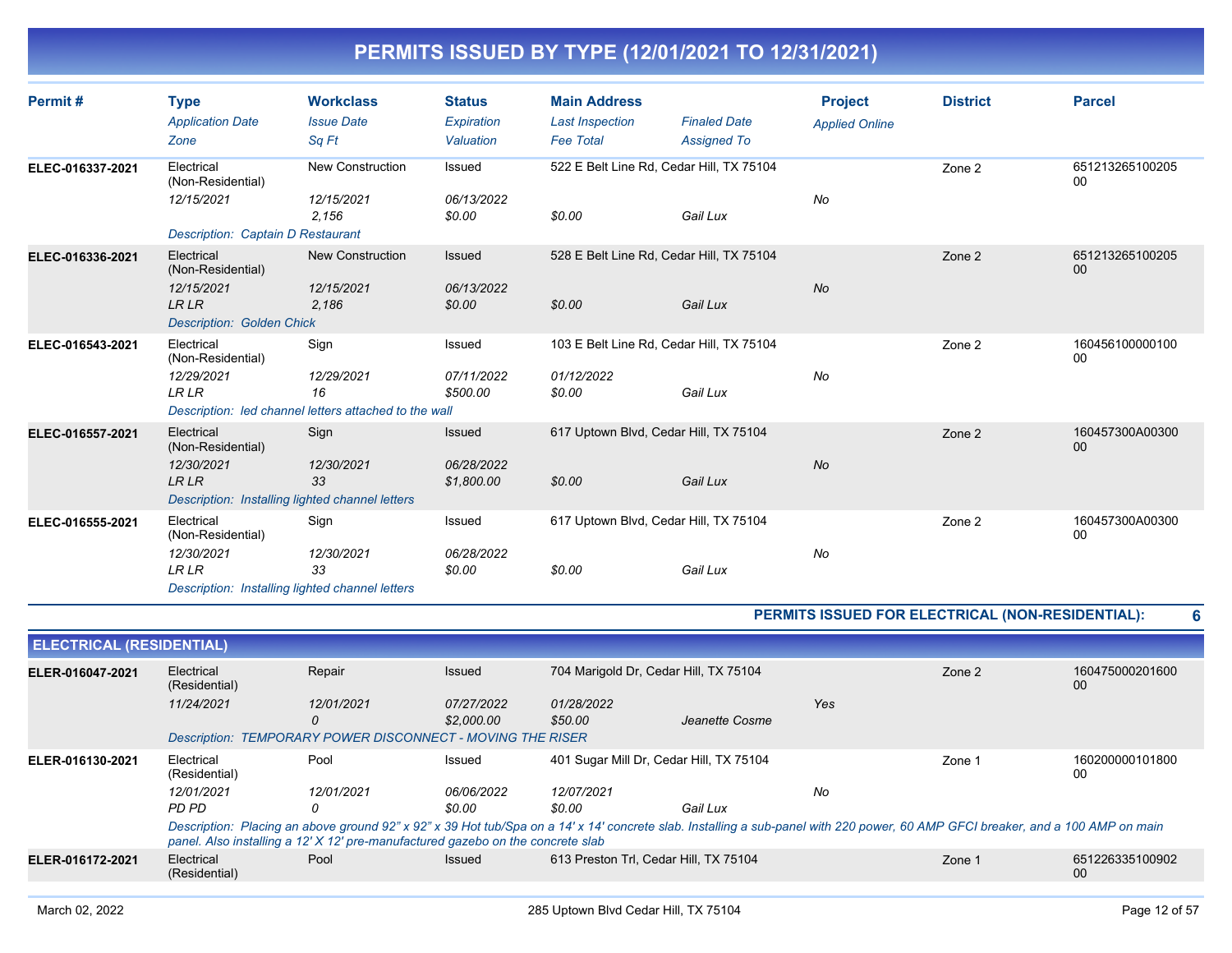# PERMITS ISSUED BY TYPE (12/01/2021 TO 12/31/2021)

| Permit # | Type | Workclass | Status | Main Address | | Project | District | Parcel |
|---|---|---|---|---|---|---|---|---|
| | *Application Date* | *Issue Date* | *Expiration* | *Last Inspection* | *Finaled Date* | *Applied Online* | | |
| | *Zone* | *Sq Ft* | *Valuation* | *Fee Total* | *Assigned To* | | | |
| **ELEC-016337-2021** | Electrical (Non-Residential) | New Construction | Issued | 522 E Belt Line Rd, Cedar Hill, TX 75104 | | | Zone 2 | 65121326510020500 |
| | *12/15/2021* | *12/15/2021* | *06/13/2022* | | | *No* | | |
| | | *2,156* | *$0.00* | *$0.00* | *Gail Lux* | | | |
| | *Description: Captain D Restaurant* | | | | | | | |
| **ELEC-016336-2021** | Electrical (Non-Residential) | New Construction | Issued | 528 E Belt Line Rd, Cedar Hill, TX 75104 | | | Zone 2 | 65121326510020500 |
| | *12/15/2021* | *12/15/2021* | *06/13/2022* | | | *No* | | |
| | *LR LR* | *2,186* | *$0.00* | *$0.00* | *Gail Lux* | | | |
| | *Description: Golden Chick* | | | | | | | |
| **ELEC-016543-2021** | Electrical (Non-Residential) | Sign | Issued | 103 E Belt Line Rd, Cedar Hill, TX 75104 | | | Zone 2 | 16045610000010000 |
| | *12/29/2021* | *12/29/2021* | *07/11/2022* | *01/12/2022* | | *No* | | |
| | *LR LR* | *16* | *$500.00* | *$0.00* | *Gail Lux* | | | |
| | *Description: led channel letters attached to the wall* | | | | | | | |
| **ELEC-016557-2021** | Electrical (Non-Residential) | Sign | Issued | 617 Uptown Blvd, Cedar Hill, TX 75104 | | | Zone 2 | 160457300A0030000 |
| | *12/30/2021* | *12/30/2021* | *06/28/2022* | | | *No* | | |
| | *LR LR* | *33* | *$1,800.00* | *$0.00* | *Gail Lux* | | | |
| | *Description: Installing lighted channel letters* | | | | | | | |
| **ELEC-016555-2021** | Electrical (Non-Residential) | Sign | Issued | 617 Uptown Blvd, Cedar Hill, TX 75104 | | | Zone 2 | 160457300A0030000 |
| | *12/30/2021* | *12/30/2021* | *06/28/2022* | | | *No* | | |
| | *LR LR* | *33* | *$0.00* | *$0.00* | *Gail Lux* | | | |
| | *Description: Installing lighted channel letters* | | | | | | | |

**PERMITS ISSUED FOR ELECTRICAL (NON-RESIDENTIAL): 6**

## ELECTRICAL (RESIDENTIAL)

| Permit # | Type | Workclass | Status | Main Address | | Project | District | Parcel |
|---|---|---|---|---|---|---|---|---|
| **ELER-016047-2021** | Electrical (Residential) | Repair | Issued | 704 Marigold Dr, Cedar Hill, TX 75104 | | | Zone 2 | 16047500020160000 |
| | *11/24/2021* | *12/01/2021* | *07/27/2022* | *01/28/2022* | | *Yes* | | |
| | | *0* | *$2,000.00* | *$50.00* | *Jeanette Cosme* | | | |
| | *Description: TEMPORARY POWER DISCONNECT - MOVING THE RISER* | | | | | | | |
| **ELER-016130-2021** | Electrical (Residential) | Pool | Issued | 401 Sugar Mill Dr, Cedar Hill, TX 75104 | | | Zone 1 | 16020000010180000 |
| | *12/01/2021* | *12/01/2021* | *06/06/2022* | *12/07/2021* | | *No* | | |
| | *PD PD* | *0* | *$0.00* | *$0.00* | *Gail Lux* | | | |
| | *Description: Placing an above ground 92" x 92" x 39 Hot tub/Spa on a 14' x 14' concrete slab. Installing a sub-panel with 220 power, 60 AMP GFCI breaker, and a 100 AMP on main panel. Also installing a 12' X 12' pre-manufactured gazebo on the concrete slab* | | | | | | | |
| **ELER-016172-2021** | Electrical (Residential) | Pool | Issued | 613 Preston Trl, Cedar Hill, TX 75104 | | | Zone 1 | 65122633510090200 |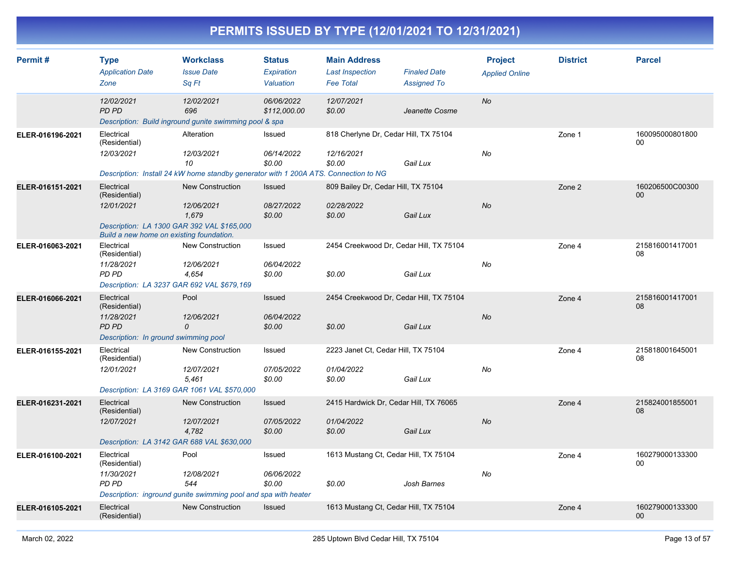# PERMITS ISSUED BY TYPE (12/01/2021 TO 12/31/2021)

| Permit # | Type / Application Date / Zone | Workclass / Issue Date / Sq Ft | Status / Expiration / Valuation | Main Address / Last Inspection / Fee Total | Finaled Date / Assigned To | Project / Applied Online | District | Parcel |
|---|---|---|---|---|---|---|---|---|
| | 12/02/2021<br>PD PD | 12/02/2021<br>696 | 06/06/2022<br>$112,000.00 | 12/07/2021<br>$0.00 | Jeanette Cosme | No | | |
| | Description: Build inground gunite swimming pool & spa | | | | | | | |
| ELER-016196-2021 | Electrical (Residential)<br>12/03/2021 | Alteration<br>12/03/2021<br>10 | Issued<br>06/14/2022<br>$0.00 | 818 Cherlyne Dr, Cedar Hill, TX 75104<br>12/16/2021<br>$0.00 | Gail Lux | No | Zone 1 | 16009500080180000 |
| | Description: Install 24 kW home standby generator with 1 200A ATS. Connection to NG | | | | | | | |
| ELER-016151-2021 | Electrical (Residential)<br>12/01/2021 | New Construction<br>12/06/2021<br>1,679 | Issued<br>08/27/2022<br>$0.00 | 809 Bailey Dr, Cedar Hill, TX 75104<br>02/28/2022<br>$0.00 | Gail Lux | No | Zone 2 | 160206500C0030000 |
| | Description: LA 1300 GAR 392 VAL $165,000<br>Build a new home on existing foundation. | | | | | | | |
| ELER-016063-2021 | Electrical (Residential)<br>11/28/2021<br>PD PD | New Construction<br>12/06/2021<br>4,654 | Issued<br>06/04/2022<br>$0.00 | 2454 Creekwood Dr, Cedar Hill, TX 75104<br><br>$0.00 | Gail Lux | No | Zone 4 | 21581600141700108 |
| | Description: LA 3237 GAR 692 VAL $679,169 | | | | | | | |
| ELER-016066-2021 | Electrical (Residential)<br>11/28/2021<br>PD PD | Pool<br>12/06/2021<br>0 | Issued<br>06/04/2022<br>$0.00 | 2454 Creekwood Dr, Cedar Hill, TX 75104<br><br>$0.00 | Gail Lux | No | Zone 4 | 21581600141700108 |
| | Description: In ground swimming pool | | | | | | | |
| ELER-016155-2021 | Electrical (Residential)<br>12/01/2021 | New Construction<br>12/07/2021<br>5,461 | Issued<br>07/05/2022<br>$0.00 | 2223 Janet Ct, Cedar Hill, TX 75104<br>01/04/2022<br>$0.00 | Gail Lux | No | Zone 4 | 21581800164500108 |
| | Description: LA 3169 GAR 1061 VAL $570,000 | | | | | | | |
| ELER-016231-2021 | Electrical (Residential)<br>12/07/2021 | New Construction<br>12/07/2021<br>4,782 | Issued<br>07/05/2022<br>$0.00 | 2415 Hardwick Dr, Cedar Hill, TX 76065<br>01/04/2022<br>$0.00 | Gail Lux | No | Zone 4 | 21582400185500108 |
| | Description: LA 3142 GAR 688 VAL $630,000 | | | | | | | |
| ELER-016100-2021 | Electrical (Residential)<br>11/30/2021<br>PD PD | Pool<br>12/08/2021<br>544 | Issued<br>06/06/2022<br>$0.00 | 1613 Mustang Ct, Cedar Hill, TX 75104<br><br>$0.00 | Josh Barnes | No | Zone 4 | 16027900013330000 |
| | Description: inground gunite swimming pool and spa with heater | | | | | | | |
| ELER-016105-2021 | Electrical (Residential) | New Construction | Issued | 1613 Mustang Ct, Cedar Hill, TX 75104 | | | Zone 4 | 16027900013330000 |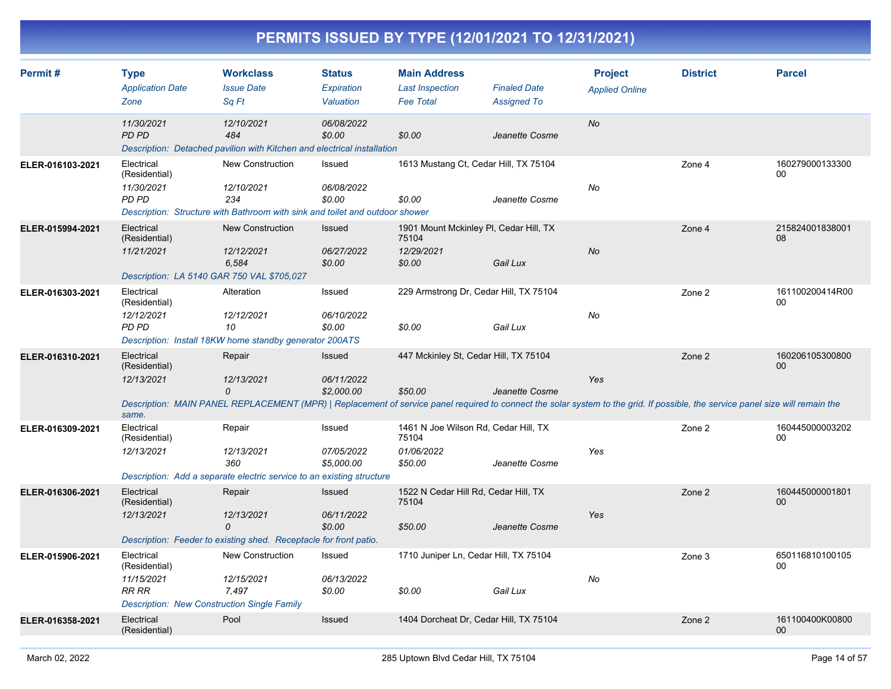# PERMITS ISSUED BY TYPE (12/01/2021 TO 12/31/2021)

| Permit # | Type<br>*Application Date*<br>*Zone* | Workclass<br>*Issue Date*<br>*Sq Ft* | Status<br>*Expiration*<br>*Valuation* | Main Address<br>*Last Inspection*<br>*Fee Total* | *Finaled Date*<br>*Assigned To* | Project<br>*Applied Online* | District | Parcel |
|---|---|---|---|---|---|---|---|---|
| | *11/30/2021*<br>*PD PD* | *12/10/2021*<br>*484* | *06/08/2022*<br>*$0.00* | <br>*$0.00* | <br>*Jeanette Cosme* | *No* | | |
| | *Description: Detached pavilion with Kitchen and electrical installation* | | | | | | | |
| **ELER-016103-2021** | Electrical (Residential)<br>*11/30/2021*<br>*PD PD* | New Construction<br>*12/10/2021*<br>*234* | Issued<br>*06/08/2022*<br>*$0.00* | 1613 Mustang Ct, Cedar Hill, TX 75104<br><br>*$0.00* | <br><br>*Jeanette Cosme* | <br>*No* | Zone 4 | 16027900013330000 |
| | *Description: Structure with Bathroom with sink and toilet and outdoor shower* | | | | | | | |
| **ELER-015994-2021** | Electrical (Residential)<br>*11/21/2021* | New Construction<br>*12/12/2021*<br>*6,584* | Issued<br>*06/27/2022*<br>*$0.00* | 1901 Mount Mckinley Pl, Cedar Hill, TX 75104<br>*12/29/2021*<br>*$0.00* | <br><br>*Gail Lux* | <br>*No* | Zone 4 | 21582400183800108 |
| | *Description: LA 5140 GAR 750 VAL $705,027* | | | | | | | |
| **ELER-016303-2021** | Electrical (Residential)<br>*12/12/2021*<br>*PD PD* | Alteration<br>*12/12/2021*<br>*10* | Issued<br>*06/10/2022*<br>*$0.00* | 229 Armstrong Dr, Cedar Hill, TX 75104<br><br>*$0.00* | <br><br>*Gail Lux* | <br>*No* | Zone 2 | 161100200414R0000 |
| | *Description: Install 18KW home standby generator 200ATS* | | | | | | | |
| **ELER-016310-2021** | Electrical (Residential)<br>*12/13/2021* | Repair<br>*12/13/2021*<br>*0* | Issued<br>*06/11/2022*<br>*$2,000.00* | 447 Mckinley St, Cedar Hill, TX 75104<br><br>*$50.00* | <br><br>*Jeanette Cosme* | <br>*Yes* | Zone 2 | 16020610530080000 |
| | *Description: MAIN PANEL REPLACEMENT (MPR) \| Replacement of service panel required to connect the solar system to the grid. If possible, the service panel size will remain the same.* | | | | | | | |
| **ELER-016309-2021** | Electrical (Residential)<br>*12/13/2021* | Repair<br>*12/13/2021*<br>*360* | Issued<br>*07/05/2022*<br>*$5,000.00* | 1461 N Joe Wilson Rd, Cedar Hill, TX 75104<br>*01/06/2022*<br>*$50.00* | <br><br>*Jeanette Cosme* | <br>*Yes* | Zone 2 | 16044500000320200 |
| | *Description: Add a separate electric service to an existing structure* | | | | | | | |
| **ELER-016306-2021** | Electrical (Residential)<br>*12/13/2021* | Repair<br>*12/13/2021*<br>*0* | Issued<br>*06/11/2022*<br>*$0.00* | 1522 N Cedar Hill Rd, Cedar Hill, TX 75104<br><br>*$50.00* | <br><br>*Jeanette Cosme* | <br>*Yes* | Zone 2 | 16044500000180100 |
| | *Description: Feeder to existing shed. Receptacle for front patio.* | | | | | | | |
| **ELER-015906-2021** | Electrical (Residential)<br>*11/15/2021*<br>*RR RR* | New Construction<br>*12/15/2021*<br>*7,497* | Issued<br>*06/13/2022*<br>*$0.00* | 1710 Juniper Ln, Cedar Hill, TX 75104<br><br>*$0.00* | <br><br>*Gail Lux* | <br>*No* | Zone 3 | 65011681010010500 |
| | *Description: New Construction Single Family* | | | | | | | |
| **ELER-016358-2021** | Electrical (Residential) | Pool | Issued | 1404 Dorcheat Dr, Cedar Hill, TX 75104 | | | Zone 2 | 161100400K0080000 |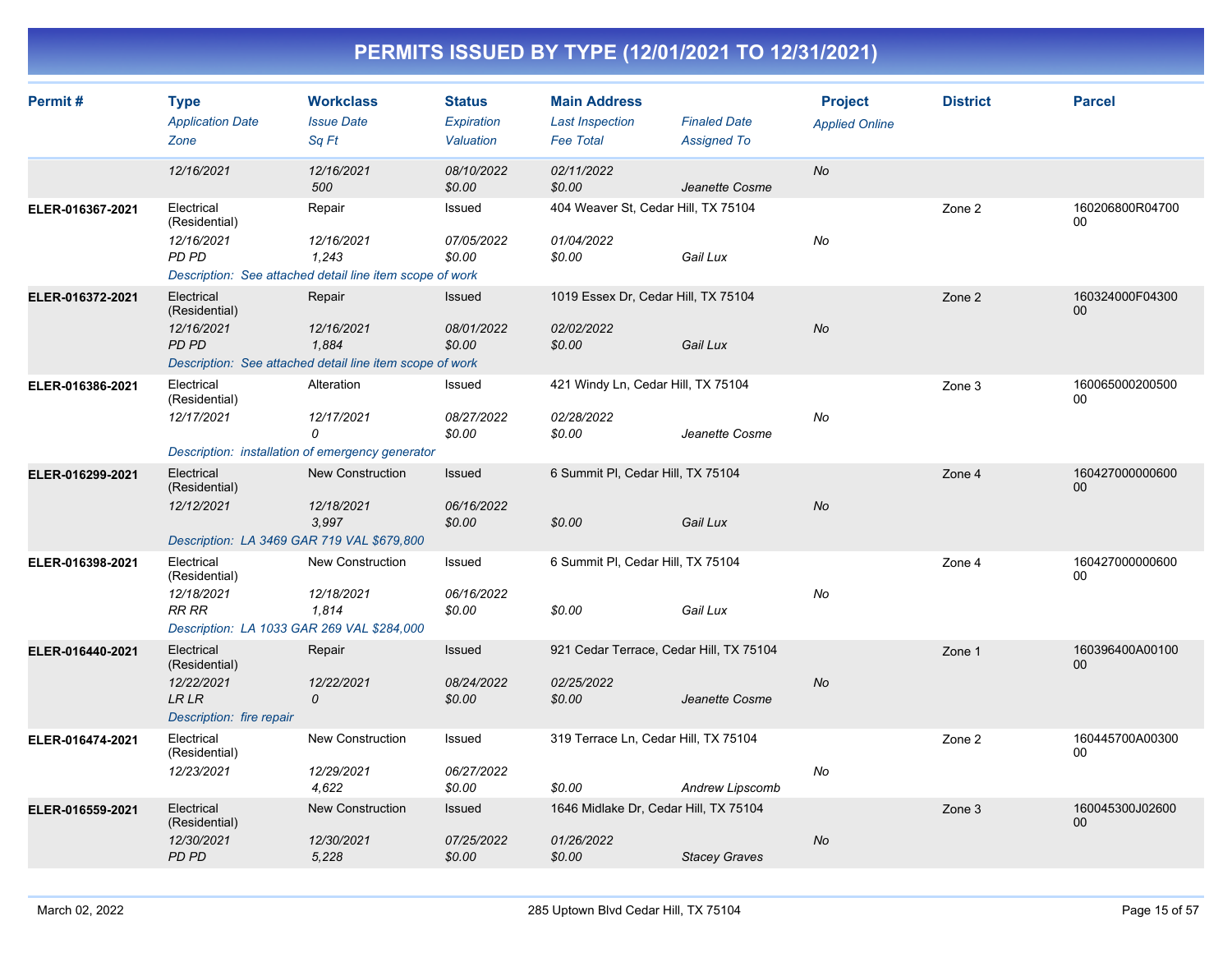# PERMITS ISSUED BY TYPE (12/01/2021 TO 12/31/2021)

| Permit # | Type / Application Date / Zone | Workclass / Issue Date / Sq Ft | Status / Expiration / Valuation | Main Address / Last Inspection / Fee Total | Finaled Date / Assigned To | Project / Applied Online | District | Parcel |
|---|---|---|---|---|---|---|---|---|
| | 12/16/2021 | 12/16/2021<br>500 | 08/10/2022<br>$0.00 | 02/11/2022<br>$0.00 | Jeanette Cosme | No | | |
| ELER-016367-2021 | Electrical (Residential)<br>12/16/2021<br>PD PD | Repair<br>12/16/2021<br>1,243 | Issued<br>07/05/2022<br>$0.00 | 404 Weaver St, Cedar Hill, TX 75104<br>01/04/2022<br>$0.00 | Gail Lux | No | Zone 2 | 160206800R0470000 |
| | Description: See attached detail line item scope of work | | | | | | | |
| ELER-016372-2021 | Electrical (Residential)<br>12/16/2021<br>PD PD | Repair<br>12/16/2021<br>1,884 | Issued<br>08/01/2022<br>$0.00 | 1019 Essex Dr, Cedar Hill, TX 75104<br>02/02/2022<br>$0.00 | Gail Lux | No | Zone 2 | 160324000F0430000 |
| | Description: See attached detail line item scope of work | | | | | | | |
| ELER-016386-2021 | Electrical (Residential)<br>12/17/2021 | Alteration<br>12/17/2021<br>0 | Issued<br>08/27/2022<br>$0.00 | 421 Windy Ln, Cedar Hill, TX 75104<br>02/28/2022<br>$0.00 | Jeanette Cosme | No | Zone 3 | 16006500020050000 |
| | Description: installation of emergency generator | | | | | | | |
| ELER-016299-2021 | Electrical (Residential)<br>12/12/2021 | New Construction<br>12/18/2021<br>3,997 | Issued<br>06/16/2022<br>$0.00 | 6 Summit Pl, Cedar Hill, TX 75104<br><br>$0.00 | Gail Lux | No | Zone 4 | 16042700000060000 |
| | Description: LA 3469 GAR 719 VAL $679,800 | | | | | | | |
| ELER-016398-2021 | Electrical (Residential)<br>12/18/2021<br>RR RR | New Construction<br>12/18/2021<br>1,814 | Issued<br>06/16/2022<br>$0.00 | 6 Summit Pl, Cedar Hill, TX 75104<br><br>$0.00 | Gail Lux | No | Zone 4 | 16042700000060000 |
| | Description: LA 1033 GAR 269 VAL $284,000 | | | | | | | |
| ELER-016440-2021 | Electrical (Residential)<br>12/22/2021<br>LR LR | Repair<br>12/22/2021<br>0 | Issued<br>08/24/2022<br>$0.00 | 921 Cedar Terrace, Cedar Hill, TX 75104<br>02/25/2022<br>$0.00 | Jeanette Cosme | No | Zone 1 | 160396400A0010000 |
| | Description: fire repair | | | | | | | |
| ELER-016474-2021 | Electrical (Residential)<br>12/23/2021 | New Construction<br>12/29/2021<br>4,622 | Issued<br>06/27/2022<br>$0.00 | 319 Terrace Ln, Cedar Hill, TX 75104<br><br>$0.00 | Andrew Lipscomb | No | Zone 2 | 160445700A0030000 |
| ELER-016559-2021 | Electrical (Residential)<br>12/30/2021<br>PD PD | New Construction<br>12/30/2021<br>5,228 | Issued<br>07/25/2022<br>$0.00 | 1646 Midlake Dr, Cedar Hill, TX 75104<br>01/26/2022<br>$0.00 | Stacey Graves | No | Zone 3 | 160045300J0260000 |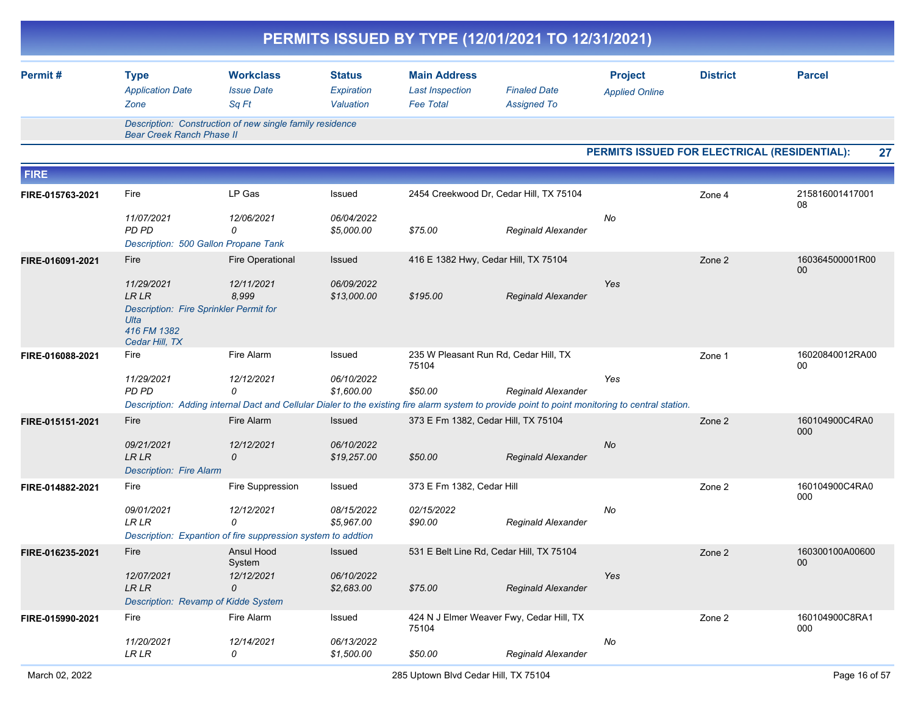# PERMITS ISSUED BY TYPE (12/01/2021 TO 12/31/2021)

| Permit # | Type / *Application Date* / *Zone* | Workclass / *Issue Date* / *Sq Ft* | Status / *Expiration* / *Valuation* | Main Address / *Last Inspection* / *Fee Total* | *Finaled Date* / *Assigned To* | Project / *Applied Online* | District | Parcel |
|---|---|---|---|---|---|---|---|---|
| | *Description: Construction of new single family residence Bear Creek Ranch Phase II* | | | | | | | |

**PERMITS ISSUED FOR ELECTRICAL (RESIDENTIAL): 27**

## FIRE

| Permit # | Type / *Application Date* / *Zone* | Workclass / *Issue Date* / *Sq Ft* | Status / *Expiration* / *Valuation* | Main Address / *Last Inspection* / *Fee Total* | *Finaled Date* / *Assigned To* | Project / *Applied Online* | District | Parcel |
|---|---|---|---|---|---|---|---|---|
| FIRE-015763-2021 | Fire | LP Gas | Issued | 2454 Creekwood Dr, Cedar Hill, TX 75104 | | | Zone 4 | 21581600141700108 |
| | *11/07/2021* | *12/06/2021* | *06/04/2022* | | | *No* | | |
| | *PD PD* | *0* | *$5,000.00* | *$75.00* | *Reginald Alexander* | | | |
| | *Description: 500 Gallon Propane Tank* | | | | | | | |
| FIRE-016091-2021 | Fire | Fire Operational | Issued | 416 E 1382 Hwy, Cedar Hill, TX 75104 | | | Zone 2 | 160364500001R0000 |
| | *11/29/2021* | *12/11/2021* | *06/09/2022* | | | *Yes* | | |
| | *LR LR* | *8,999* | *$13,000.00* | *$195.00* | *Reginald Alexander* | | | |
| | *Description: Fire Sprinkler Permit for Ulta 416 FM 1382 Cedar Hill, TX* | | | | | | | |
| FIRE-016088-2021 | Fire | Fire Alarm | Issued | 235 W Pleasant Run Rd, Cedar Hill, TX 75104 | | | Zone 1 | 16020840012RA0000 |
| | *11/29/2021* | *12/12/2021* | *06/10/2022* | | | *Yes* | | |
| | *PD PD* | *0* | *$1,600.00* | *$50.00* | *Reginald Alexander* | | | |
| | *Description: Adding internal Dact and Cellular Dialer to the existing fire alarm system to provide point to point monitoring to central station.* | | | | | | | |
| FIRE-015151-2021 | Fire | Fire Alarm | Issued | 373 E Fm 1382, Cedar Hill, TX 75104 | | | Zone 2 | 160104900C4RA0000 |
| | *09/21/2021* | *12/12/2021* | *06/10/2022* | | | *No* | | |
| | *LR LR* | *0* | *$19,257.00* | *$50.00* | *Reginald Alexander* | | | |
| | *Description: Fire Alarm* | | | | | | | |
| FIRE-014882-2021 | Fire | Fire Suppression | Issued | 373 E Fm 1382, Cedar Hill | | | Zone 2 | 160104900C4RA0000 |
| | *09/01/2021* | *12/12/2021* | *08/15/2022* | *02/15/2022* | | *No* | | |
| | *LR LR* | *0* | *$5,967.00* | *$90.00* | *Reginald Alexander* | | | |
| | *Description: Expantion of fire suppression system to addtion* | | | | | | | |
| FIRE-016235-2021 | Fire | Ansul Hood System | Issued | 531 E Belt Line Rd, Cedar Hill, TX 75104 | | | Zone 2 | 160300100A0060000 |
| | *12/07/2021* | *12/12/2021* | *06/10/2022* | | | *Yes* | | |
| | *LR LR* | *0* | *$2,683.00* | *$75.00* | *Reginald Alexander* | | | |
| | *Description: Revamp of Kidde System* | | | | | | | |
| FIRE-015990-2021 | Fire | Fire Alarm | Issued | 424 N J Elmer Weaver Fwy, Cedar Hill, TX 75104 | | | Zone 2 | 160104900C8RA1000 |
| | *11/20/2021* | *12/14/2021* | *06/13/2022* | | | *No* | | |
| | *LR LR* | *0* | *$1,500.00* | *$50.00* | *Reginald Alexander* | | | |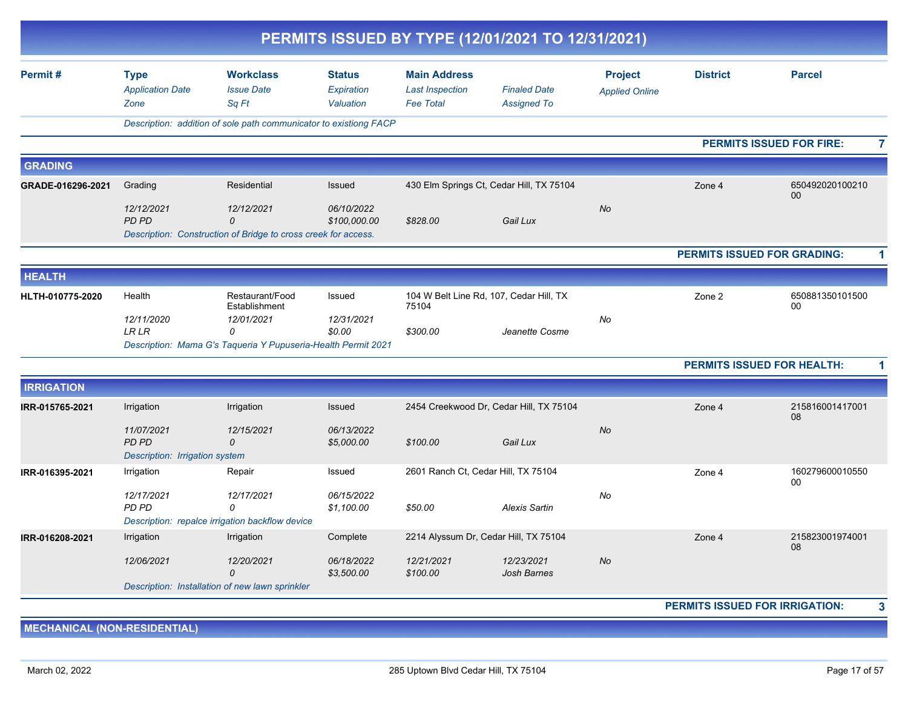# PERMITS ISSUED BY TYPE (12/01/2021 TO 12/31/2021)

| Permit # | Type / Application Date / Zone | Workclass / Issue Date / Sq Ft | Status / Expiration / Valuation | Main Address / Last Inspection / Fee Total | Finaled Date / Assigned To | Project / Applied Online | District | Parcel |
|---|---|---|---|---|---|---|---|---|
| | *Description: addition of sole path communicator to existiong FACP* | | | | | | | |

**PERMITS ISSUED FOR FIRE: 7**

## GRADING

| Permit # | Type / Application Date / Zone | Workclass / Issue Date / Sq Ft | Status / Expiration / Valuation | Main Address / Last Inspection / Fee Total | Finaled Date / Assigned To | Project / Applied Online | District | Parcel |
|---|---|---|---|---|---|---|---|---|
| GRADE-016296-2021 | Grading | Residential | Issued | 430 Elm Springs Ct, Cedar Hill, TX 75104 | | | Zone 4 | 65049202010021000 |
| | 12/12/2021 | 12/12/2021 | 06/10/2022 | | | No | | |
| | PD PD | 0 | $100,000.00 | $828.00 | Gail Lux | | | |
| | *Description: Construction of Bridge to cross creek for access.* | | | | | | | |

**PERMITS ISSUED FOR GRADING: 1**

## HEALTH

| Permit # | Type / Application Date / Zone | Workclass / Issue Date / Sq Ft | Status / Expiration / Valuation | Main Address / Last Inspection / Fee Total | Finaled Date / Assigned To | Project / Applied Online | District | Parcel |
|---|---|---|---|---|---|---|---|---|
| HLTH-010775-2020 | Health | Restaurant/Food Establishment | Issued | 104 W Belt Line Rd, 107, Cedar Hill, TX 75104 | | | Zone 2 | 65088135010150000 |
| | 12/11/2020 | 12/01/2021 | 12/31/2021 | | | No | | |
| | LR LR | 0 | $0.00 | $300.00 | Jeanette Cosme | | | |
| | *Description: Mama G's Taqueria Y Pupuseria-Health Permit 2021* | | | | | | | |

**PERMITS ISSUED FOR HEALTH: 1**

## IRRIGATION

| Permit # | Type / Application Date / Zone | Workclass / Issue Date / Sq Ft | Status / Expiration / Valuation | Main Address / Last Inspection / Fee Total | Finaled Date / Assigned To | Project / Applied Online | District | Parcel |
|---|---|---|---|---|---|---|---|---|
| IRR-015765-2021 | Irrigation | Irrigation | Issued | 2454 Creekwood Dr, Cedar Hill, TX 75104 | | | Zone 4 | 21581600141700108 |
| | 11/07/2021 | 12/15/2021 | 06/13/2022 | | | No | | |
| | PD PD | 0 | $5,000.00 | $100.00 | Gail Lux | | | |
| | *Description: Irrigation system* | | | | | | | |
| IRR-016395-2021 | Irrigation | Repair | Issued | 2601 Ranch Ct, Cedar Hill, TX 75104 | | | Zone 4 | 16027960001055000 |
| | 12/17/2021 | 12/17/2021 | 06/15/2022 | | | No | | |
| | PD PD | 0 | $1,100.00 | $50.00 | Alexis Sartin | | | |
| | *Description: repalce irrigation backflow device* | | | | | | | |
| IRR-016208-2021 | Irrigation | Irrigation | Complete | 2214 Alyssum Dr, Cedar Hill, TX 75104 | | | Zone 4 | 21582300197400108 |
| | 12/06/2021 | 12/20/2021 | 06/18/2022 | 12/21/2021 | 12/23/2021 | No | | |
| | | 0 | $3,500.00 | $100.00 | Josh Barnes | | | |
| | *Description: Installation of new lawn sprinkler* | | | | | | | |

**PERMITS ISSUED FOR IRRIGATION: 3**

## MECHANICAL (NON-RESIDENTIAL)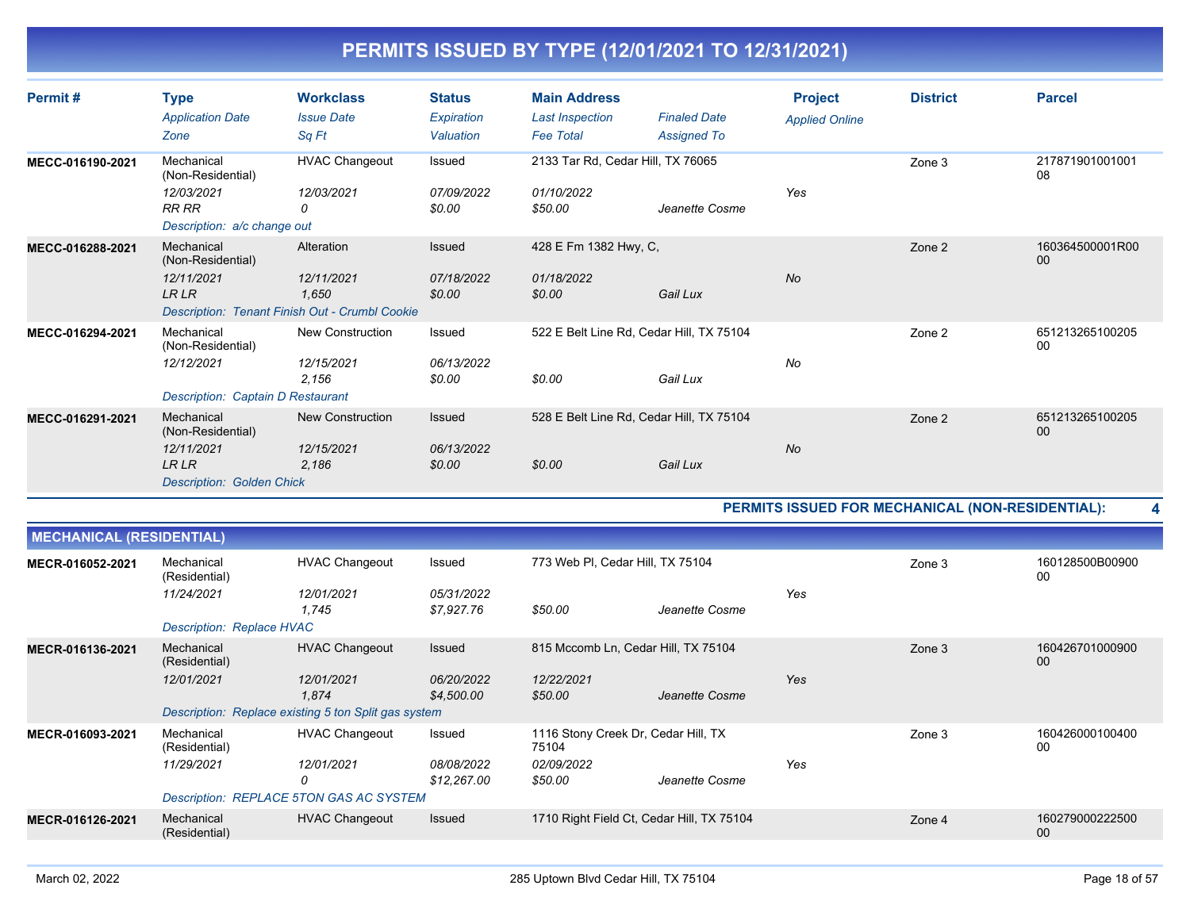# PERMITS ISSUED BY TYPE (12/01/2021 TO 12/31/2021)

| Permit # | Type<br>*Application Date*<br>*Zone* | Workclass<br>*Issue Date*<br>*Sq Ft* | Status<br>*Expiration*<br>*Valuation* | Main Address<br>*Last Inspection*<br>*Fee Total* | *Finaled Date*<br>*Assigned To* | Project<br>*Applied Online* | District | Parcel |
|---|---|---|---|---|---|---|---|---|
| **MECC-016190-2021** | Mechanical (Non-Residential)<br>*12/03/2021*<br>*RR RR* | HVAC Changeout<br>*12/03/2021*<br>*0* | Issued<br>*07/09/2022*<br>*$0.00* | 2133 Tar Rd, Cedar Hill, TX 76065<br>*01/10/2022*<br>*$50.00* | <br><br>*Jeanette Cosme* | <br>*Yes* | Zone 3 | 21787190100100108 |
| | *Description: a/c change out* | | | | | | | |
| **MECC-016288-2021** | Mechanical (Non-Residential)<br>*12/11/2021*<br>*LR LR* | Alteration<br>*12/11/2021*<br>*1,650* | Issued<br>*07/18/2022*<br>*$0.00* | 428 E Fm 1382 Hwy, C,<br>*01/18/2022*<br>*$0.00* | <br><br>*Gail Lux* | <br>*No* | Zone 2 | 160364500001R0000 |
| | *Description: Tenant Finish Out - Crumbl Cookie* | | | | | | | |
| **MECC-016294-2021** | Mechanical (Non-Residential)<br>*12/12/2021* | New Construction<br>*12/15/2021*<br>*2,156* | Issued<br>*06/13/2022*<br>*$0.00* | 522 E Belt Line Rd, Cedar Hill, TX 75104<br><br>*$0.00* | <br><br>*Gail Lux* | <br>*No* | Zone 2 | 65121326510020500 |
| | *Description: Captain D Restaurant* | | | | | | | |
| **MECC-016291-2021** | Mechanical (Non-Residential)<br>*12/11/2021*<br>*LR LR* | New Construction<br>*12/15/2021*<br>*2,186* | Issued<br>*06/13/2022*<br>*$0.00* | 528 E Belt Line Rd, Cedar Hill, TX 75104<br><br>*$0.00* | <br><br>*Gail Lux* | <br>*No* | Zone 2 | 65121326510020500 |
| | *Description: Golden Chick* | | | | | | | |

**PERMITS ISSUED FOR MECHANICAL (NON-RESIDENTIAL): 4**

## MECHANICAL (RESIDENTIAL)

| Permit # | Type<br>*Application Date*<br>*Zone* | Workclass<br>*Issue Date*<br>*Sq Ft* | Status<br>*Expiration*<br>*Valuation* | Main Address<br>*Last Inspection*<br>*Fee Total* | *Finaled Date*<br>*Assigned To* | Project<br>*Applied Online* | District | Parcel |
|---|---|---|---|---|---|---|---|---|
| **MECR-016052-2021** | Mechanical (Residential)<br>*11/24/2021* | HVAC Changeout<br>*12/01/2021*<br>*1,745* | Issued<br>*05/31/2022*<br>*$7,927.76* | 773 Web Pl, Cedar Hill, TX 75104<br><br>*$50.00* | <br><br>*Jeanette Cosme* | <br>*Yes* | Zone 3 | 160128500B0090000 |
| | *Description: Replace HVAC* | | | | | | | |
| **MECR-016136-2021** | Mechanical (Residential)<br>*12/01/2021* | HVAC Changeout<br>*12/01/2021*<br>*1,874* | Issued<br>*06/20/2022*<br>*$4,500.00* | 815 Mccomb Ln, Cedar Hill, TX 75104<br>*12/22/2021*<br>*$50.00* | <br><br>*Jeanette Cosme* | <br>*Yes* | Zone 3 | 16042670100090000 |
| | *Description: Replace existing 5 ton Split gas system* | | | | | | | |
| **MECR-016093-2021** | Mechanical (Residential)<br>*11/29/2021* | HVAC Changeout<br>*12/01/2021*<br>*0* | Issued<br>*08/08/2022*<br>*$12,267.00* | 1116 Stony Creek Dr, Cedar Hill, TX 75104<br>*02/09/2022*<br>*$50.00* | <br><br>*Jeanette Cosme* | <br>*Yes* | Zone 3 | 16042600010040000 |
| | *Description: REPLACE 5TON GAS AC SYSTEM* | | | | | | | |
| **MECR-016126-2021** | Mechanical (Residential) | HVAC Changeout | Issued | 1710 Right Field Ct, Cedar Hill, TX 75104 | | | Zone 4 | 16027900022250000 |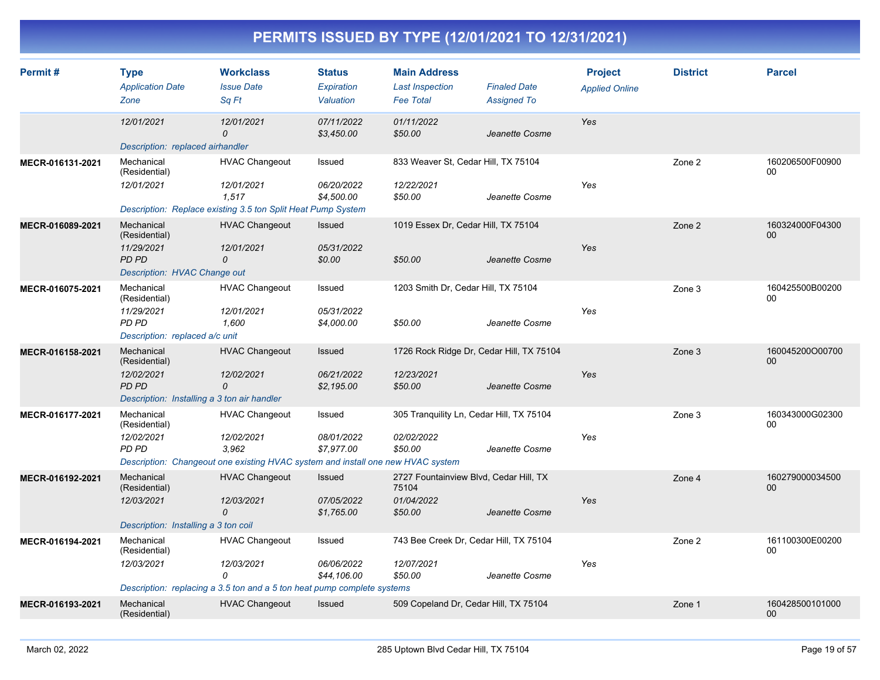# PERMITS ISSUED BY TYPE (12/01/2021 TO 12/31/2021)

| Permit # | Type / Application Date / Zone | Workclass / Issue Date / Sq Ft | Status / Expiration / Valuation | Main Address / Last Inspection / Fee Total | Finaled Date / Assigned To | Project / Applied Online | District | Parcel |
|---|---|---|---|---|---|---|---|---|
| | 12/01/2021 | 12/01/2021<br>0 | 07/11/2022<br>$3,450.00 | 01/11/2022<br>$50.00 | Jeanette Cosme | Yes | | |
| | Description: replaced airhandler | | | | | | | |
| MECR-016131-2021 | Mechanical (Residential)<br>12/01/2021 | HVAC Changeout<br>12/01/2021<br>1,517 | Issued<br>06/20/2022<br>$4,500.00 | 833 Weaver St, Cedar Hill, TX 75104<br>12/22/2021<br>$50.00 | Jeanette Cosme | Yes | Zone 2 | 160206500F0090000 |
| | Description: Replace existing 3.5 ton Split Heat Pump System | | | | | | | |
| MECR-016089-2021 | Mechanical (Residential)<br>11/29/2021<br>PD PD | HVAC Changeout<br>12/01/2021<br>0 | Issued<br>05/31/2022<br>$0.00 | 1019 Essex Dr, Cedar Hill, TX 75104<br><br>$50.00 | Jeanette Cosme | Yes | Zone 2 | 160324000F0430000 |
| | Description: HVAC Change out | | | | | | | |
| MECR-016075-2021 | Mechanical (Residential)<br>11/29/2021<br>PD PD | HVAC Changeout<br>12/01/2021<br>1,600 | Issued<br>05/31/2022<br>$4,000.00 | 1203 Smith Dr, Cedar Hill, TX 75104<br><br>$50.00 | Jeanette Cosme | Yes | Zone 3 | 160425500B0020000 |
| | Description: replaced a/c unit | | | | | | | |
| MECR-016158-2021 | Mechanical (Residential)<br>12/02/2021<br>PD PD | HVAC Changeout<br>12/02/2021<br>0 | Issued<br>06/21/2022<br>$2,195.00 | 1726 Rock Ridge Dr, Cedar Hill, TX 75104<br>12/23/2021<br>$50.00 | Jeanette Cosme | Yes | Zone 3 | 160045200O0070000 |
| | Description: Installing a 3 ton air handler | | | | | | | |
| MECR-016177-2021 | Mechanical (Residential)<br>12/02/2021<br>PD PD | HVAC Changeout<br>12/02/2021<br>3,962 | Issued<br>08/01/2022<br>$7,977.00 | 305 Tranquility Ln, Cedar Hill, TX 75104<br>02/02/2022<br>$50.00 | Jeanette Cosme | Yes | Zone 3 | 160343000G0230000 |
| | Description: Changeout one existing HVAC system and install one new HVAC system | | | | | | | |
| MECR-016192-2021 | Mechanical (Residential)<br>12/03/2021 | HVAC Changeout<br>12/03/2021<br>0 | Issued<br>07/05/2022<br>$1,765.00 | 2727 Fountainview Blvd, Cedar Hill, TX 75104<br>01/04/2022<br>$50.00 | Jeanette Cosme | Yes | Zone 4 | 16027900003450000 |
| | Description: Installing a 3 ton coil | | | | | | | |
| MECR-016194-2021 | Mechanical (Residential)<br>12/03/2021 | HVAC Changeout<br>12/03/2021<br>0 | Issued<br>06/06/2022<br>$44,106.00 | 743 Bee Creek Dr, Cedar Hill, TX 75104<br>12/07/2021<br>$50.00 | Jeanette Cosme | Yes | Zone 2 | 161100300E0020000 |
| | Description: replacing a 3.5 ton and a 5 ton heat pump complete systems | | | | | | | |
| MECR-016193-2021 | Mechanical (Residential) | HVAC Changeout | Issued | 509 Copeland Dr, Cedar Hill, TX 75104 | | | Zone 1 | 16042850010100000 |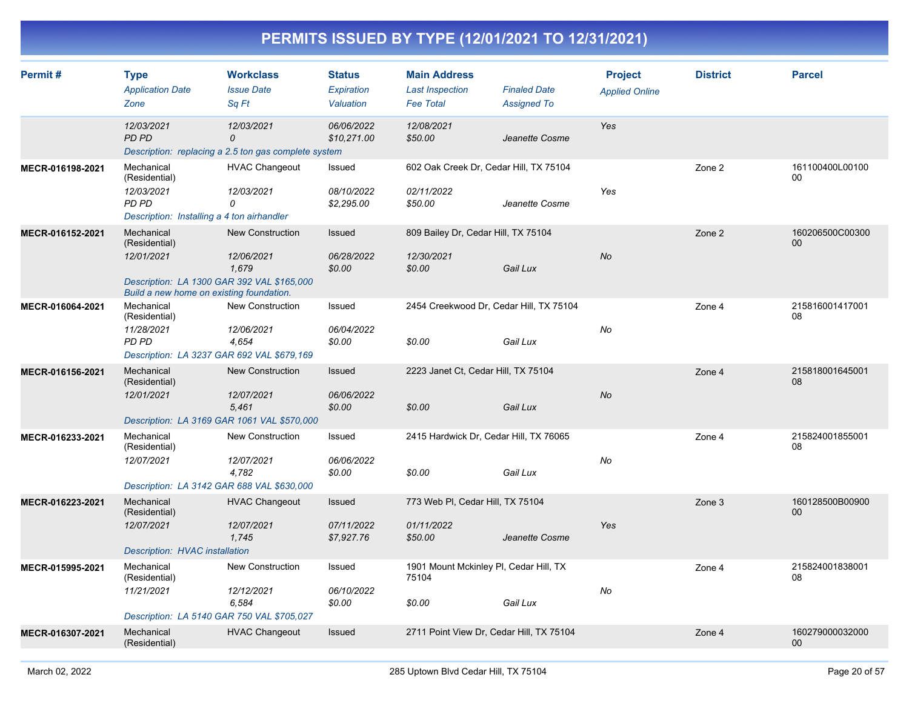# PERMITS ISSUED BY TYPE (12/01/2021 TO 12/31/2021)

| Permit # | Type<br>*Application Date*<br>*Zone* | Workclass<br>*Issue Date*<br>*Sq Ft* | Status<br>*Expiration*<br>*Valuation* | Main Address<br>*Last Inspection*<br>*Fee Total* | *Finaled Date*<br>*Assigned To* | Project<br>*Applied Online* | District | Parcel |
|---|---|---|---|---|---|---|---|---|
| | *12/03/2021*<br>*PD PD* | *12/03/2021*<br>*0* | *06/06/2022*<br>*$10,271.00* | *12/08/2021*<br>*$50.00* | *Jeanette Cosme* | *Yes* | | |
| | *Description: replacing a 2.5 ton gas complete system* | | | | | | | |
| MECR-016198-2021 | Mechanical (Residential)<br>*12/03/2021*<br>*PD PD* | HVAC Changeout<br>*12/03/2021*<br>*0* | Issued<br>*08/10/2022*<br>*$2,295.00* | 602 Oak Creek Dr, Cedar Hill, TX 75104<br>*02/11/2022*<br>*$50.00* | *Jeanette Cosme* | *Yes* | Zone 2 | 161100400L0010000 |
| | *Description: Installing a 4 ton airhandler* | | | | | | | |
| MECR-016152-2021 | Mechanical (Residential)<br>*12/01/2021* | New Construction<br>*12/06/2021*<br>*1,679* | Issued<br>*06/28/2022*<br>*$0.00* | 809 Bailey Dr, Cedar Hill, TX 75104<br>*12/30/2021*<br>*$0.00* | *Gail Lux* | *No* | Zone 2 | 160206500C0030000 |
| | *Description: LA 1300 GAR 392 VAL $165,000 Build a new home on existing foundation.* | | | | | | | |
| MECR-016064-2021 | Mechanical (Residential)<br>*11/28/2021*<br>*PD PD* | New Construction<br>*12/06/2021*<br>*4,654* | Issued<br>*06/04/2022*<br>*$0.00* | 2454 Creekwood Dr, Cedar Hill, TX 75104<br>*$0.00* | *Gail Lux* | *No* | Zone 4 | 21581600141700108 |
| | *Description: LA 3237 GAR 692 VAL $679,169* | | | | | | | |
| MECR-016156-2021 | Mechanical (Residential)<br>*12/01/2021* | New Construction<br>*12/07/2021*<br>*5,461* | Issued<br>*06/06/2022*<br>*$0.00* | 2223 Janet Ct, Cedar Hill, TX 75104<br>*$0.00* | *Gail Lux* | *No* | Zone 4 | 21581800164500108 |
| | *Description: LA 3169 GAR 1061 VAL $570,000* | | | | | | | |
| MECR-016233-2021 | Mechanical (Residential)<br>*12/07/2021* | New Construction<br>*12/07/2021*<br>*4,782* | Issued<br>*06/06/2022*<br>*$0.00* | 2415 Hardwick Dr, Cedar Hill, TX 76065<br>*$0.00* | *Gail Lux* | *No* | Zone 4 | 21582400185500108 |
| | *Description: LA 3142 GAR 688 VAL $630,000* | | | | | | | |
| MECR-016223-2021 | Mechanical (Residential)<br>*12/07/2021* | HVAC Changeout<br>*12/07/2021*<br>*1,745* | Issued<br>*07/11/2022*<br>*$7,927.76* | 773 Web Pl, Cedar Hill, TX 75104<br>*01/11/2022*<br>*$50.00* | *Jeanette Cosme* | *Yes* | Zone 3 | 160128500B0090000 |
| | *Description: HVAC installation* | | | | | | | |
| MECR-015995-2021 | Mechanical (Residential)<br>*11/21/2021* | New Construction<br>*12/12/2021*<br>*6,584* | Issued<br>*06/10/2022*<br>*$0.00* | 1901 Mount Mckinley Pl, Cedar Hill, TX 75104<br>*$0.00* | *Gail Lux* | *No* | Zone 4 | 21582400183800108 |
| | *Description: LA 5140 GAR 750 VAL $705,027* | | | | | | | |
| MECR-016307-2021 | Mechanical (Residential) | HVAC Changeout | Issued | 2711 Point View Dr, Cedar Hill, TX 75104 | | | Zone 4 | 16027900003200000 |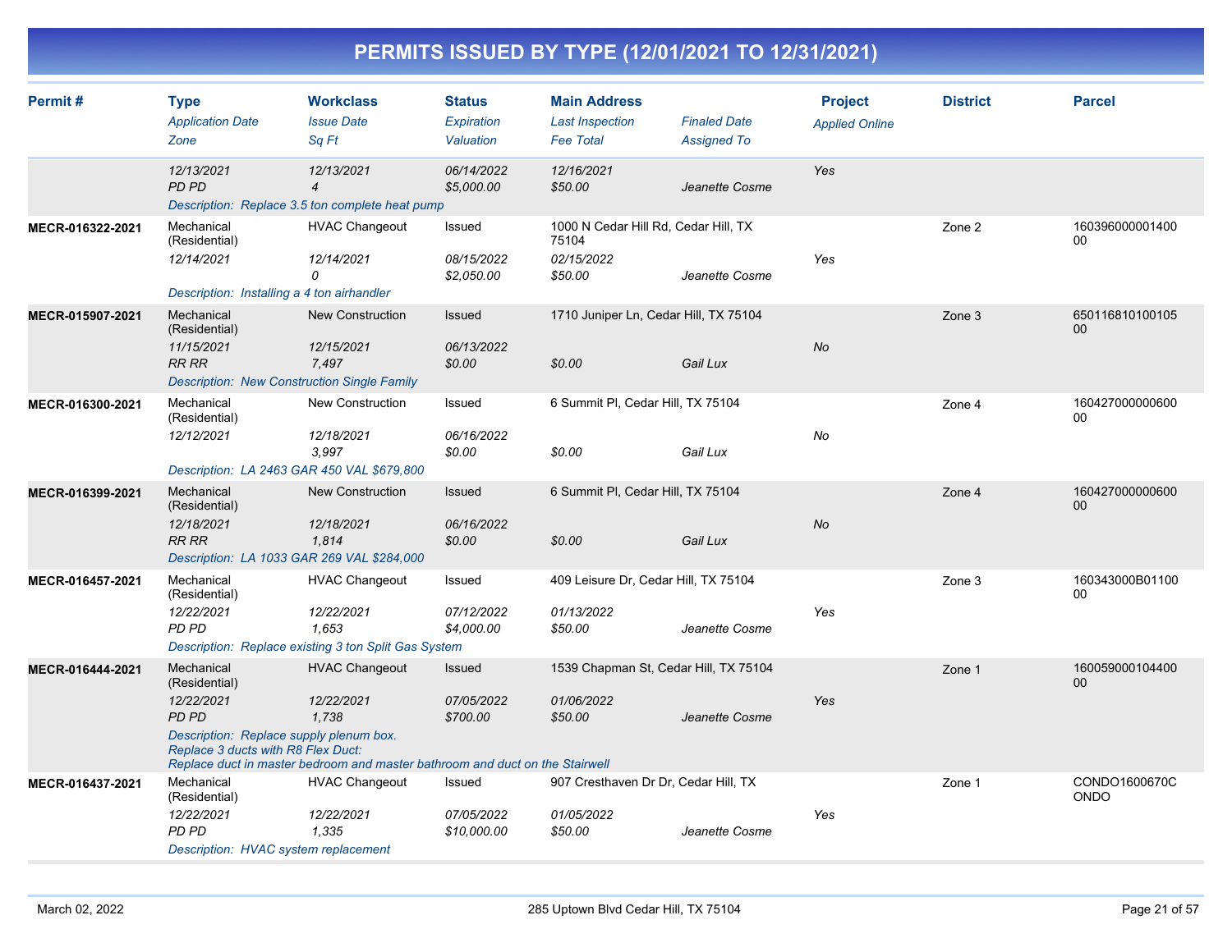# PERMITS ISSUED BY TYPE (12/01/2021 TO 12/31/2021)

| Permit # | Type / Application Date / Zone | Workclass / Issue Date / Sq Ft | Status / Expiration / Valuation | Main Address / Last Inspection / Fee Total | Finaled Date / Assigned To | Project / Applied Online | District | Parcel |
|---|---|---|---|---|---|---|---|---|
| | 12/13/2021 | 12/13/2021 | 06/14/2022 | 12/16/2021 | | Yes | | |
| | PD PD | 4 | $5,000.00 | $50.00 | Jeanette Cosme | | | |
| | Description: Replace 3.5 ton complete heat pump | | | | | | | |
| MECR-016322-2021 | Mechanical (Residential) | HVAC Changeout | Issued | 1000 N Cedar Hill Rd, Cedar Hill, TX 75104 | | | Zone 2 | 16039600000140000 |
| | 12/14/2021 | 12/14/2021 | 08/15/2022 | 02/15/2022 | | Yes | | |
| | | 0 | $2,050.00 | $50.00 | Jeanette Cosme | | | |
| | Description: Installing a 4 ton airhandler | | | | | | | |
| MECR-015907-2021 | Mechanical (Residential) | New Construction | Issued | 1710 Juniper Ln, Cedar Hill, TX 75104 | | | Zone 3 | 65011681010010500 |
| | 11/15/2021 | 12/15/2021 | 06/13/2022 | | | No | | |
| | RR RR | 7,497 | $0.00 | $0.00 | Gail Lux | | | |
| | Description: New Construction Single Family | | | | | | | |
| MECR-016300-2021 | Mechanical (Residential) | New Construction | Issued | 6 Summit Pl, Cedar Hill, TX 75104 | | | Zone 4 | 16042700000060000 |
| | 12/12/2021 | 12/18/2021 | 06/16/2022 | | | No | | |
| | | 3,997 | $0.00 | $0.00 | Gail Lux | | | |
| | Description: LA 2463 GAR 450 VAL $679,800 | | | | | | | |
| MECR-016399-2021 | Mechanical (Residential) | New Construction | Issued | 6 Summit Pl, Cedar Hill, TX 75104 | | | Zone 4 | 16042700000060000 |
| | 12/18/2021 | 12/18/2021 | 06/16/2022 | | | No | | |
| | RR RR | 1,814 | $0.00 | $0.00 | Gail Lux | | | |
| | Description: LA 1033 GAR 269 VAL $284,000 | | | | | | | |
| MECR-016457-2021 | Mechanical (Residential) | HVAC Changeout | Issued | 409 Leisure Dr, Cedar Hill, TX 75104 | | | Zone 3 | 160343000B0110000 |
| | 12/22/2021 | 12/22/2021 | 07/12/2022 | 01/13/2022 | | Yes | | |
| | PD PD | 1,653 | $4,000.00 | $50.00 | Jeanette Cosme | | | |
| | Description: Replace existing 3 ton Split Gas System | | | | | | | |
| MECR-016444-2021 | Mechanical (Residential) | HVAC Changeout | Issued | 1539 Chapman St, Cedar Hill, TX 75104 | | | Zone 1 | 16005900010440000 |
| | 12/22/2021 | 12/22/2021 | 07/05/2022 | 01/06/2022 | | Yes | | |
| | PD PD | 1,738 | $700.00 | $50.00 | Jeanette Cosme | | | |
| | Description: Replace supply plenum box. Replace 3 ducts with R8 Flex Duct: Replace duct in master bedroom and master bathroom and duct on the Stairwell | | | | | | | |
| MECR-016437-2021 | Mechanical (Residential) | HVAC Changeout | Issued | 907 Cresthaven Dr Dr, Cedar Hill, TX | | | Zone 1 | CONDO1600670CONDO |
| | 12/22/2021 | 12/22/2021 | 07/05/2022 | 01/05/2022 | | Yes | | |
| | PD PD | 1,335 | $10,000.00 | $50.00 | Jeanette Cosme | | | |
| | Description: HVAC system replacement | | | | | | | |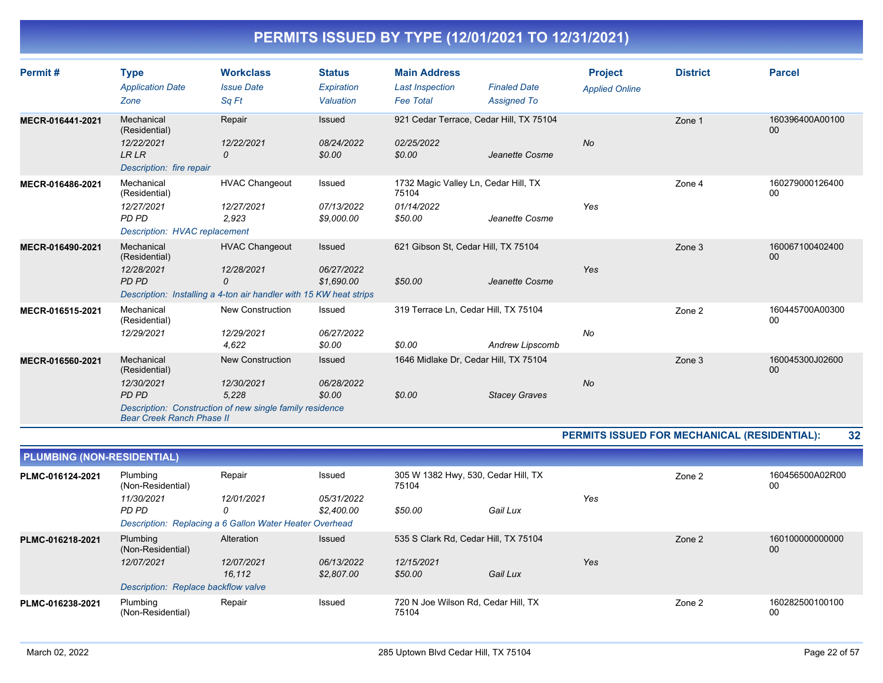# PERMITS ISSUED BY TYPE (12/01/2021 TO 12/31/2021)

| Permit # | Type / Application Date / Zone | Workclass / Issue Date / Sq Ft | Status / Expiration / Valuation | Main Address / Last Inspection / Fee Total | Finaled Date / Assigned To | Project / Applied Online | District | Parcel |
|---|---|---|---|---|---|---|---|---|
| MECR-016441-2021 | Mechanical (Residential) | Repair | Issued | 921 Cedar Terrace, Cedar Hill, TX 75104 | | | Zone 1 | 160396400A0010000 |
| | 12/22/2021 | 12/22/2021 | 08/24/2022 | 02/25/2022 | | No | | |
| | LR LR | 0 | $0.00 | $0.00 | Jeanette Cosme | | | |
| | Description: fire repair | | | | | | | |
| MECR-016486-2021 | Mechanical (Residential) | HVAC Changeout | Issued | 1732 Magic Valley Ln, Cedar Hill, TX 75104 | | | Zone 4 | 16027900012640000 |
| | 12/27/2021 | 12/27/2021 | 07/13/2022 | 01/14/2022 | | Yes | | |
| | PD PD | 2,923 | $9,000.00 | $50.00 | Jeanette Cosme | | | |
| | Description: HVAC replacement | | | | | | | |
| MECR-016490-2021 | Mechanical (Residential) | HVAC Changeout | Issued | 621 Gibson St, Cedar Hill, TX 75104 | | | Zone 3 | 16006710040240000 |
| | 12/28/2021 | 12/28/2021 | 06/27/2022 | | | Yes | | |
| | PD PD | 0 | $1,690.00 | $50.00 | Jeanette Cosme | | | |
| | Description: Installing a 4-ton air handler with 15 KW heat strips | | | | | | | |
| MECR-016515-2021 | Mechanical (Residential) | New Construction | Issued | 319 Terrace Ln, Cedar Hill, TX 75104 | | | Zone 2 | 160445700A0030000 |
| | 12/29/2021 | 12/29/2021 | 06/27/2022 | | | No | | |
| | | 4,622 | $0.00 | $0.00 | Andrew Lipscomb | | | |
| MECR-016560-2021 | Mechanical (Residential) | New Construction | Issued | 1646 Midlake Dr, Cedar Hill, TX 75104 | | | Zone 3 | 160045300J0260000 |
| | 12/30/2021 | 12/30/2021 | 06/28/2022 | | | No | | |
| | PD PD | 5,228 | $0.00 | $0.00 | Stacey Graves | | | |
| | Description: Construction of new single family residence Bear Creek Ranch Phase II | | | | | | | |

**PERMITS ISSUED FOR MECHANICAL (RESIDENTIAL): 32**

## PLUMBING (NON-RESIDENTIAL)

| Permit # | Type / Application Date / Zone | Workclass / Issue Date / Sq Ft | Status / Expiration / Valuation | Main Address / Last Inspection / Fee Total | Finaled Date / Assigned To | Project / Applied Online | District | Parcel |
|---|---|---|---|---|---|---|---|---|
| PLMC-016124-2021 | Plumbing (Non-Residential) | Repair | Issued | 305 W 1382 Hwy, 530, Cedar Hill, TX 75104 | | | Zone 2 | 160456500A02R0000 |
| | 11/30/2021 | 12/01/2021 | 05/31/2022 | | | Yes | | |
| | PD PD | 0 | $2,400.00 | $50.00 | Gail Lux | | | |
| | Description: Replacing a 6 Gallon Water Heater Overhead | | | | | | | |
| PLMC-016218-2021 | Plumbing (Non-Residential) | Alteration | Issued | 535 S Clark Rd, Cedar Hill, TX 75104 | | | Zone 2 | 16010000000000000 |
| | 12/07/2021 | 12/07/2021 | 06/13/2022 | 12/15/2021 | | Yes | | |
| | | 16,112 | $2,807.00 | $50.00 | Gail Lux | | | |
| | Description: Replace backflow valve | | | | | | | |
| PLMC-016238-2021 | Plumbing (Non-Residential) | Repair | Issued | 720 N Joe Wilson Rd, Cedar Hill, TX 75104 | | | Zone 2 | 16028250010010000 |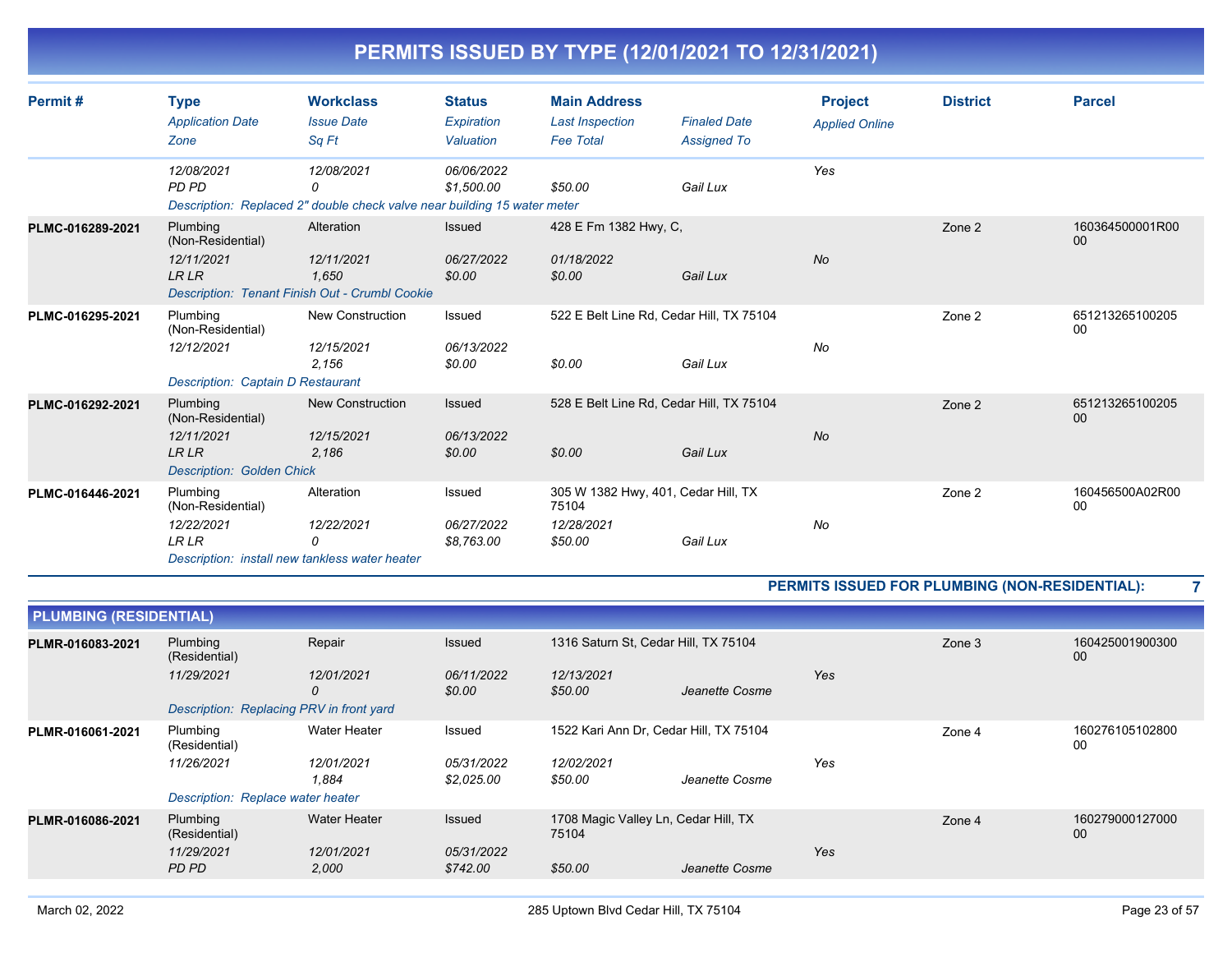# PERMITS ISSUED BY TYPE (12/01/2021 TO 12/31/2021)

| Permit # | Type / Application Date / Zone | Workclass / Issue Date / Sq Ft | Status / Expiration / Valuation | Main Address / Last Inspection / Fee Total | Finaled Date / Assigned To | Project / Applied Online | District | Parcel |
|---|---|---|---|---|---|---|---|---|
| | 12/08/2021<br>PD PD | 12/08/2021<br>0 | 06/06/2022<br>$1,500.00 | <br>$50.00 | <br>Gail Lux | Yes | | |
| | Description: Replaced 2" double check valve near building 15 water meter | | | | | | | |
| PLMC-016289-2021 | Plumbing (Non-Residential)<br>12/11/2021<br>LR LR | Alteration<br>12/11/2021<br>1,650 | Issued<br>06/27/2022<br>$0.00 | 428 E Fm 1382 Hwy, C,<br>01/18/2022<br>$0.00 | <br>Gail Lux | No | Zone 2 | 160364500001R0000 |
| | Description: Tenant Finish Out - Crumbl Cookie | | | | | | | |
| PLMC-016295-2021 | Plumbing (Non-Residential)<br>12/12/2021 | New Construction<br>12/15/2021<br>2,156 | Issued<br>06/13/2022<br>$0.00 | 522 E Belt Line Rd, Cedar Hill, TX 75104<br><br>$0.00 | <br>Gail Lux | No | Zone 2 | 65121326510020500 |
| | Description: Captain D Restaurant | | | | | | | |
| PLMC-016292-2021 | Plumbing (Non-Residential)<br>12/11/2021<br>LR LR | New Construction<br>12/15/2021<br>2,186 | Issued<br>06/13/2022<br>$0.00 | 528 E Belt Line Rd, Cedar Hill, TX 75104<br><br>$0.00 | <br>Gail Lux | No | Zone 2 | 65121326510020500 |
| | Description: Golden Chick | | | | | | | |
| PLMC-016446-2021 | Plumbing (Non-Residential)<br>12/22/2021<br>LR LR | Alteration<br>12/22/2021<br>0 | Issued<br>06/27/2022<br>$8,763.00 | 305 W 1382 Hwy, 401, Cedar Hill, TX 75104<br>12/28/2021<br>$50.00 | <br>Gail Lux | No | Zone 2 | 160456500A02R0000 |
| | Description: install new tankless water heater | | | | | | | |

**PERMITS ISSUED FOR PLUMBING (NON-RESIDENTIAL): 7**

## PLUMBING (RESIDENTIAL)

| Permit # | Type / Application Date / Zone | Workclass / Issue Date / Sq Ft | Status / Expiration / Valuation | Main Address / Last Inspection / Fee Total | Finaled Date / Assigned To | Project / Applied Online | District | Parcel |
|---|---|---|---|---|---|---|---|---|
| PLMR-016083-2021 | Plumbing (Residential)<br>11/29/2021 | Repair<br>12/01/2021<br>0 | Issued<br>06/11/2022<br>$0.00 | 1316 Saturn St, Cedar Hill, TX 75104<br>12/13/2021<br>$50.00 | <br>Jeanette Cosme | Yes | Zone 3 | 16042500190030000 |
| | Description: Replacing PRV in front yard | | | | | | | |
| PLMR-016061-2021 | Plumbing (Residential)<br>11/26/2021 | Water Heater<br>12/01/2021<br>1,884 | Issued<br>05/31/2022<br>$2,025.00 | 1522 Kari Ann Dr, Cedar Hill, TX 75104<br>12/02/2021<br>$50.00 | <br>Jeanette Cosme | Yes | Zone 4 | 16027610510280000 |
| | Description: Replace water heater | | | | | | | |
| PLMR-016086-2021 | Plumbing (Residential)<br>11/29/2021<br>PD PD | Water Heater<br>12/01/2021<br>2,000 | Issued<br>05/31/2022<br>$742.00 | 1708 Magic Valley Ln, Cedar Hill, TX 75104<br><br>$50.00 | <br>Jeanette Cosme | Yes | Zone 4 | 16027900012700000 |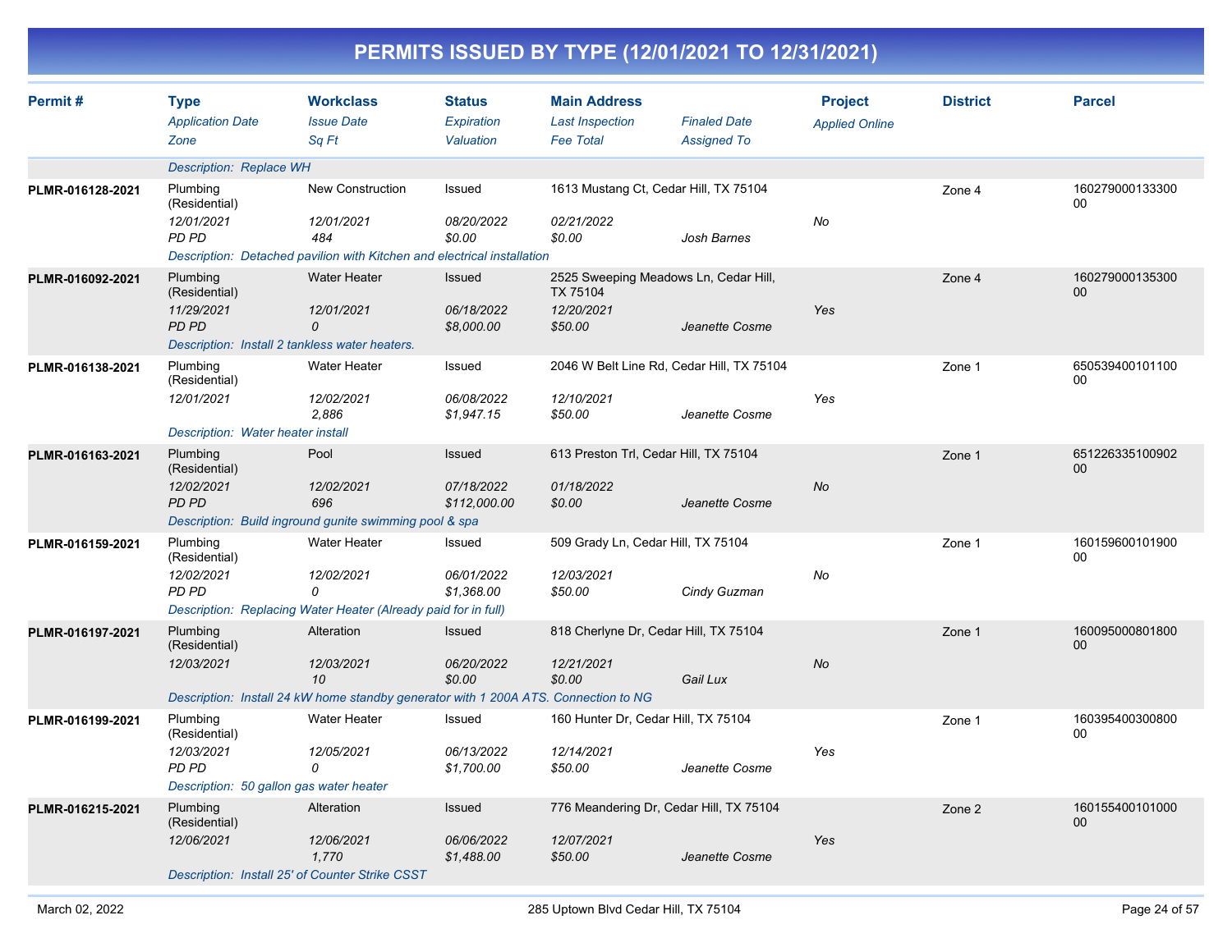# PERMITS ISSUED BY TYPE (12/01/2021 TO 12/31/2021)

| Permit # | Type / Application Date / Zone | Workclass / Issue Date / Sq Ft | Status / Expiration / Valuation | Main Address / Last Inspection / Fee Total | Finaled Date / Assigned To | Project / Applied Online | District | Parcel |
|---|---|---|---|---|---|---|---|---|
| | Description: Replace WH | | | | | | | |
| PLMR-016128-2021 | Plumbing (Residential) / 12/01/2021 / PD PD | New Construction / 12/01/2021 / 484 | Issued / 08/20/2022 / $0.00 | 1613 Mustang Ct, Cedar Hill, TX 75104 / 02/21/2022 / $0.00 | Josh Barnes | No | Zone 4 | 16027900013330000 |
| | Description: Detached pavilion with Kitchen and electrical installation | | | | | | | |
| PLMR-016092-2021 | Plumbing (Residential) / 11/29/2021 / PD PD | Water Heater / 12/01/2021 / 0 | Issued / 06/18/2022 / $8,000.00 | 2525 Sweeping Meadows Ln, Cedar Hill, TX 75104 / 12/20/2021 / $50.00 | Jeanette Cosme | Yes | Zone 4 | 16027900013530000 |
| | Description: Install 2 tankless water heaters. | | | | | | | |
| PLMR-016138-2021 | Plumbing (Residential) / 12/01/2021 | Water Heater / 12/02/2021 / 2,886 | Issued / 06/08/2022 / $1,947.15 | 2046 W Belt Line Rd, Cedar Hill, TX 75104 / 12/10/2021 / $50.00 | Jeanette Cosme | Yes | Zone 1 | 65053940010110000 |
| | Description: Water heater install | | | | | | | |
| PLMR-016163-2021 | Plumbing (Residential) / 12/02/2021 / PD PD | Pool / 12/02/2021 / 696 | Issued / 07/18/2022 / $112,000.00 | 613 Preston Trl, Cedar Hill, TX 75104 / 01/18/2022 / $0.00 | Jeanette Cosme | No | Zone 1 | 65122633510090200 |
| | Description: Build inground gunite swimming pool & spa | | | | | | | |
| PLMR-016159-2021 | Plumbing (Residential) / 12/02/2021 / PD PD | Water Heater / 12/02/2021 / 0 | Issued / 06/01/2022 / $1,368.00 | 509 Grady Ln, Cedar Hill, TX 75104 / 12/03/2021 / $50.00 | Cindy Guzman | No | Zone 1 | 16015960010190000 |
| | Description: Replacing Water Heater (Already paid for in full) | | | | | | | |
| PLMR-016197-2021 | Plumbing (Residential) / 12/03/2021 | Alteration / 12/03/2021 / 10 | Issued / 06/20/2022 / $0.00 | 818 Cherlyne Dr, Cedar Hill, TX 75104 / 12/21/2021 / $0.00 | Gail Lux | No | Zone 1 | 16009500080180000 |
| | Description: Install 24 kW home standby generator with 1 200A ATS. Connection to NG | | | | | | | |
| PLMR-016199-2021 | Plumbing (Residential) / 12/03/2021 / PD PD | Water Heater / 12/05/2021 / 0 | Issued / 06/13/2022 / $1,700.00 | 160 Hunter Dr, Cedar Hill, TX 75104 / 12/14/2021 / $50.00 | Jeanette Cosme | Yes | Zone 1 | 16039540030080000 |
| | Description: 50 gallon gas water heater | | | | | | | |
| PLMR-016215-2021 | Plumbing (Residential) / 12/06/2021 | Alteration / 12/06/2021 / 1,770 | Issued / 06/06/2022 / $1,488.00 | 776 Meandering Dr, Cedar Hill, TX 75104 / 12/07/2021 / $50.00 | Jeanette Cosme | Yes | Zone 2 | 16015540010100000 |
| | Description: Install 25' of Counter Strike CSST | | | | | | | |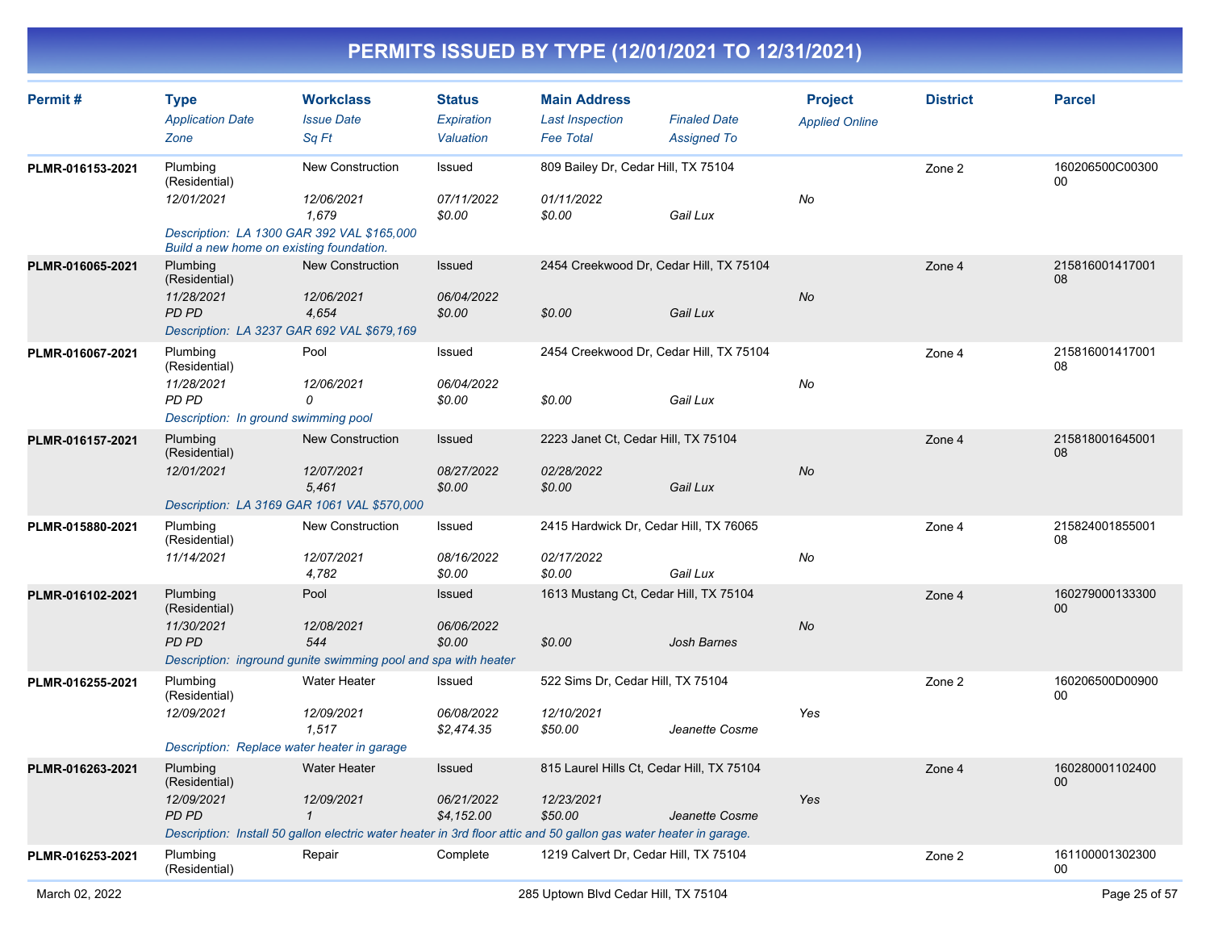# PERMITS ISSUED BY TYPE (12/01/2021 TO 12/31/2021)

| Permit # | Type<br>*Application Date*<br>*Zone* | Workclass<br>*Issue Date*<br>*Sq Ft* | Status<br>*Expiration*<br>*Valuation* | Main Address<br>*Last Inspection*<br>*Fee Total* | *Finaled Date*<br>*Assigned To* | Project<br>*Applied Online* | District | Parcel |
|---|---|---|---|---|---|---|---|---|
| PLMR-016153-2021 | Plumbing (Residential)<br>*12/01/2021* | New Construction<br>*12/06/2021*<br>*1,679* | Issued<br>*07/11/2022*<br>*$0.00* | 809 Bailey Dr, Cedar Hill, TX 75104<br>*01/11/2022*<br>*$0.00* | *Gail Lux* | *No* | Zone 2 | 160206500C0030000 |
| | *Description: LA 1300 GAR 392 VAL $165,000 Build a new home on existing foundation.* | | | | | | | |
| PLMR-016065-2021 | Plumbing (Residential)<br>*11/28/2021*<br>*PD PD* | New Construction<br>*12/06/2021*<br>*4,654* | Issued<br>*06/04/2022*<br>*$0.00* | 2454 Creekwood Dr, Cedar Hill, TX 75104<br><br>*$0.00* | *Gail Lux* | *No* | Zone 4 | 21581600141700108 |
| | *Description: LA 3237 GAR 692 VAL $679,169* | | | | | | | |
| PLMR-016067-2021 | Plumbing (Residential)<br>*11/28/2021*<br>*PD PD* | Pool<br>*12/06/2021*<br>*0* | Issued<br>*06/04/2022*<br>*$0.00* | 2454 Creekwood Dr, Cedar Hill, TX 75104<br><br>*$0.00* | *Gail Lux* | *No* | Zone 4 | 21581600141700108 |
| | *Description: In ground swimming pool* | | | | | | | |
| PLMR-016157-2021 | Plumbing (Residential)<br>*12/01/2021* | New Construction<br>*12/07/2021*<br>*5,461* | Issued<br>*08/27/2022*<br>*$0.00* | 2223 Janet Ct, Cedar Hill, TX 75104<br>*02/28/2022*<br>*$0.00* | *Gail Lux* | *No* | Zone 4 | 21581800164500108 |
| | *Description: LA 3169 GAR 1061 VAL $570,000* | | | | | | | |
| PLMR-015880-2021 | Plumbing (Residential)<br>*11/14/2021* | New Construction<br>*12/07/2021*<br>*4,782* | Issued<br>*08/16/2022*<br>*$0.00* | 2415 Hardwick Dr, Cedar Hill, TX 76065<br>*02/17/2022*<br>*$0.00* | *Gail Lux* | *No* | Zone 4 | 21582400185500108 |
| PLMR-016102-2021 | Plumbing (Residential)<br>*11/30/2021*<br>*PD PD* | Pool<br>*12/08/2021*<br>*544* | Issued<br>*06/06/2022*<br>*$0.00* | 1613 Mustang Ct, Cedar Hill, TX 75104<br><br>*$0.00* | *Josh Barnes* | *No* | Zone 4 | 16027900013330000 |
| | *Description: inground gunite swimming pool and spa with heater* | | | | | | | |
| PLMR-016255-2021 | Plumbing (Residential)<br>*12/09/2021* | Water Heater<br>*12/09/2021*<br>*1,517* | Issued<br>*06/08/2022*<br>*$2,474.35* | 522 Sims Dr, Cedar Hill, TX 75104<br>*12/10/2021*<br>*$50.00* | *Jeanette Cosme* | *Yes* | Zone 2 | 160206500D0090000 |
| | *Description: Replace water heater in garage* | | | | | | | |
| PLMR-016263-2021 | Plumbing (Residential)<br>*12/09/2021*<br>*PD PD* | Water Heater<br>*12/09/2021*<br>*1* | Issued<br>*06/21/2022*<br>*$4,152.00* | 815 Laurel Hills Ct, Cedar Hill, TX 75104<br>*12/23/2021*<br>*$50.00* | *Jeanette Cosme* | *Yes* | Zone 4 | 16028000110240000 |
| | *Description: Install 50 gallon electric water heater in 3rd floor attic and 50 gallon gas water heater in garage.* | | | | | | | |
| PLMR-016253-2021 | Plumbing (Residential) | Repair | Complete | 1219 Calvert Dr, Cedar Hill, TX 75104 | | | Zone 2 | 16110000130230000 |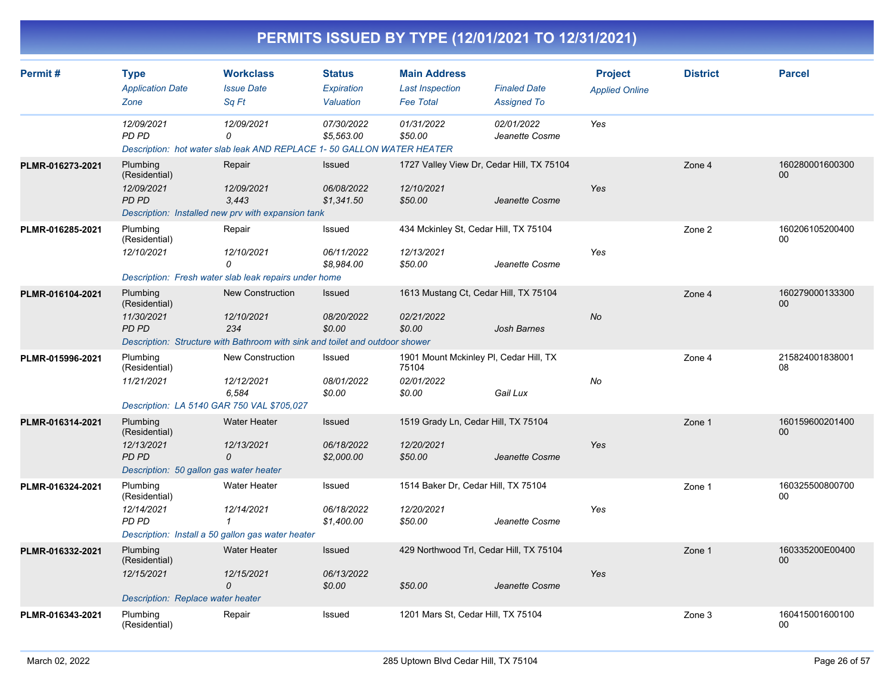# PERMITS ISSUED BY TYPE (12/01/2021 TO 12/31/2021)

| Permit # | Type<br>Application Date<br>Zone | Workclass<br>Issue Date<br>Sq Ft | Status<br>Expiration<br>Valuation | Main Address<br>Last Inspection<br>Fee Total | Finaled Date<br>Assigned To | Project<br>Applied Online | District | Parcel |
|---|---|---|---|---|---|---|---|---|
| | 12/09/2021<br>PD PD | 12/09/2021<br>0 | 07/30/2022<br>$5,563.00 | 01/31/2022<br>$50.00 | 02/01/2022<br>Jeanette Cosme | Yes | | |
| | Description: hot water slab leak AND REPLACE 1- 50 GALLON WATER HEATER | | | | | | | |
| PLMR-016273-2021 | Plumbing (Residential)<br>12/09/2021<br>PD PD | Repair<br>12/09/2021<br>3,443 | Issued<br>06/08/2022<br>$1,341.50 | 1727 Valley View Dr, Cedar Hill, TX 75104<br>12/10/2021<br>$50.00 | Jeanette Cosme | Yes | Zone 4 | 16028000160030000 |
| | Description: Installed new prv with expansion tank | | | | | | | |
| PLMR-016285-2021 | Plumbing (Residential)<br>12/10/2021 | Repair<br>12/10/2021<br>0 | Issued<br>06/11/2022<br>$8,984.00 | 434 Mckinley St, Cedar Hill, TX 75104<br>12/13/2021<br>$50.00 | Jeanette Cosme | Yes | Zone 2 | 16020610520040000 |
| | Description: Fresh water slab leak repairs under home | | | | | | | |
| PLMR-016104-2021 | Plumbing (Residential)<br>11/30/2021<br>PD PD | New Construction<br>12/10/2021<br>234 | Issued<br>08/20/2022<br>$0.00 | 1613 Mustang Ct, Cedar Hill, TX 75104<br>02/21/2022<br>$0.00 | Josh Barnes | No | Zone 4 | 16027900013330000 |
| | Description: Structure with Bathroom with sink and toilet and outdoor shower | | | | | | | |
| PLMR-015996-2021 | Plumbing (Residential)<br>11/21/2021 | New Construction<br>12/12/2021<br>6,584 | Issued<br>08/01/2022<br>$0.00 | 1901 Mount Mckinley Pl, Cedar Hill, TX 75104<br>02/01/2022<br>$0.00 | Gail Lux | No | Zone 4 | 21582400183800108 |
| | Description: LA 5140 GAR 750 VAL $705,027 | | | | | | | |
| PLMR-016314-2021 | Plumbing (Residential)<br>12/13/2021<br>PD PD | Water Heater<br>12/13/2021<br>0 | Issued<br>06/18/2022<br>$2,000.00 | 1519 Grady Ln, Cedar Hill, TX 75104<br>12/20/2021<br>$50.00 | Jeanette Cosme | Yes | Zone 1 | 16015960020140000 |
| | Description: 50 gallon gas water heater | | | | | | | |
| PLMR-016324-2021 | Plumbing (Residential)<br>12/14/2021<br>PD PD | Water Heater<br>12/14/2021<br>1 | Issued<br>06/18/2022<br>$1,400.00 | 1514 Baker Dr, Cedar Hill, TX 75104<br>12/20/2021<br>$50.00 | Jeanette Cosme | Yes | Zone 1 | 16032550080070000 |
| | Description: Install a 50 gallon gas water heater | | | | | | | |
| PLMR-016332-2021 | Plumbing (Residential)<br>12/15/2021 | Water Heater<br>12/15/2021<br>0 | Issued<br>06/13/2022<br>$0.00 | 429 Northwood Trl, Cedar Hill, TX 75104<br><br>$50.00 | Jeanette Cosme | Yes | Zone 1 | 160335200E0040000 |
| | Description: Replace water heater | | | | | | | |
| PLMR-016343-2021 | Plumbing (Residential) | Repair | Issued | 1201 Mars St, Cedar Hill, TX 75104 | | | Zone 3 | 16041500160010000 |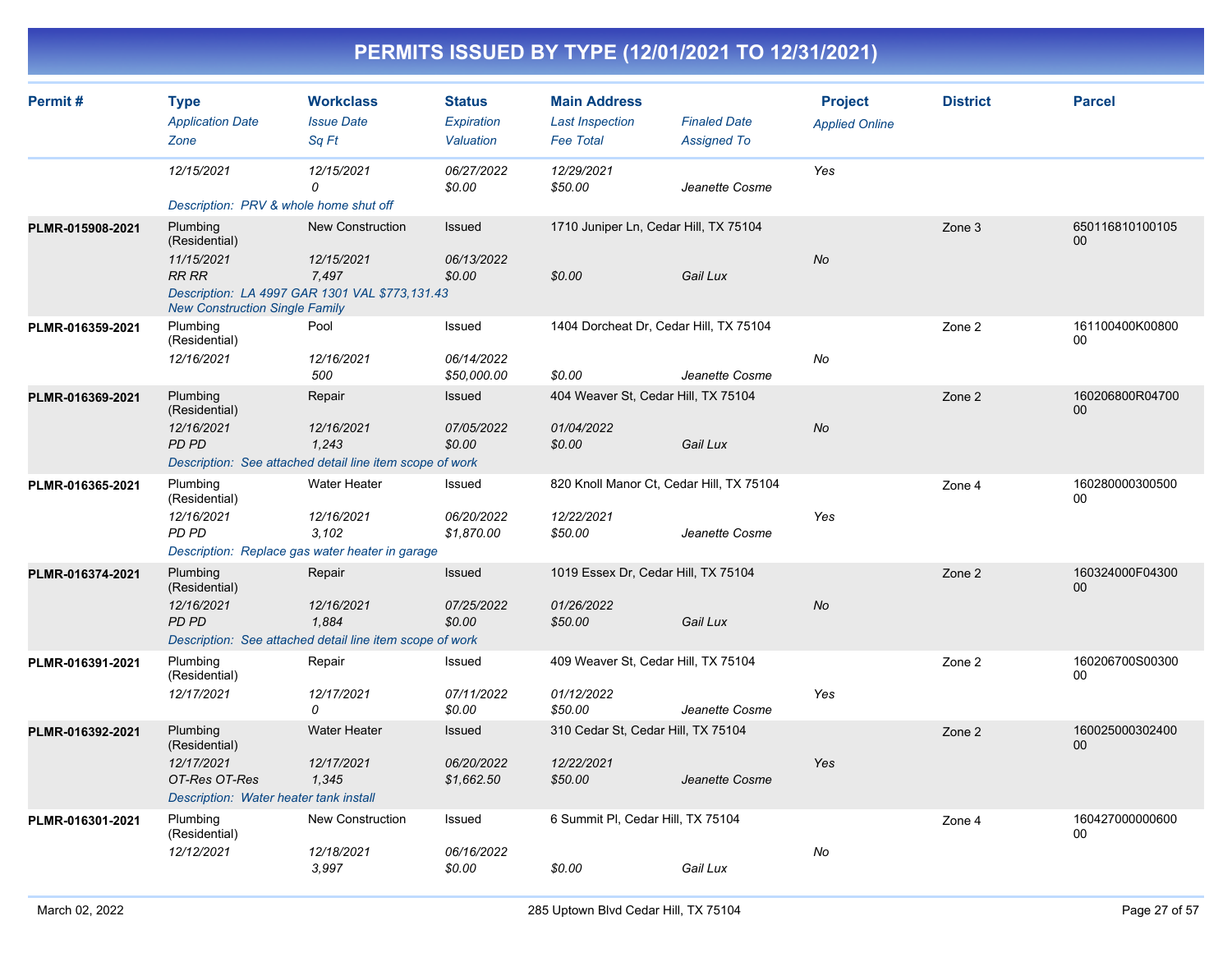# PERMITS ISSUED BY TYPE (12/01/2021 TO 12/31/2021)

| Permit # | Type<br>Application Date<br>Zone | Workclass<br>Issue Date<br>Sq Ft | Status<br>Expiration<br>Valuation | Main Address<br>Last Inspection<br>Fee Total | Finaled Date<br>Assigned To | Project<br>Applied Online | District | Parcel |
|---|---|---|---|---|---|---|---|---|
| | 12/15/2021 | 12/15/2021<br>0 | 06/27/2022<br>$0.00 | 12/29/2021<br>$50.00 | Jeanette Cosme | Yes | | |
| | Description: PRV & whole home shut off | | | | | | | |
| PLMR-015908-2021 | Plumbing (Residential)<br>11/15/2021<br>RR RR | New Construction<br>12/15/2021<br>7,497 | Issued<br>06/13/2022<br>$0.00 | 1710 Juniper Ln, Cedar Hill, TX 75104<br><br>$0.00 | Gail Lux | No | Zone 3 | 65011681010010500 |
| | Description: LA 4997 GAR 1301 VAL $773,131.43 New Construction Single Family | | | | | | | |
| PLMR-016359-2021 | Plumbing (Residential)<br>12/16/2021 | Pool<br>12/16/2021<br>500 | Issued<br>06/14/2022<br>$50,000.00 | 1404 Dorcheat Dr, Cedar Hill, TX 75104<br><br>$0.00 | Jeanette Cosme | No | Zone 2 | 161100400K00800 00 |
| PLMR-016369-2021 | Plumbing (Residential)<br>12/16/2021<br>PD PD | Repair<br>12/16/2021<br>1,243 | Issued<br>07/05/2022<br>$0.00 | 404 Weaver St, Cedar Hill, TX 75104<br>01/04/2022<br>$0.00 | Gail Lux | No | Zone 2 | 160206800R04700 00 |
| | Description: See attached detail line item scope of work | | | | | | | |
| PLMR-016365-2021 | Plumbing (Residential)<br>12/16/2021<br>PD PD | Water Heater<br>12/16/2021<br>3,102 | Issued<br>06/20/2022<br>$1,870.00 | 820 Knoll Manor Ct, Cedar Hill, TX 75104<br>12/22/2021<br>$50.00 | Jeanette Cosme | Yes | Zone 4 | 16028000030050000 |
| | Description: Replace gas water heater in garage | | | | | | | |
| PLMR-016374-2021 | Plumbing (Residential)<br>12/16/2021<br>PD PD | Repair<br>12/16/2021<br>1,884 | Issued<br>07/25/2022<br>$0.00 | 1019 Essex Dr, Cedar Hill, TX 75104<br>01/26/2022<br>$50.00 | Gail Lux | No | Zone 2 | 160324000F04300 00 |
| | Description: See attached detail line item scope of work | | | | | | | |
| PLMR-016391-2021 | Plumbing (Residential)<br>12/17/2021 | Repair<br>12/17/2021<br>0 | Issued<br>07/11/2022<br>$0.00 | 409 Weaver St, Cedar Hill, TX 75104<br>01/12/2022<br>$50.00 | Jeanette Cosme | Yes | Zone 2 | 160206700S00300 00 |
| PLMR-016392-2021 | Plumbing (Residential)<br>12/17/2021<br>OT-Res OT-Res | Water Heater<br>12/17/2021<br>1,345 | Issued<br>06/20/2022<br>$1,662.50 | 310 Cedar St, Cedar Hill, TX 75104<br>12/22/2021<br>$50.00 | Jeanette Cosme | Yes | Zone 2 | 16002500030240000 |
| | Description: Water heater tank install | | | | | | | |
| PLMR-016301-2021 | Plumbing (Residential)<br>12/12/2021 | New Construction<br>12/18/2021<br>3,997 | Issued<br>06/16/2022<br>$0.00 | 6 Summit Pl, Cedar Hill, TX 75104<br><br>$0.00 | Gail Lux | No | Zone 4 | 16042700000060000 |

March 02, 2022 — 285 Uptown Blvd Cedar Hill, TX 75104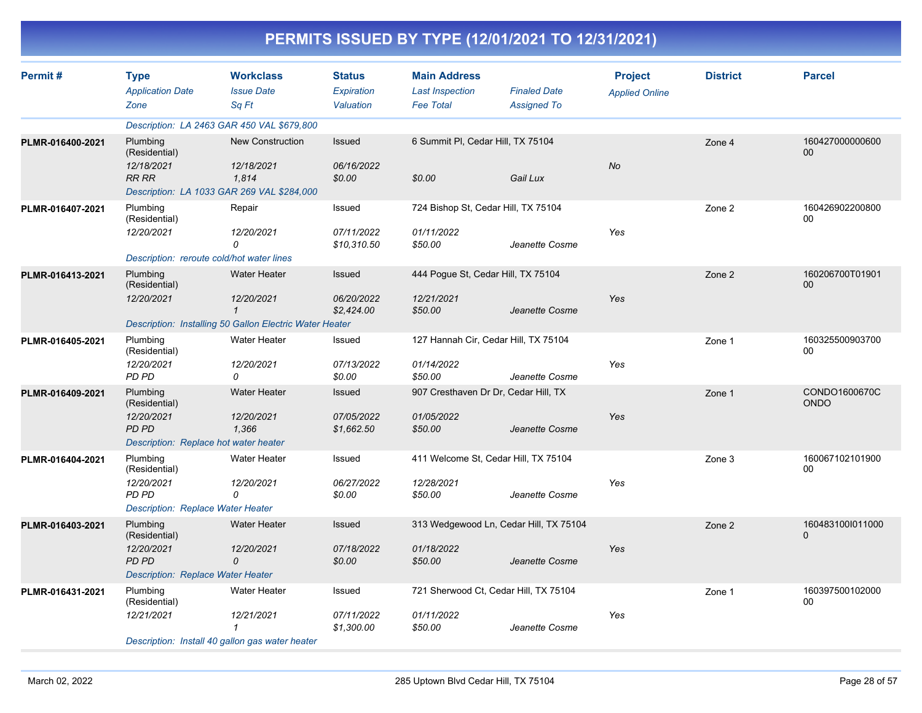# PERMITS ISSUED BY TYPE (12/01/2021 TO 12/31/2021)

| Permit # | Type / Application Date / Zone | Workclass / Issue Date / Sq Ft | Status / Expiration / Valuation | Main Address / Last Inspection / Fee Total | Finaled Date / Assigned To | Project / Applied Online | District | Parcel |
|---|---|---|---|---|---|---|---|---|
| | Description: LA 2463 GAR 450 VAL $679,800 | | | | | | | |
| PLMR-016400-2021 | Plumbing (Residential) / 12/18/2021 / RR RR | New Construction / 12/18/2021 / 1,814 | Issued / 06/16/2022 / $0.00 | 6 Summit Pl, Cedar Hill, TX 75104 / / $0.00 | / Gail Lux | / No | Zone 4 | 16042700000060000 |
| | Description: LA 1033 GAR 269 VAL $284,000 | | | | | | | |
| PLMR-016407-2021 | Plumbing (Residential) / 12/20/2021 / | Repair / 12/20/2021 / 0 | Issued / 07/11/2022 / $10,310.50 | 724 Bishop St, Cedar Hill, TX 75104 / 01/11/2022 / $50.00 | / Jeanette Cosme | / Yes | Zone 2 | 16042690220080000 |
| | Description: reroute cold/hot water lines | | | | | | | |
| PLMR-016413-2021 | Plumbing (Residential) / 12/20/2021 / | Water Heater / 12/20/2021 / 1 | Issued / 06/20/2022 / $2,424.00 | 444 Pogue St, Cedar Hill, TX 75104 / 12/21/2021 / $50.00 | / Jeanette Cosme | / Yes | Zone 2 | 160206700T0190100 |
| | Description: Installing 50 Gallon Electric Water Heater | | | | | | | |
| PLMR-016405-2021 | Plumbing (Residential) / 12/20/2021 / PD PD | Water Heater / 12/20/2021 / 0 | Issued / 07/13/2022 / $0.00 | 127 Hannah Cir, Cedar Hill, TX 75104 / 01/14/2022 / $50.00 | / Jeanette Cosme | / Yes | Zone 1 | 16032550090370000 |
| PLMR-016409-2021 | Plumbing (Residential) / 12/20/2021 / PD PD | Water Heater / 12/20/2021 / 1,366 | Issued / 07/05/2022 / $1,662.50 | 907 Cresthaven Dr Dr, Cedar Hill, TX / 01/05/2022 / $50.00 | / Jeanette Cosme | / Yes | Zone 1 | CONDO1600670CONDO |
| | Description: Replace hot water heater | | | | | | | |
| PLMR-016404-2021 | Plumbing (Residential) / 12/20/2021 / PD PD | Water Heater / 12/20/2021 / 0 | Issued / 06/27/2022 / $0.00 | 411 Welcome St, Cedar Hill, TX 75104 / 12/28/2021 / $50.00 | / Jeanette Cosme | / Yes | Zone 3 | 16006710210190000 |
| | Description: Replace Water Heater | | | | | | | |
| PLMR-016403-2021 | Plumbing (Residential) / 12/20/2021 / PD PD | Water Heater / 12/20/2021 / 0 | Issued / 07/18/2022 / $0.00 | 313 Wedgewood Ln, Cedar Hill, TX 75104 / 01/18/2022 / $50.00 | / Jeanette Cosme | / Yes | Zone 2 | 160483100I0110000 |
| | Description: Replace Water Heater | | | | | | | |
| PLMR-016431-2021 | Plumbing (Residential) / 12/21/2021 / | Water Heater / 12/21/2021 / 1 | Issued / 07/11/2022 / $1,300.00 | 721 Sherwood Ct, Cedar Hill, TX 75104 / 01/11/2022 / $50.00 | / Jeanette Cosme | / Yes | Zone 1 | 16039750010200000 |
| | Description: Install 40 gallon gas water heater | | | | | | | |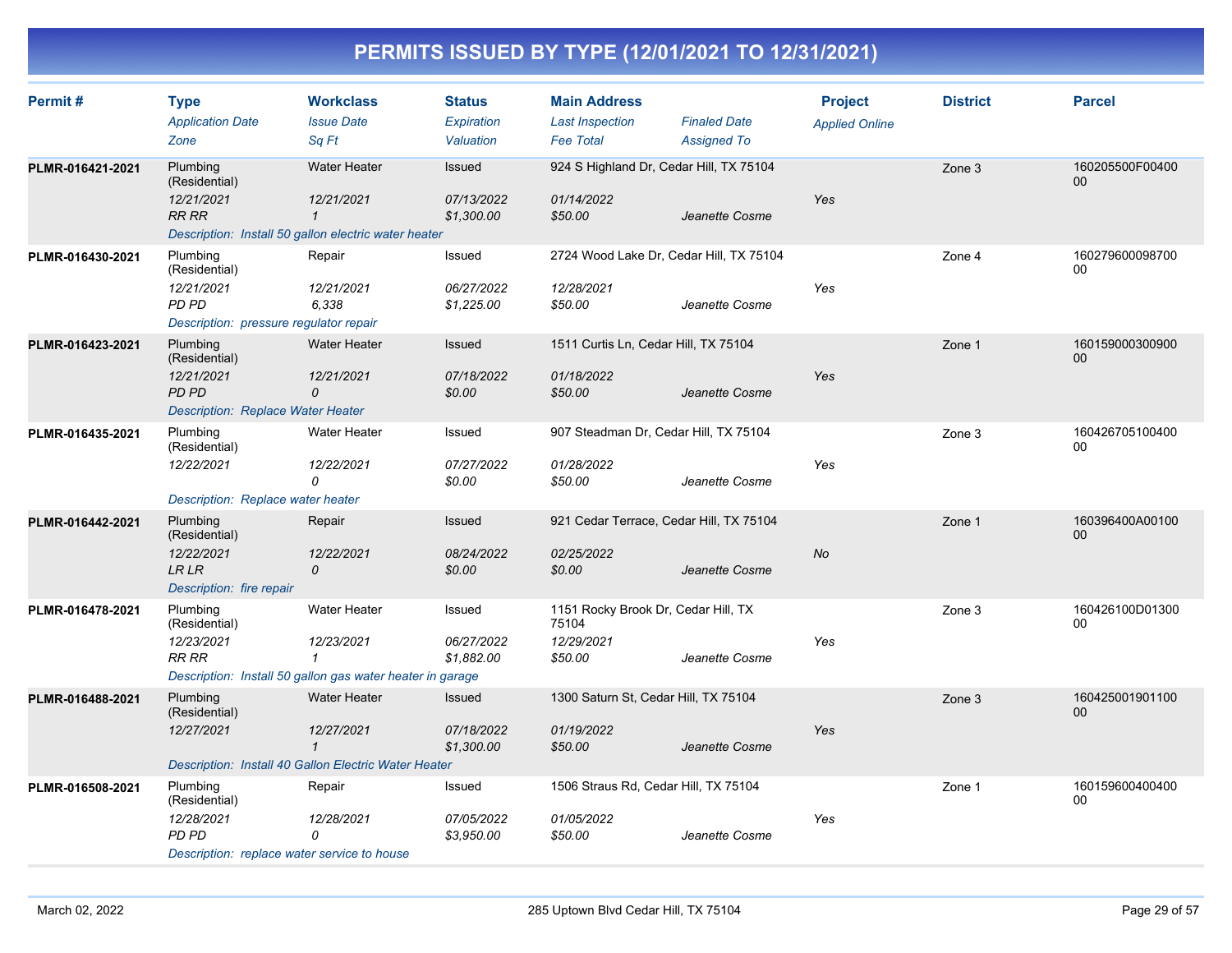# PERMITS ISSUED BY TYPE (12/01/2021 TO 12/31/2021)

| Permit # | Type<br>*Application Date*<br>*Zone* | Workclass<br>*Issue Date*<br>*Sq Ft* | Status<br>*Expiration*<br>*Valuation* | Main Address<br>*Last Inspection*<br>*Fee Total* | *Finaled Date*<br>*Assigned To* | Project<br>*Applied Online* | District | Parcel |
|---|---|---|---|---|---|---|---|---|
| PLMR-016421-2021 | Plumbing (Residential)<br>*12/21/2021*<br>*RR RR* | Water Heater<br>*12/21/2021*<br>*1* | Issued<br>*07/13/2022*<br>*$1,300.00* | 924 S Highland Dr, Cedar Hill, TX 75104<br>*01/14/2022*<br>*$50.00* | *Jeanette Cosme* | *Yes* | Zone 3 | 160205500F0040000 |
| | *Description: Install 50 gallon electric water heater* | | | | | | | |
| PLMR-016430-2021 | Plumbing (Residential)<br>*12/21/2021*<br>*PD PD* | Repair<br>*12/21/2021*<br>*6,338* | Issued<br>*06/27/2022*<br>*$1,225.00* | 2724 Wood Lake Dr, Cedar Hill, TX 75104<br>*12/28/2021*<br>*$50.00* | *Jeanette Cosme* | *Yes* | Zone 4 | 16027960009870000 |
| | *Description: pressure regulator repair* | | | | | | | |
| PLMR-016423-2021 | Plumbing (Residential)<br>*12/21/2021*<br>*PD PD* | Water Heater<br>*12/21/2021*<br>*0* | Issued<br>*07/18/2022*<br>*$0.00* | 1511 Curtis Ln, Cedar Hill, TX 75104<br>*01/18/2022*<br>*$50.00* | *Jeanette Cosme* | *Yes* | Zone 1 | 16015900030090000 |
| | *Description: Replace Water Heater* | | | | | | | |
| PLMR-016435-2021 | Plumbing (Residential)<br>*12/22/2021* | Water Heater<br>*12/22/2021*<br>*0* | Issued<br>*07/27/2022*<br>*$0.00* | 907 Steadman Dr, Cedar Hill, TX 75104<br>*01/28/2022*<br>*$50.00* | *Jeanette Cosme* | *Yes* | Zone 3 | 16042670510040000 |
| | *Description: Replace water heater* | | | | | | | |
| PLMR-016442-2021 | Plumbing (Residential)<br>*12/22/2021*<br>*LR LR* | Repair<br>*12/22/2021*<br>*0* | Issued<br>*08/24/2022*<br>*$0.00* | 921 Cedar Terrace, Cedar Hill, TX 75104<br>*02/25/2022*<br>*$0.00* | *Jeanette Cosme* | *No* | Zone 1 | 160396400A0010000 |
| | *Description: fire repair* | | | | | | | |
| PLMR-016478-2021 | Plumbing (Residential)<br>*12/23/2021*<br>*RR RR* | Water Heater<br>*12/23/2021*<br>*1* | Issued<br>*06/27/2022*<br>*$1,882.00* | 1151 Rocky Brook Dr, Cedar Hill, TX 75104<br>*12/29/2021*<br>*$50.00* | *Jeanette Cosme* | *Yes* | Zone 3 | 160426100D0130000 |
| | *Description: Install 50 gallon gas water heater in garage* | | | | | | | |
| PLMR-016488-2021 | Plumbing (Residential)<br>*12/27/2021* | Water Heater<br>*12/27/2021*<br>*1* | Issued<br>*07/18/2022*<br>*$1,300.00* | 1300 Saturn St, Cedar Hill, TX 75104<br>*01/19/2022*<br>*$50.00* | *Jeanette Cosme* | *Yes* | Zone 3 | 16042500190110000 |
| | *Description: Install 40 Gallon Electric Water Heater* | | | | | | | |
| PLMR-016508-2021 | Plumbing (Residential)<br>*12/28/2021*<br>*PD PD* | Repair<br>*12/28/2021*<br>*0* | Issued<br>*07/05/2022*<br>*$3,950.00* | 1506 Straus Rd, Cedar Hill, TX 75104<br>*01/05/2022*<br>*$50.00* | *Jeanette Cosme* | *Yes* | Zone 1 | 16015960040040000 |
| | *Description: replace water service to house* | | | | | | | |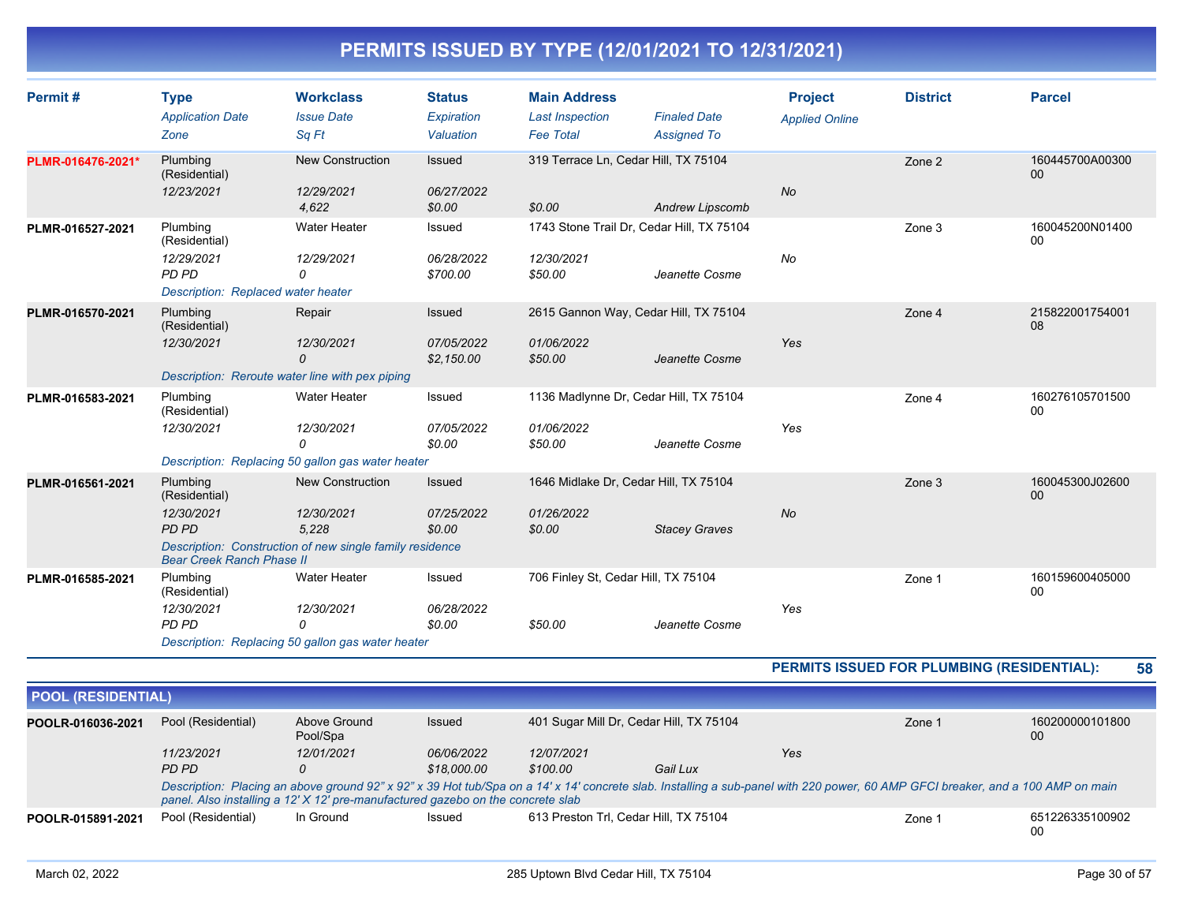# PERMITS ISSUED BY TYPE (12/01/2021 TO 12/31/2021)

| Permit # | Type | Workclass | Status | Main Address | | Project | District | Parcel |
|---|---|---|---|---|---|---|---|---|
| | *Application Date* | *Issue Date* | *Expiration* | *Last Inspection* | *Finaled Date* | *Applied Online* | | |
| | *Zone* | *Sq Ft* | *Valuation* | *Fee Total* | *Assigned To* | | | |
| PLMR-016476-2021* | Plumbing (Residential) | New Construction | Issued | 319 Terrace Ln, Cedar Hill, TX 75104 | | | Zone 2 | 160445700A0030000 |
| | *12/23/2021* | *12/29/2021* | *06/27/2022* | | | *No* | | |
| | | *4,622* | *$0.00* | *$0.00* | *Andrew Lipscomb* | | | |
| PLMR-016527-2021 | Plumbing (Residential) | Water Heater | Issued | 1743 Stone Trail Dr, Cedar Hill, TX 75104 | | | Zone 3 | 160045200N0140000 |
| | *12/29/2021* | *12/29/2021* | *06/28/2022* | *12/30/2021* | | *No* | | |
| | *PD PD* | *0* | *$700.00* | *$50.00* | *Jeanette Cosme* | | | |
| | *Description: Replaced water heater* | | | | | | | |
| PLMR-016570-2021 | Plumbing (Residential) | Repair | Issued | 2615 Gannon Way, Cedar Hill, TX 75104 | | | Zone 4 | 21582200175400108 |
| | *12/30/2021* | *12/30/2021* | *07/05/2022* | *01/06/2022* | | *Yes* | | |
| | | *0* | *$2,150.00* | *$50.00* | *Jeanette Cosme* | | | |
| | *Description: Reroute water line with pex piping* | | | | | | | |
| PLMR-016583-2021 | Plumbing (Residential) | Water Heater | Issued | 1136 Madlynne Dr, Cedar Hill, TX 75104 | | | Zone 4 | 16027610570150000 |
| | *12/30/2021* | *12/30/2021* | *07/05/2022* | *01/06/2022* | | *Yes* | | |
| | | *0* | *$0.00* | *$50.00* | *Jeanette Cosme* | | | |
| | *Description: Replacing 50 gallon gas water heater* | | | | | | | |
| PLMR-016561-2021 | Plumbing (Residential) | New Construction | Issued | 1646 Midlake Dr, Cedar Hill, TX 75104 | | | Zone 3 | 160045300J0260000 |
| | *12/30/2021* | *12/30/2021* | *07/25/2022* | *01/26/2022* | | *No* | | |
| | *PD PD* | *5,228* | *$0.00* | *$0.00* | *Stacey Graves* | | | |
| | *Description: Construction of new single family residence Bear Creek Ranch Phase II* | | | | | | | |
| PLMR-016585-2021 | Plumbing (Residential) | Water Heater | Issued | 706 Finley St, Cedar Hill, TX 75104 | | | Zone 1 | 16015960040500000 |
| | *12/30/2021* | *12/30/2021* | *06/28/2022* | | | *Yes* | | |
| | *PD PD* | *0* | *$0.00* | *$50.00* | *Jeanette Cosme* | | | |
| | *Description: Replacing 50 gallon gas water heater* | | | | | | | |

**PERMITS ISSUED FOR PLUMBING (RESIDENTIAL): 58**

## POOL (RESIDENTIAL)

| Permit # | Type | Workclass | Status | Main Address | | Project | District | Parcel |
|---|---|---|---|---|---|---|---|---|
| POOLR-016036-2021 | Pool (Residential) | Above Ground Pool/Spa | Issued | 401 Sugar Mill Dr, Cedar Hill, TX 75104 | | | Zone 1 | 16020000010180000 |
| | *11/23/2021* | *12/01/2021* | *06/06/2022* | *12/07/2021* | | *Yes* | | |
| | *PD PD* | *0* | *$18,000.00* | *$100.00* | *Gail Lux* | | | |
| | *Description: Placing an above ground 92" x 92" x 39 Hot tub/Spa on a 14' x 14' concrete slab. Installing a sub-panel with 220 power, 60 AMP GFCI breaker, and a 100 AMP on main panel. Also installing a 12' X 12' pre-manufactured gazebo on the concrete slab* | | | | | | | |
| POOLR-015891-2021 | Pool (Residential) | In Ground | Issued | 613 Preston Trl, Cedar Hill, TX 75104 | | | Zone 1 | 65122633510090200 |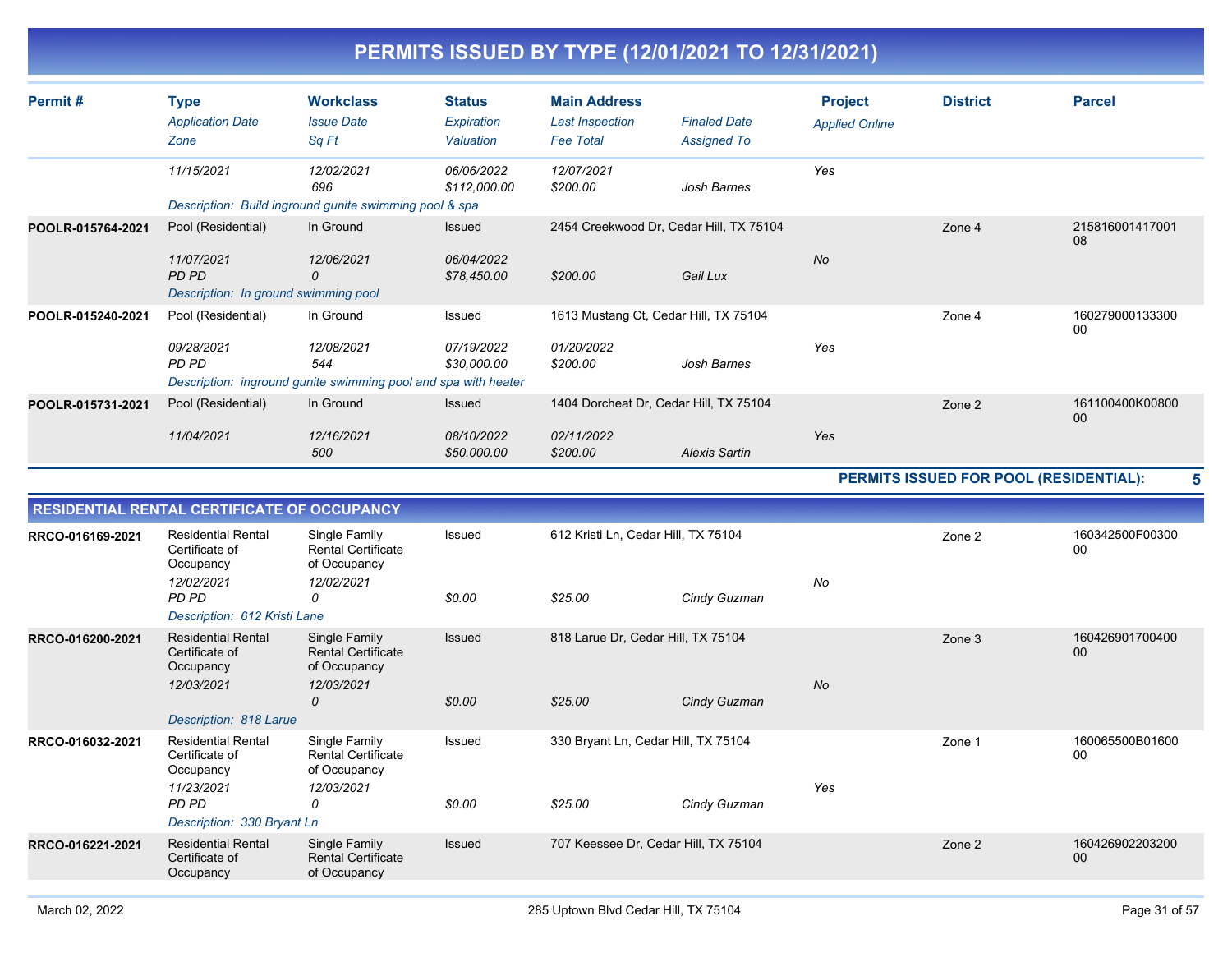# PERMITS ISSUED BY TYPE (12/01/2021 TO 12/31/2021)

| Permit # | Type / Application Date / Zone | Workclass / Issue Date / Sq Ft | Status / Expiration / Valuation | Main Address / Last Inspection / Fee Total | Finaled Date / Assigned To | Project / Applied Online | District | Parcel |
|---|---|---|---|---|---|---|---|---|
| | 11/15/2021 | 12/02/2021<br>696 | 06/06/2022<br>$112,000.00 | 12/07/2021<br>$200.00 | Josh Barnes | Yes | | |
| | Description: Build inground gunite swimming pool & spa | | | | | | | |
| POOLR-015764-2021 | Pool (Residential)<br>11/07/2021<br>PD PD | In Ground<br>12/06/2021<br>0 | Issued<br>06/04/2022<br>$78,450.00 | 2454 Creekwood Dr, Cedar Hill, TX 75104<br><br>$200.00 | Gail Lux | No | Zone 4 | 21581600141700108 |
| | Description: In ground swimming pool | | | | | | | |
| POOLR-015240-2021 | Pool (Residential)<br>09/28/2021<br>PD PD | In Ground<br>12/08/2021<br>544 | Issued<br>07/19/2022<br>$30,000.00 | 1613 Mustang Ct, Cedar Hill, TX 75104<br>01/20/2022<br>$200.00 | Josh Barnes | Yes | Zone 4 | 16027900013330000 |
| | Description: inground gunite swimming pool and spa with heater | | | | | | | |
| POOLR-015731-2021 | Pool (Residential)<br>11/04/2021 | In Ground<br>12/16/2021<br>500 | Issued<br>08/10/2022<br>$50,000.00 | 1404 Dorcheat Dr, Cedar Hill, TX 75104<br>02/11/2022<br>$200.00 | Alexis Sartin | Yes | Zone 2 | 161100400K00800 00 |

**PERMITS ISSUED FOR POOL (RESIDENTIAL): 5**

## RESIDENTIAL RENTAL CERTIFICATE OF OCCUPANCY

| Permit # | Type / Application Date / Zone | Workclass / Issue Date / Sq Ft | Status / Expiration / Valuation | Main Address / Last Inspection / Fee Total | Finaled Date / Assigned To | Project / Applied Online | District | Parcel |
|---|---|---|---|---|---|---|---|---|
| RRCO-016169-2021 | Residential Rental Certificate of Occupancy<br>12/02/2021<br>PD PD | Single Family Rental Certificate of Occupancy<br>12/02/2021<br>0 | Issued<br><br>$0.00 | 612 Kristi Ln, Cedar Hill, TX 75104<br><br>$25.00 | Cindy Guzman | No | Zone 2 | 160342500F00300 00 |
| | Description: 612 Kristi Lane | | | | | | | |
| RRCO-016200-2021 | Residential Rental Certificate of Occupancy<br>12/03/2021 | Single Family Rental Certificate of Occupancy<br>12/03/2021<br>0 | Issued<br><br>$0.00 | 818 Larue Dr, Cedar Hill, TX 75104<br><br>$25.00 | Cindy Guzman | No | Zone 3 | 16042690170040000 |
| | Description: 818 Larue | | | | | | | |
| RRCO-016032-2021 | Residential Rental Certificate of Occupancy<br>11/23/2021<br>PD PD | Single Family Rental Certificate of Occupancy<br>12/03/2021<br>0 | Issued<br><br>$0.00 | 330 Bryant Ln, Cedar Hill, TX 75104<br><br>$25.00 | Cindy Guzman | Yes | Zone 1 | 160065500B01600 00 |
| | Description: 330 Bryant Ln | | | | | | | |
| RRCO-016221-2021 | Residential Rental Certificate of Occupancy | Single Family Rental Certificate of Occupancy | Issued | 707 Keessee Dr, Cedar Hill, TX 75104 | | | Zone 2 | 16042690220320000 |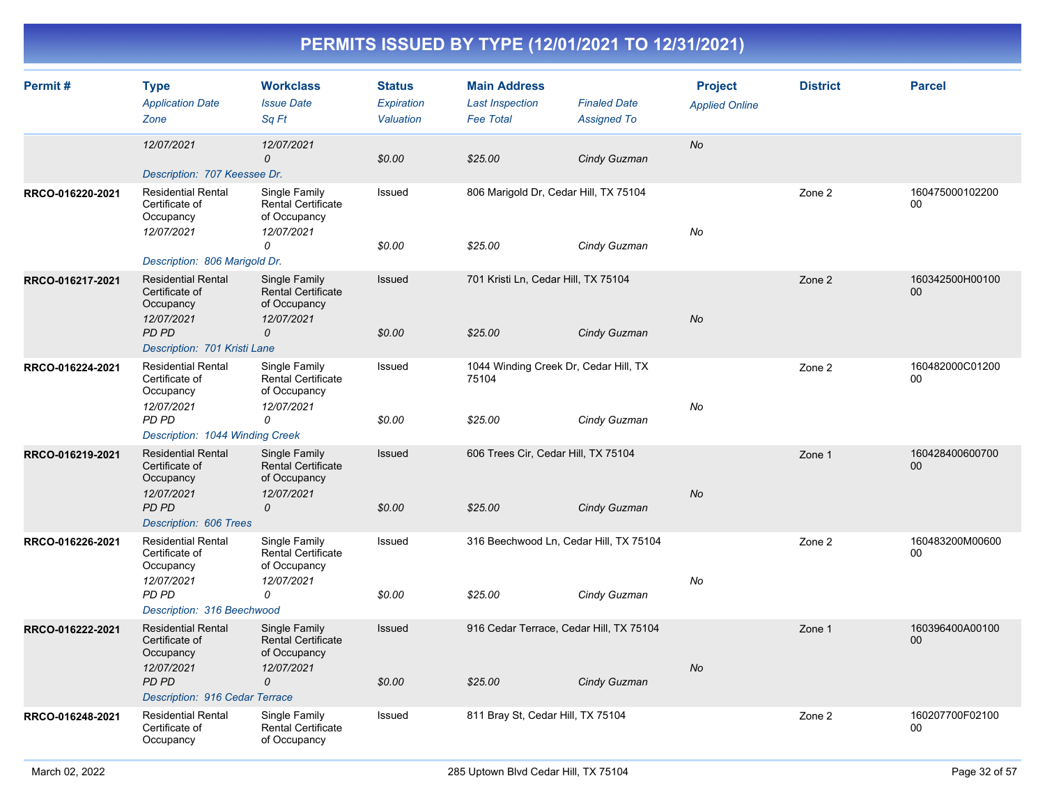# PERMITS ISSUED BY TYPE (12/01/2021 TO 12/31/2021)

| Permit # | Type<br>*Application Date*<br>*Zone* | Workclass<br>*Issue Date*<br>*Sq Ft* | Status<br>*Expiration*<br>*Valuation* | Main Address<br>*Last Inspection*<br>*Fee Total* | *Finaled Date*<br>*Assigned To* | Project<br>*Applied Online* | District | Parcel |
|---|---|---|---|---|---|---|---|---|
| | *12/07/2021* | *12/07/2021*<br>*0* | *$0.00* | *$25.00* | *Cindy Guzman* | *No* | | |
| | *Description: 707 Keessee Dr.* | | | | | | | |
| **RRCO-016220-2021** | Residential Rental Certificate of Occupancy<br>*12/07/2021* | Single Family Rental Certificate of Occupancy<br>*12/07/2021*<br>*0* | Issued<br>*$0.00* | 806 Marigold Dr, Cedar Hill, TX 75104<br>*$25.00* | *Cindy Guzman* | *No* | Zone 2 | 16047500010220000 |
| | *Description: 806 Marigold Dr.* | | | | | | | |
| **RRCO-016217-2021** | Residential Rental Certificate of Occupancy<br>*12/07/2021*<br>*PD PD* | Single Family Rental Certificate of Occupancy<br>*12/07/2021*<br>*0* | Issued<br>*$0.00* | 701 Kristi Ln, Cedar Hill, TX 75104<br>*$25.00* | *Cindy Guzman* | *No* | Zone 2 | 160342500H0010000 |
| | *Description: 701 Kristi Lane* | | | | | | | |
| **RRCO-016224-2021** | Residential Rental Certificate of Occupancy<br>*12/07/2021*<br>*PD PD* | Single Family Rental Certificate of Occupancy<br>*12/07/2021*<br>*0* | Issued<br>*$0.00* | 1044 Winding Creek Dr, Cedar Hill, TX 75104<br>*$25.00* | *Cindy Guzman* | *No* | Zone 2 | 160482000C0120000 |
| | *Description: 1044 Winding Creek* | | | | | | | |
| **RRCO-016219-2021** | Residential Rental Certificate of Occupancy<br>*12/07/2021*<br>*PD PD* | Single Family Rental Certificate of Occupancy<br>*12/07/2021*<br>*0* | Issued<br>*$0.00* | 606 Trees Cir, Cedar Hill, TX 75104<br>*$25.00* | *Cindy Guzman* | *No* | Zone 1 | 16042840060070000 |
| | *Description: 606 Trees* | | | | | | | |
| **RRCO-016226-2021** | Residential Rental Certificate of Occupancy<br>*12/07/2021*<br>*PD PD* | Single Family Rental Certificate of Occupancy<br>*12/07/2021*<br>*0* | Issued<br>*$0.00* | 316 Beechwood Ln, Cedar Hill, TX 75104<br>*$25.00* | *Cindy Guzman* | *No* | Zone 2 | 160483200M0060000 |
| | *Description: 316 Beechwood* | | | | | | | |
| **RRCO-016222-2021** | Residential Rental Certificate of Occupancy<br>*12/07/2021*<br>*PD PD* | Single Family Rental Certificate of Occupancy<br>*12/07/2021*<br>*0* | Issued<br>*$0.00* | 916 Cedar Terrace, Cedar Hill, TX 75104<br>*$25.00* | *Cindy Guzman* | *No* | Zone 1 | 160396400A0010000 |
| | *Description: 916 Cedar Terrace* | | | | | | | |
| **RRCO-016248-2021** | Residential Rental Certificate of Occupancy | Single Family Rental Certificate of Occupancy | Issued | 811 Bray St, Cedar Hill, TX 75104 | | | Zone 2 | 160207700F0210000 |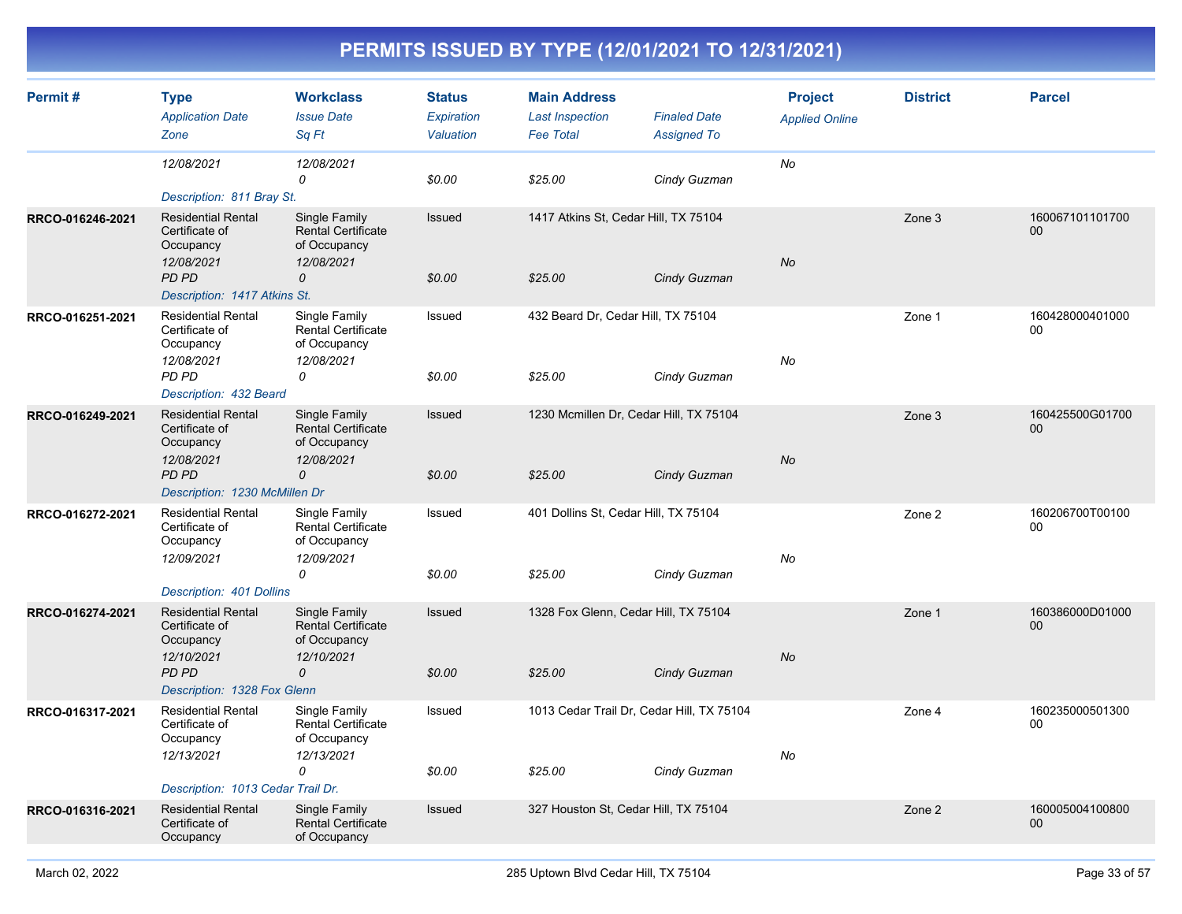# PERMITS ISSUED BY TYPE (12/01/2021 TO 12/31/2021)

| Permit # | Type / Application Date / Zone | Workclass / Issue Date / Sq Ft | Status / Expiration / Valuation | Main Address / Last Inspection / Fee Total | Finaled Date / Assigned To | Project / Applied Online | District | Parcel |
|---|---|---|---|---|---|---|---|---|
| | 12/08/2021 | 12/08/2021<br>0 | $0.00 | $25.00 | Cindy Guzman | No | | |
| | Description: 811 Bray St. | | | | | | | |
| RRCO-016246-2021 | Residential Rental Certificate of Occupancy<br>12/08/2021<br>PD PD | Single Family Rental Certificate of Occupancy<br>12/08/2021<br>0 | Issued<br><br>$0.00 | 1417 Atkins St, Cedar Hill, TX 75104<br><br>$25.00 | Cindy Guzman | No | Zone 3 | 16006710110170000 |
| | Description: 1417 Atkins St. | | | | | | | |
| RRCO-016251-2021 | Residential Rental Certificate of Occupancy<br>12/08/2021<br>PD PD | Single Family Rental Certificate of Occupancy<br>12/08/2021<br>0 | Issued<br><br>$0.00 | 432 Beard Dr, Cedar Hill, TX 75104<br><br>$25.00 | Cindy Guzman | No | Zone 1 | 16042800040100000 |
| | Description: 432 Beard | | | | | | | |
| RRCO-016249-2021 | Residential Rental Certificate of Occupancy<br>12/08/2021<br>PD PD | Single Family Rental Certificate of Occupancy<br>12/08/2021<br>0 | Issued<br><br>$0.00 | 1230 Mcmillen Dr, Cedar Hill, TX 75104<br><br>$25.00 | Cindy Guzman | No | Zone 3 | 160425500G0170000 |
| | Description: 1230 McMillen Dr | | | | | | | |
| RRCO-016272-2021 | Residential Rental Certificate of Occupancy<br>12/09/2021 | Single Family Rental Certificate of Occupancy<br>12/09/2021<br>0 | Issued<br><br>$0.00 | 401 Dollins St, Cedar Hill, TX 75104<br><br>$25.00 | Cindy Guzman | No | Zone 2 | 160206700T0010000 |
| | Description: 401 Dollins | | | | | | | |
| RRCO-016274-2021 | Residential Rental Certificate of Occupancy<br>12/10/2021<br>PD PD | Single Family Rental Certificate of Occupancy<br>12/10/2021<br>0 | Issued<br><br>$0.00 | 1328 Fox Glenn, Cedar Hill, TX 75104<br><br>$25.00 | Cindy Guzman | No | Zone 1 | 160386000D0100000 |
| | Description: 1328 Fox Glenn | | | | | | | |
| RRCO-016317-2021 | Residential Rental Certificate of Occupancy<br>12/13/2021 | Single Family Rental Certificate of Occupancy<br>12/13/2021<br>0 | Issued<br><br>$0.00 | 1013 Cedar Trail Dr, Cedar Hill, TX 75104<br><br>$25.00 | Cindy Guzman | No | Zone 4 | 16023500050130000 |
| | Description: 1013 Cedar Trail Dr. | | | | | | | |
| RRCO-016316-2021 | Residential Rental Certificate of Occupancy | Single Family Rental Certificate of Occupancy | Issued | 327 Houston St, Cedar Hill, TX 75104 | | | Zone 2 | 16000500410080000 |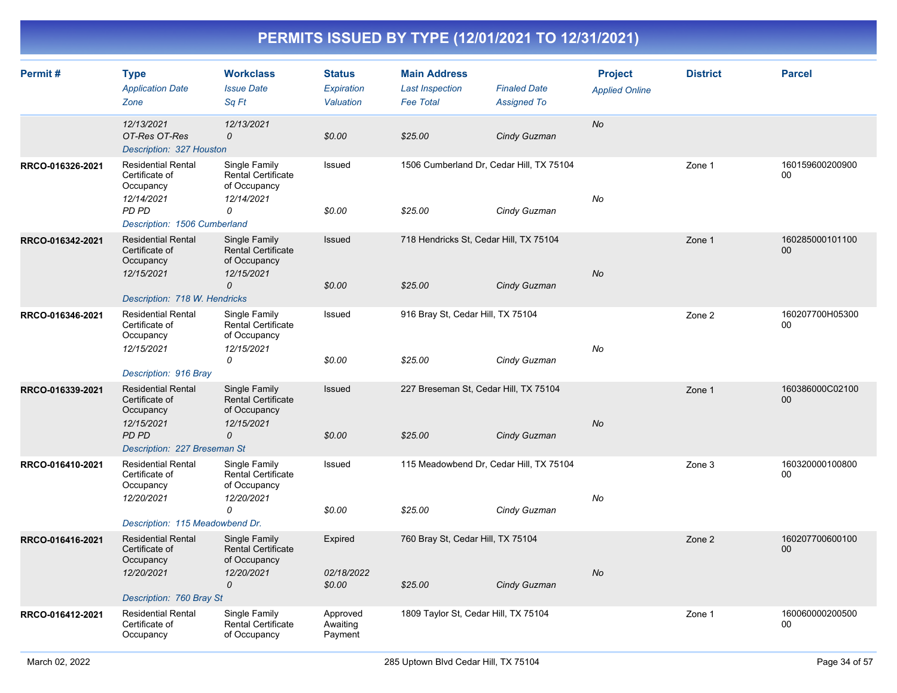# PERMITS ISSUED BY TYPE (12/01/2021 TO 12/31/2021)

| Permit # | Type<br>*Application Date*<br>*Zone* | Workclass<br>*Issue Date*<br>*Sq Ft* | Status<br>*Expiration*<br>*Valuation* | Main Address<br>*Last Inspection*<br>*Fee Total* | *Finaled Date*<br>*Assigned To* | Project<br>*Applied Online* | District | Parcel |
|---|---|---|---|---|---|---|---|---|
| | *12/13/2021*<br>*OT-Res OT-Res*<br>*Description: 327 Houston* | *12/13/2021*<br>*0* | *$0.00* | *$25.00* | *Cindy Guzman* | *No* | | |
| **RRCO-016326-2021** | Residential Rental Certificate of Occupancy<br>*12/14/2021*<br>*PD PD*<br>*Description: 1506 Cumberland* | Single Family Rental Certificate of Occupancy<br>*12/14/2021*<br>*0* | Issued<br>*$0.00* | 1506 Cumberland Dr, Cedar Hill, TX 75104<br>*$25.00* | *Cindy Guzman* | *No* | Zone 1 | 16015960020090000 |
| **RRCO-016342-2021** | Residential Rental Certificate of Occupancy<br>*12/15/2021*<br>*Description: 718 W. Hendricks* | Single Family Rental Certificate of Occupancy<br>*12/15/2021*<br>*0* | Issued<br>*$0.00* | 718 Hendricks St, Cedar Hill, TX 75104<br>*$25.00* | *Cindy Guzman* | *No* | Zone 1 | 16028500010110000 |
| **RRCO-016346-2021** | Residential Rental Certificate of Occupancy<br>*12/15/2021*<br>*Description: 916 Bray* | Single Family Rental Certificate of Occupancy<br>*12/15/2021*<br>*0* | Issued<br>*$0.00* | 916 Bray St, Cedar Hill, TX 75104<br>*$25.00* | *Cindy Guzman* | *No* | Zone 2 | 160207700H0530000 |
| **RRCO-016339-2021** | Residential Rental Certificate of Occupancy<br>*12/15/2021*<br>*PD PD*<br>*Description: 227 Breseman St* | Single Family Rental Certificate of Occupancy<br>*12/15/2021*<br>*0* | Issued<br>*$0.00* | 227 Breseman St, Cedar Hill, TX 75104<br>*$25.00* | *Cindy Guzman* | *No* | Zone 1 | 160386000C0210000 |
| **RRCO-016410-2021** | Residential Rental Certificate of Occupancy<br>*12/20/2021*<br>*Description: 115 Meadowbend Dr.* | Single Family Rental Certificate of Occupancy<br>*12/20/2021*<br>*0* | Issued<br>*$0.00* | 115 Meadowbend Dr, Cedar Hill, TX 75104<br>*$25.00* | *Cindy Guzman* | *No* | Zone 3 | 16032000010080000 |
| **RRCO-016416-2021** | Residential Rental Certificate of Occupancy<br>*12/20/2021*<br>*Description: 760 Bray St* | Single Family Rental Certificate of Occupancy<br>*12/20/2021*<br>*0* | Expired<br>*02/18/2022*<br>*$0.00* | 760 Bray St, Cedar Hill, TX 75104<br>*$25.00* | *Cindy Guzman* | *No* | Zone 2 | 16020770060010000 |
| **RRCO-016412-2021** | Residential Rental Certificate of Occupancy | Single Family Rental Certificate of Occupancy | Approved Awaiting Payment | 1809 Taylor St, Cedar Hill, TX 75104 | | | Zone 1 | 16006000020050000 |

March 02, 2022 — 285 Uptown Blvd Cedar Hill, TX 75104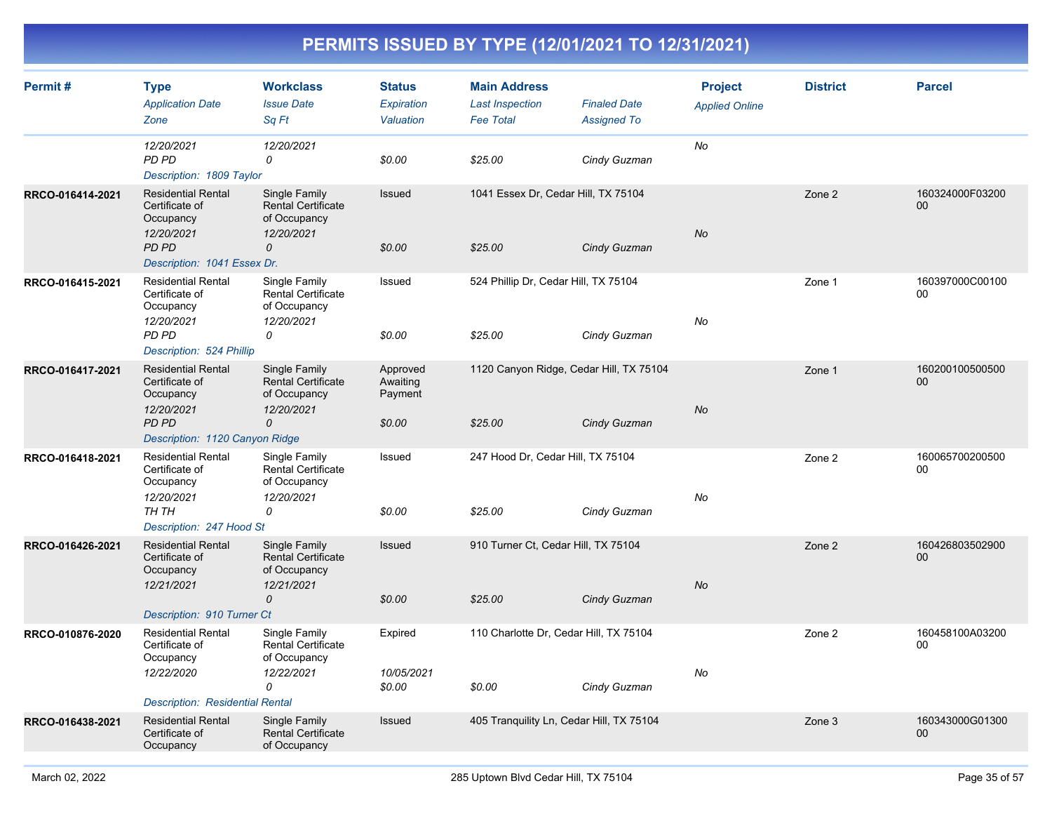# PERMITS ISSUED BY TYPE (12/01/2021 TO 12/31/2021)

| Permit # | Type<br>*Application Date*<br>*Zone* | Workclass<br>*Issue Date*<br>*Sq Ft* | Status<br>*Expiration*<br>*Valuation* | Main Address<br>*Last Inspection*<br>*Fee Total* | *Finaled Date*<br>*Assigned To* | Project<br>*Applied Online* | District | Parcel |
|---|---|---|---|---|---|---|---|---|
| | *12/20/2021*<br>*PD PD* | *12/20/2021*<br>*0* | *$0.00* | *$25.00* | *Cindy Guzman* | *No* | | |
| | *Description: 1809 Taylor* | | | | | | | |
| RRCO-016414-2021 | Residential Rental Certificate of Occupancy<br>*12/20/2021*<br>*PD PD* | Single Family Rental Certificate of Occupancy<br>*12/20/2021*<br>*0* | Issued<br><br>*$0.00* | 1041 Essex Dr, Cedar Hill, TX 75104<br><br>*$25.00* | *Cindy Guzman* | *No* | Zone 2 | 160324000F0320000 |
| | *Description: 1041 Essex Dr.* | | | | | | | |
| RRCO-016415-2021 | Residential Rental Certificate of Occupancy<br>*12/20/2021*<br>*PD PD* | Single Family Rental Certificate of Occupancy<br>*12/20/2021*<br>*0* | Issued<br><br>*$0.00* | 524 Phillip Dr, Cedar Hill, TX 75104<br><br>*$25.00* | *Cindy Guzman* | *No* | Zone 1 | 160397000C0010000 |
| | *Description: 524 Phillip* | | | | | | | |
| RRCO-016417-2021 | Residential Rental Certificate of Occupancy<br>*12/20/2021*<br>*PD PD* | Single Family Rental Certificate of Occupancy<br>*12/20/2021*<br>*0* | Approved Awaiting Payment<br><br>*$0.00* | 1120 Canyon Ridge, Cedar Hill, TX 75104<br><br>*$25.00* | *Cindy Guzman* | *No* | Zone 1 | 16020010050050000 |
| | *Description: 1120 Canyon Ridge* | | | | | | | |
| RRCO-016418-2021 | Residential Rental Certificate of Occupancy<br>*12/20/2021*<br>*TH TH* | Single Family Rental Certificate of Occupancy<br>*12/20/2021*<br>*0* | Issued<br><br>*$0.00* | 247 Hood Dr, Cedar Hill, TX 75104<br><br>*$25.00* | *Cindy Guzman* | *No* | Zone 2 | 16006570020050000 |
| | *Description: 247 Hood St* | | | | | | | |
| RRCO-016426-2021 | Residential Rental Certificate of Occupancy<br>*12/21/2021* | Single Family Rental Certificate of Occupancy<br>*12/21/2021*<br>*0* | Issued<br><br>*$0.00* | 910 Turner Ct, Cedar Hill, TX 75104<br><br>*$25.00* | *Cindy Guzman* | *No* | Zone 2 | 16042680350290000 |
| | *Description: 910 Turner Ct* | | | | | | | |
| RRCO-010876-2020 | Residential Rental Certificate of Occupancy<br>*12/22/2020* | Single Family Rental Certificate of Occupancy<br>*12/22/2021*<br>*0* | Expired<br>*10/05/2021*<br>*$0.00* | 110 Charlotte Dr, Cedar Hill, TX 75104<br><br>*$0.00* | *Cindy Guzman* | *No* | Zone 2 | 160458100A0320000 |
| | *Description: Residential Rental* | | | | | | | |
| RRCO-016438-2021 | Residential Rental Certificate of Occupancy | Single Family Rental Certificate of Occupancy | Issued | 405 Tranquility Ln, Cedar Hill, TX 75104 | | | Zone 3 | 160343000G0130000 |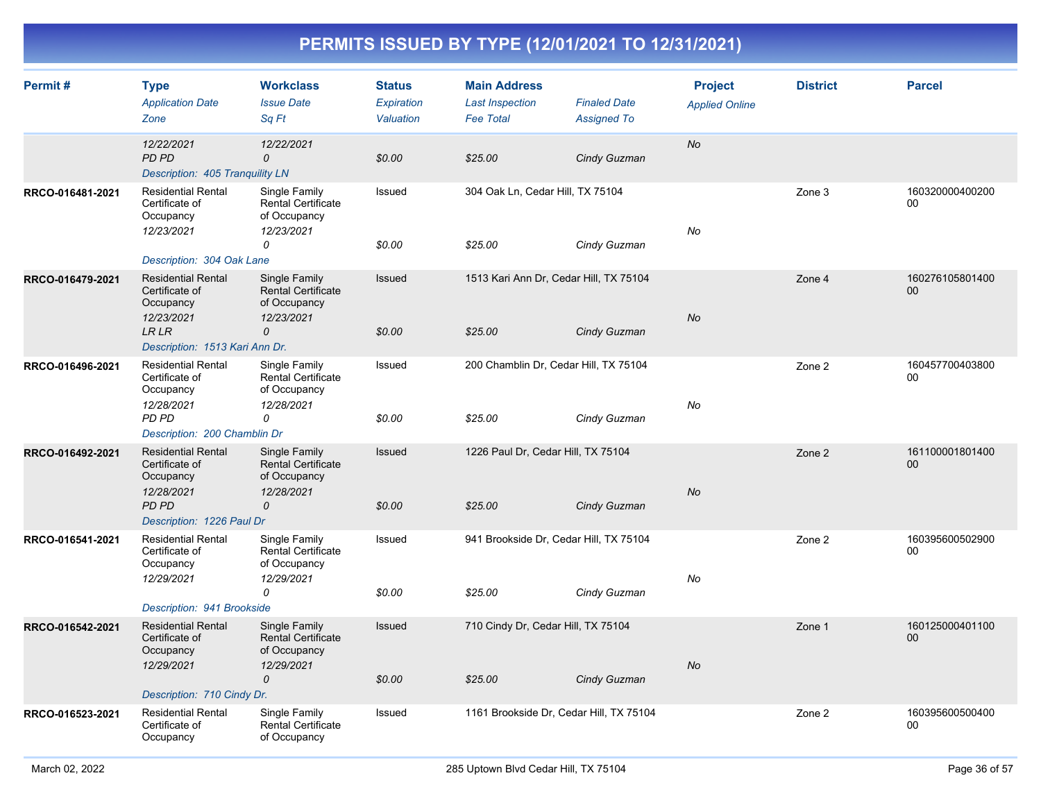# PERMITS ISSUED BY TYPE (12/01/2021 TO 12/31/2021)

| Permit # | Type / Application Date / Zone | Workclass / Issue Date / Sq Ft | Status / Expiration / Valuation | Main Address / Last Inspection / Fee Total | Finaled Date / Assigned To | Project / Applied Online | District | Parcel |
|---|---|---|---|---|---|---|---|---|
| | 12/22/2021<br>PD PD | 12/22/2021<br>0 | <br>$0.00 | <br>$25.00 | Cindy Guzman | No | | |
| | Description: 405 Tranquility LN | | | | | | | |
| RRCO-016481-2021 | Residential Rental Certificate of Occupancy<br>12/23/2021 | Single Family Rental Certificate of Occupancy<br>12/23/2021<br>0 | Issued<br><br>$0.00 | 304 Oak Ln, Cedar Hill, TX 75104<br><br>$25.00 | Cindy Guzman | No | Zone 3 | 16032000040020000 |
| | Description: 304 Oak Lane | | | | | | | |
| RRCO-016479-2021 | Residential Rental Certificate of Occupancy<br>12/23/2021<br>LR LR | Single Family Rental Certificate of Occupancy<br>12/23/2021<br>0 | Issued<br><br>$0.00 | 1513 Kari Ann Dr, Cedar Hill, TX 75104<br><br>$25.00 | Cindy Guzman | No | Zone 4 | 16027610580140000 |
| | Description: 1513 Kari Ann Dr. | | | | | | | |
| RRCO-016496-2021 | Residential Rental Certificate of Occupancy<br>12/28/2021<br>PD PD | Single Family Rental Certificate of Occupancy<br>12/28/2021<br>0 | Issued<br><br>$0.00 | 200 Chamblin Dr, Cedar Hill, TX 75104<br><br>$25.00 | Cindy Guzman | No | Zone 2 | 16045770040380000 |
| | Description: 200 Chamblin Dr | | | | | | | |
| RRCO-016492-2021 | Residential Rental Certificate of Occupancy<br>12/28/2021<br>PD PD | Single Family Rental Certificate of Occupancy<br>12/28/2021<br>0 | Issued<br><br>$0.00 | 1226 Paul Dr, Cedar Hill, TX 75104<br><br>$25.00 | Cindy Guzman | No | Zone 2 | 16110000180140000 |
| | Description: 1226 Paul Dr | | | | | | | |
| RRCO-016541-2021 | Residential Rental Certificate of Occupancy<br>12/29/2021 | Single Family Rental Certificate of Occupancy<br>12/29/2021<br>0 | Issued<br><br>$0.00 | 941 Brookside Dr, Cedar Hill, TX 75104<br><br>$25.00 | Cindy Guzman | No | Zone 2 | 16039560050290000 |
| | Description: 941 Brookside | | | | | | | |
| RRCO-016542-2021 | Residential Rental Certificate of Occupancy<br>12/29/2021 | Single Family Rental Certificate of Occupancy<br>12/29/2021<br>0 | Issued<br><br>$0.00 | 710 Cindy Dr, Cedar Hill, TX 75104<br><br>$25.00 | Cindy Guzman | No | Zone 1 | 16012500040110000 |
| | Description: 710 Cindy Dr. | | | | | | | |
| RRCO-016523-2021 | Residential Rental Certificate of Occupancy | Single Family Rental Certificate of Occupancy | Issued | 1161 Brookside Dr, Cedar Hill, TX 75104 | | | Zone 2 | 16039560050040000 |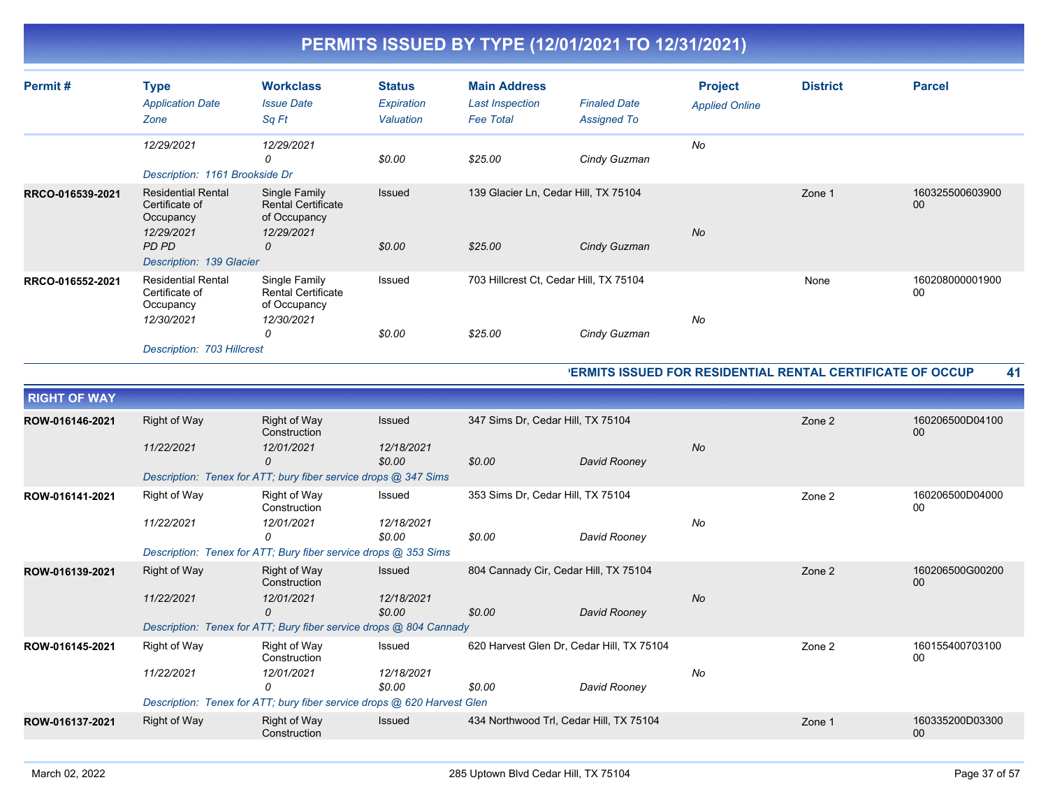# PERMITS ISSUED BY TYPE (12/01/2021 TO 12/31/2021)

| Permit # | Type / Application Date / Zone | Workclass / Issue Date / Sq Ft | Status / Expiration / Valuation | Main Address / Last Inspection / Fee Total | Finaled Date / Assigned To | Project / Applied Online | District | Parcel |
|---|---|---|---|---|---|---|---|---|
| | 12/29/2021 | 12/29/2021 | | | | No | | |
| | | 0 | $0.00 | $25.00 | Cindy Guzman | | | |
| | Description: 1161 Brookside Dr | | | | | | | |
| RRCO-016539-2021 | Residential Rental Certificate of Occupancy | Single Family Rental Certificate of Occupancy | Issued | 139 Glacier Ln, Cedar Hill, TX 75104 | | | Zone 1 | 16032550060390000 |
| | 12/29/2021 | 12/29/2021 | | | | No | | |
| | PD PD | 0 | $0.00 | $25.00 | Cindy Guzman | | | |
| | Description: 139 Glacier | | | | | | | |
| RRCO-016552-2021 | Residential Rental Certificate of Occupancy | Single Family Rental Certificate of Occupancy | Issued | 703 Hillcrest Ct, Cedar Hill, TX 75104 | | | None | 16020800000190000 |
| | 12/30/2021 | 12/30/2021 | | | | No | | |
| | | 0 | $0.00 | $25.00 | Cindy Guzman | | | |
| | Description: 703 Hillcrest | | | | | | | |

**PERMITS ISSUED FOR RESIDENTIAL RENTAL CERTIFICATE OF OCCUP 41**

## RIGHT OF WAY

| Permit # | Type / Application Date / Zone | Workclass / Issue Date / Sq Ft | Status / Expiration / Valuation | Main Address / Last Inspection / Fee Total | Finaled Date / Assigned To | Project / Applied Online | District | Parcel |
|---|---|---|---|---|---|---|---|---|
| ROW-016146-2021 | Right of Way | Right of Way Construction | Issued | 347 Sims Dr, Cedar Hill, TX 75104 | | | Zone 2 | 160206500D0410000 |
| | 11/22/2021 | 12/01/2021 | 12/18/2021 | | | No | | |
| | | 0 | $0.00 | $0.00 | David Rooney | | | |
| | Description: Tenex for ATT; bury fiber service drops @ 347 Sims | | | | | | | |
| ROW-016141-2021 | Right of Way | Right of Way Construction | Issued | 353 Sims Dr, Cedar Hill, TX 75104 | | | Zone 2 | 160206500D0400000 |
| | 11/22/2021 | 12/01/2021 | 12/18/2021 | | | No | | |
| | | 0 | $0.00 | $0.00 | David Rooney | | | |
| | Description: Tenex for ATT; Bury fiber service drops @ 353 Sims | | | | | | | |
| ROW-016139-2021 | Right of Way | Right of Way Construction | Issued | 804 Cannady Cir, Cedar Hill, TX 75104 | | | Zone 2 | 160206500G0020000 |
| | 11/22/2021 | 12/01/2021 | 12/18/2021 | | | No | | |
| | | 0 | $0.00 | $0.00 | David Rooney | | | |
| | Description: Tenex for ATT; Bury fiber service drops @ 804 Cannady | | | | | | | |
| ROW-016145-2021 | Right of Way | Right of Way Construction | Issued | 620 Harvest Glen Dr, Cedar Hill, TX 75104 | | | Zone 2 | 16015540070310000 |
| | 11/22/2021 | 12/01/2021 | 12/18/2021 | | | No | | |
| | | 0 | $0.00 | $0.00 | David Rooney | | | |
| | Description: Tenex for ATT; bury fiber service drops @ 620 Harvest Glen | | | | | | | |
| ROW-016137-2021 | Right of Way | Right of Way Construction | Issued | 434 Northwood Trl, Cedar Hill, TX 75104 | | | Zone 1 | 160335200D0330000 |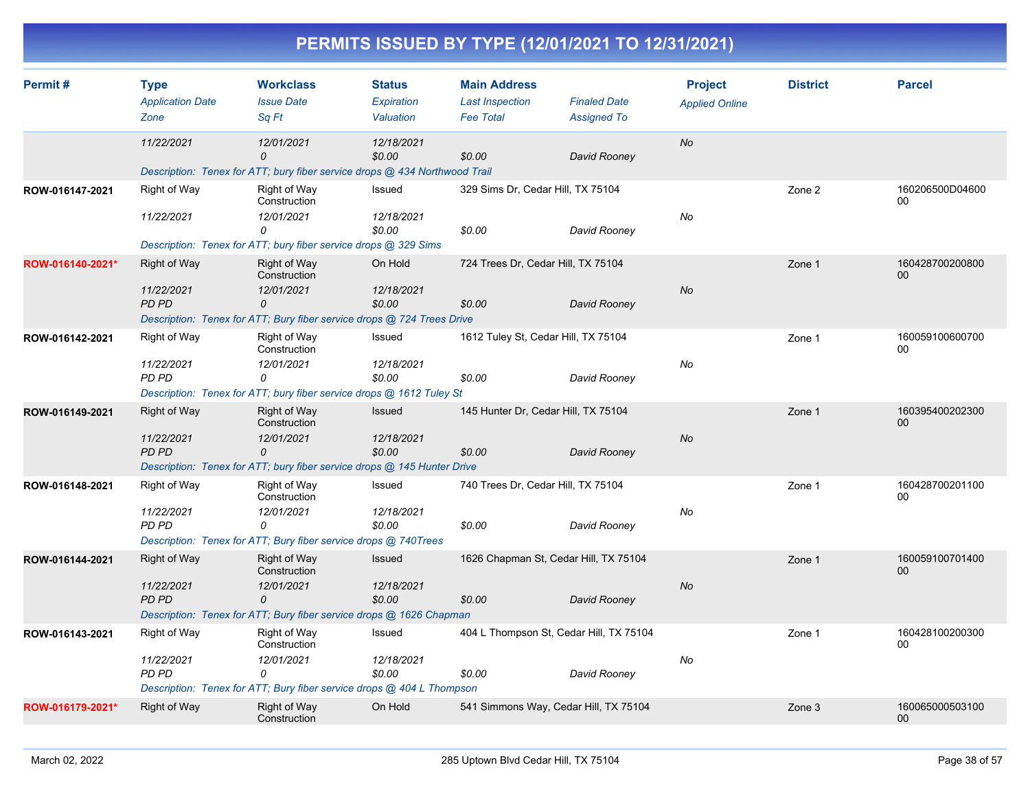# PERMITS ISSUED BY TYPE (12/01/2021 TO 12/31/2021)

| Permit # | Type<br>*Application Date*<br>*Zone* | Workclass<br>*Issue Date*<br>*Sq Ft* | Status<br>*Expiration*<br>*Valuation* | Main Address<br>*Last Inspection*<br>*Fee Total* | *Finaled Date*<br>*Assigned To* | Project<br>*Applied Online* | District | Parcel |
|---|---|---|---|---|---|---|---|---|
| | *11/22/2021* | *12/01/2021*<br>*0* | *12/18/2021*<br>*$0.00* | *$0.00* | *David Rooney* | *No* | | |
| | *Description: Tenex for ATT; bury fiber service drops @ 434 Northwood Trail* | | | | | | | |
| **ROW-016147-2021** | Right of Way<br>*11/22/2021* | Right of Way Construction<br>*12/01/2021*<br>*0* | Issued<br>*12/18/2021*<br>*$0.00* | 329 Sims Dr, Cedar Hill, TX 75104<br>*$0.00* | *David Rooney* | *No* | Zone 2 | 160206500D04600 00 |
| | *Description: Tenex for ATT; bury fiber service drops @ 329 Sims* | | | | | | | |
| **ROW-016140-2021*** | Right of Way<br>*11/22/2021*<br>*PD PD* | Right of Way Construction<br>*12/01/2021*<br>*0* | On Hold<br>*12/18/2021*<br>*$0.00* | 724 Trees Dr, Cedar Hill, TX 75104<br>*$0.00* | *David Rooney* | *No* | Zone 1 | 160428700200800 00 |
| | *Description: Tenex for ATT; Bury fiber service drops @ 724 Trees Drive* | | | | | | | |
| **ROW-016142-2021** | Right of Way<br>*11/22/2021*<br>*PD PD* | Right of Way Construction<br>*12/01/2021*<br>*0* | Issued<br>*12/18/2021*<br>*$0.00* | 1612 Tuley St, Cedar Hill, TX 75104<br>*$0.00* | *David Rooney* | *No* | Zone 1 | 160059100600700 00 |
| | *Description: Tenex for ATT; bury fiber service drops @ 1612 Tuley St* | | | | | | | |
| **ROW-016149-2021** | Right of Way<br>*11/22/2021*<br>*PD PD* | Right of Way Construction<br>*12/01/2021*<br>*0* | Issued<br>*12/18/2021*<br>*$0.00* | 145 Hunter Dr, Cedar Hill, TX 75104<br>*$0.00* | *David Rooney* | *No* | Zone 1 | 160395400202300 00 |
| | *Description: Tenex for ATT; bury fiber service drops @ 145 Hunter Drive* | | | | | | | |
| **ROW-016148-2021** | Right of Way<br>*11/22/2021*<br>*PD PD* | Right of Way Construction<br>*12/01/2021*<br>*0* | Issued<br>*12/18/2021*<br>*$0.00* | 740 Trees Dr, Cedar Hill, TX 75104<br>*$0.00* | *David Rooney* | *No* | Zone 1 | 160428700201100 00 |
| | *Description: Tenex for ATT; Bury fiber service drops @ 740Trees* | | | | | | | |
| **ROW-016144-2021** | Right of Way<br>*11/22/2021*<br>*PD PD* | Right of Way Construction<br>*12/01/2021*<br>*0* | Issued<br>*12/18/2021*<br>*$0.00* | 1626 Chapman St, Cedar Hill, TX 75104<br>*$0.00* | *David Rooney* | *No* | Zone 1 | 160059100701400 00 |
| | *Description: Tenex for ATT; Bury fiber service drops @ 1626 Chapman* | | | | | | | |
| **ROW-016143-2021** | Right of Way<br>*11/22/2021*<br>*PD PD* | Right of Way Construction<br>*12/01/2021*<br>*0* | Issued<br>*12/18/2021*<br>*$0.00* | 404 L Thompson St, Cedar Hill, TX 75104<br>*$0.00* | *David Rooney* | *No* | Zone 1 | 160428100200300 00 |
| | *Description: Tenex for ATT; Bury fiber service drops @ 404 L Thompson* | | | | | | | |
| **ROW-016179-2021*** | Right of Way | Right of Way Construction | On Hold | 541 Simmons Way, Cedar Hill, TX 75104 | | | Zone 3 | 160065000503100 00 |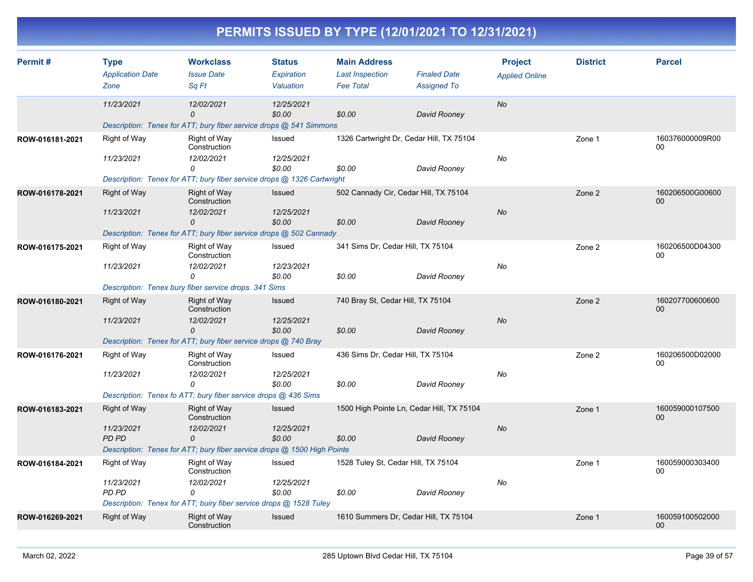# PERMITS ISSUED BY TYPE (12/01/2021 TO 12/31/2021)

| Permit # | Type / Application Date / Zone | Workclass / Issue Date / Sq Ft | Status / Expiration / Valuation | Main Address / Last Inspection / Fee Total | Finaled Date / Assigned To | Project / Applied Online | District | Parcel |
|---|---|---|---|---|---|---|---|---|
| | 11/23/2021 | 12/02/2021<br>0 | 12/25/2021<br>$0.00 | $0.00 | David Rooney | No | | |
| | Description: Tenex for ATT; bury fiber service drops @ 541 Simmons | | | | | | | |
| ROW-016181-2021 | Right of Way<br>11/23/2021 | Right of Way Construction<br>12/02/2021<br>0 | Issued<br>12/25/2021<br>$0.00 | 1326 Cartwright Dr, Cedar Hill, TX 75104<br>$0.00 | David Rooney | No | Zone 1 | 160376000009R0000 |
| | Description: Tenex for ATT; bury fiber service drops @ 1326 Cartwright | | | | | | | |
| ROW-016178-2021 | Right of Way<br>11/23/2021 | Right of Way Construction<br>12/02/2021<br>0 | Issued<br>12/25/2021<br>$0.00 | 502 Cannady Cir, Cedar Hill, TX 75104<br>$0.00 | David Rooney | No | Zone 2 | 160206500G0060000 |
| | Description: Tenex for ATT; bury fiber service drops @ 502 Cannady | | | | | | | |
| ROW-016175-2021 | Right of Way<br>11/23/2021 | Right of Way Construction<br>12/02/2021<br>0 | Issued<br>12/23/2021<br>$0.00 | 341 Sims Dr, Cedar Hill, TX 75104<br>$0.00 | David Rooney | No | Zone 2 | 160206500D0430000 |
| | Description: Tenex bury fiber service drops. 341 Sims | | | | | | | |
| ROW-016180-2021 | Right of Way<br>11/23/2021 | Right of Way Construction<br>12/02/2021<br>0 | Issued<br>12/25/2021<br>$0.00 | 740 Bray St, Cedar Hill, TX 75104<br>$0.00 | David Rooney | No | Zone 2 | 16020770060060000 |
| | Description: Tenex for ATT; bury fiber service drops @ 740 Bray | | | | | | | |
| ROW-016176-2021 | Right of Way<br>11/23/2021 | Right of Way Construction<br>12/02/2021<br>0 | Issued<br>12/25/2021<br>$0.00 | 436 Sims Dr, Cedar Hill, TX 75104<br>$0.00 | David Rooney | No | Zone 2 | 160206500D0200000 |
| | Description: Tenex fo ATT; bury fiber service drops @ 436 Sims | | | | | | | |
| ROW-016183-2021 | Right of Way<br>11/23/2021<br>PD PD | Right of Way Construction<br>12/02/2021<br>0 | Issued<br>12/25/2021<br>$0.00 | 1500 High Pointe Ln, Cedar Hill, TX 75104<br>$0.00 | David Rooney | No | Zone 1 | 16005900010750000 |
| | Description: Tenex for ATT; bury fiber service drops @ 1500 High Pointe | | | | | | | |
| ROW-016184-2021 | Right of Way<br>11/23/2021<br>PD PD | Right of Way Construction<br>12/02/2021<br>0 | Issued<br>12/25/2021<br>$0.00 | 1528 Tuley St, Cedar Hill, TX 75104<br>$0.00 | David Rooney | No | Zone 1 | 16005900030340000 |
| | Description: Tenex for ATT; buiry fiber service drops @ 1528 Tuley | | | | | | | |
| ROW-016269-2021 | Right of Way | Right of Way Construction | Issued | 1610 Summers Dr, Cedar Hill, TX 75104 | | | Zone 1 | 16005910050200000 |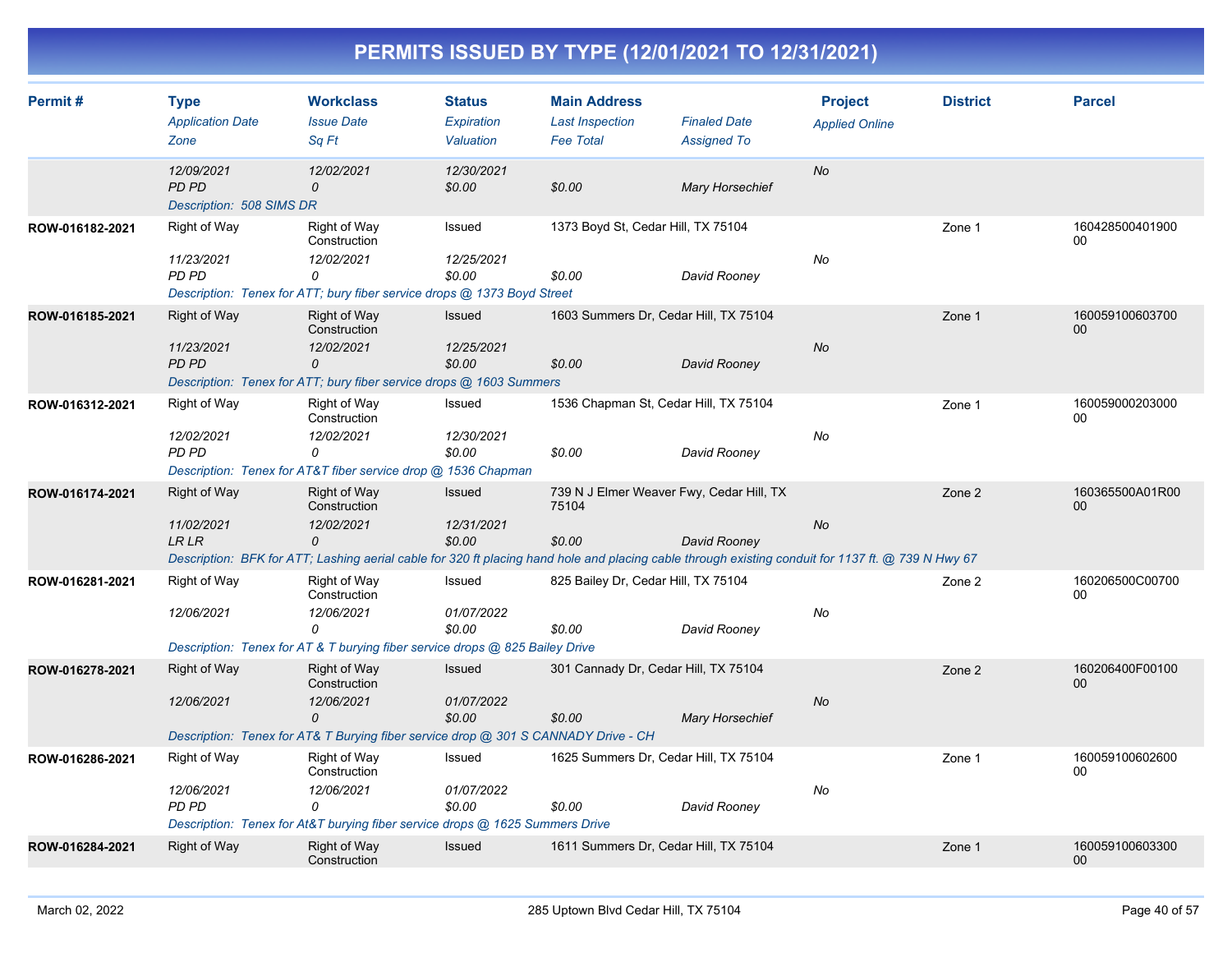# PERMITS ISSUED BY TYPE (12/01/2021 TO 12/31/2021)

| Permit # | Type / Application Date / Zone | Workclass / Issue Date / Sq Ft | Status / Expiration / Valuation | Main Address / Last Inspection / Fee Total | Finaled Date / Assigned To | Project / Applied Online | District | Parcel |
|---|---|---|---|---|---|---|---|---|
| | 12/09/2021<br>PD PD | 12/02/2021<br>0 | 12/30/2021<br>$0.00 | <br>$0.00 | <br>Mary Horsechief | No | | |
| | Description: 508 SIMS DR | | | | | | | |
| ROW-016182-2021 | Right of Way<br>11/23/2021<br>PD PD | Right of Way Construction<br>12/02/2021<br>0 | Issued<br>12/25/2021<br>$0.00 | 1373 Boyd St, Cedar Hill, TX 75104<br><br>$0.00 | <br>David Rooney | <br>No | Zone 1 | 16042850040190000 |
| | Description: Tenex for ATT; bury fiber service drops @ 1373 Boyd Street | | | | | | | |
| ROW-016185-2021 | Right of Way<br>11/23/2021<br>PD PD | Right of Way Construction<br>12/02/2021<br>0 | Issued<br>12/25/2021<br>$0.00 | 1603 Summers Dr, Cedar Hill, TX 75104<br><br>$0.00 | <br>David Rooney | <br>No | Zone 1 | 16005910060370000 |
| | Description: Tenex for ATT; bury fiber service drops @ 1603 Summers | | | | | | | |
| ROW-016312-2021 | Right of Way<br>12/02/2021<br>PD PD | Right of Way Construction<br>12/02/2021<br>0 | Issued<br>12/30/2021<br>$0.00 | 1536 Chapman St, Cedar Hill, TX 75104<br><br>$0.00 | <br>David Rooney | <br>No | Zone 1 | 16005900020300000 |
| | Description: Tenex for AT&T fiber service drop @ 1536 Chapman | | | | | | | |
| ROW-016174-2021 | Right of Way<br>11/02/2021<br>LR LR | Right of Way Construction<br>12/02/2021<br>0 | Issued<br>12/31/2021<br>$0.00 | 739 N J Elmer Weaver Fwy, Cedar Hill, TX 75104<br><br>$0.00 | <br>David Rooney | <br>No | Zone 2 | 160365500A01R0000 |
| | Description: BFK for ATT; Lashing aerial cable for 320 ft placing hand hole and placing cable through existing conduit for 1137 ft. @ 739 N Hwy 67 | | | | | | | |
| ROW-016281-2021 | Right of Way<br>12/06/2021 | Right of Way Construction<br>12/06/2021<br>0 | Issued<br>01/07/2022<br>$0.00 | 825 Bailey Dr, Cedar Hill, TX 75104<br><br>$0.00 | <br>David Rooney | <br>No | Zone 2 | 160206500C0070000 |
| | Description: Tenex for AT & T burying fiber service drops @ 825 Bailey Drive | | | | | | | |
| ROW-016278-2021 | Right of Way<br>12/06/2021 | Right of Way Construction<br>12/06/2021<br>0 | Issued<br>01/07/2022<br>$0.00 | 301 Cannady Dr, Cedar Hill, TX 75104<br><br>$0.00 | <br>Mary Horsechief | <br>No | Zone 2 | 160206400F0010000 |
| | Description: Tenex for AT& T Burying fiber service drop @ 301 S CANNADY Drive - CH | | | | | | | |
| ROW-016286-2021 | Right of Way<br>12/06/2021<br>PD PD | Right of Way Construction<br>12/06/2021<br>0 | Issued<br>01/07/2022<br>$0.00 | 1625 Summers Dr, Cedar Hill, TX 75104<br><br>$0.00 | <br>David Rooney | <br>No | Zone 1 | 16005910060260000 |
| | Description: Tenex for At&T burying fiber service drops @ 1625 Summers Drive | | | | | | | |
| ROW-016284-2021 | Right of Way | Right of Way Construction | Issued | 1611 Summers Dr, Cedar Hill, TX 75104 | | | Zone 1 | 16005910060330000 |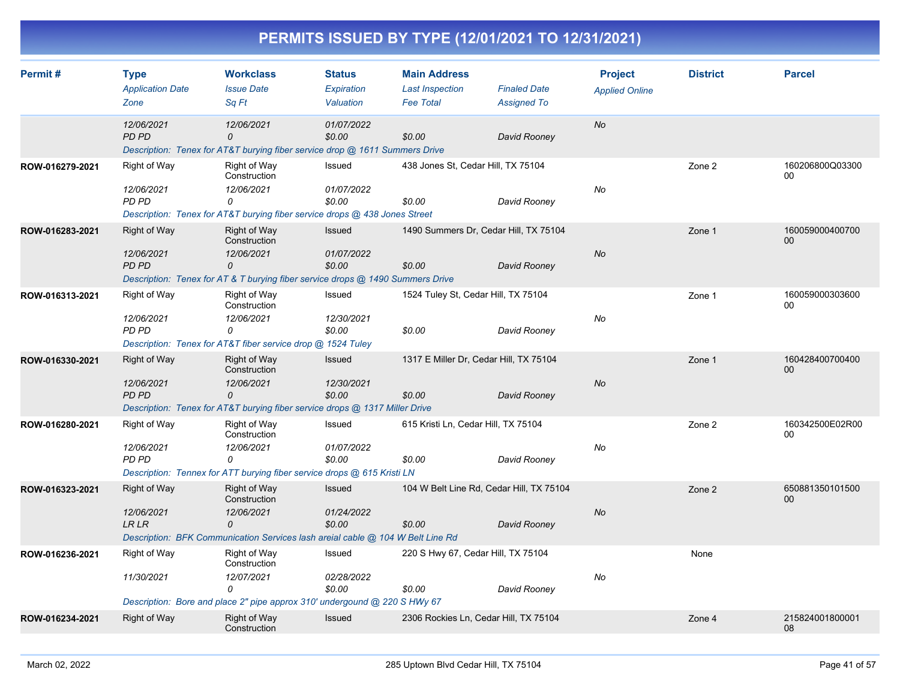# PERMITS ISSUED BY TYPE (12/01/2021 TO 12/31/2021)

| Permit # | Type<br>*Application Date*<br>*Zone* | Workclass<br>*Issue Date*<br>*Sq Ft* | Status<br>*Expiration*<br>*Valuation* | Main Address<br>*Last Inspection*<br>*Fee Total* | *Finaled Date*<br>*Assigned To* | Project<br>*Applied Online* | District | Parcel |
|---|---|---|---|---|---|---|---|---|
| | *12/06/2021*<br>*PD PD* | *12/06/2021*<br>*0* | *01/07/2022*<br>*$0.00* | *$0.00* | *David Rooney* | *No* | | |
| | *Description: Tenex for AT&T burying fiber service drop @ 1611 Summers Drive* | | | | | | | |
| **ROW-016279-2021** | Right of Way<br>*12/06/2021*<br>*PD PD* | Right of Way Construction<br>*12/06/2021*<br>*0* | Issued<br>*01/07/2022*<br>*$0.00* | 438 Jones St, Cedar Hill, TX 75104<br>*$0.00* | *David Rooney* | *No* | Zone 2 | 160206800Q0330000 |
| | *Description: Tenex for AT&T burying fiber service drops @ 438 Jones Street* | | | | | | | |
| **ROW-016283-2021** | Right of Way<br>*12/06/2021*<br>*PD PD* | Right of Way Construction<br>*12/06/2021*<br>*0* | Issued<br>*01/07/2022*<br>*$0.00* | 1490 Summers Dr, Cedar Hill, TX 75104<br>*$0.00* | *David Rooney* | *No* | Zone 1 | 16005900040070000 |
| | *Description: Tenex for AT & T burying fiber service drops @ 1490 Summers Drive* | | | | | | | |
| **ROW-016313-2021** | Right of Way<br>*12/06/2021*<br>*PD PD* | Right of Way Construction<br>*12/06/2021*<br>*0* | Issued<br>*12/30/2021*<br>*$0.00* | 1524 Tuley St, Cedar Hill, TX 75104<br>*$0.00* | *David Rooney* | *No* | Zone 1 | 16005900030360000 |
| | *Description: Tenex for AT&T fiber service drop @ 1524 Tuley* | | | | | | | |
| **ROW-016330-2021** | Right of Way<br>*12/06/2021*<br>*PD PD* | Right of Way Construction<br>*12/06/2021*<br>*0* | Issued<br>*12/30/2021*<br>*$0.00* | 1317 E Miller Dr, Cedar Hill, TX 75104<br>*$0.00* | *David Rooney* | *No* | Zone 1 | 16042840070040000 |
| | *Description: Tenex for AT&T burying fiber service drops @ 1317 Miller Drive* | | | | | | | |
| **ROW-016280-2021** | Right of Way<br>*12/06/2021*<br>*PD PD* | Right of Way Construction<br>*12/06/2021*<br>*0* | Issued<br>*01/07/2022*<br>*$0.00* | 615 Kristi Ln, Cedar Hill, TX 75104<br>*$0.00* | *David Rooney* | *No* | Zone 2 | 160342500E02R0000 |
| | *Description: Tennex for ATT burying fiber service drops @ 615 Kristi LN* | | | | | | | |
| **ROW-016323-2021** | Right of Way<br>*12/06/2021*<br>*LR LR* | Right of Way Construction<br>*12/06/2021*<br>*0* | Issued<br>*01/24/2022*<br>*$0.00* | 104 W Belt Line Rd, Cedar Hill, TX 75104<br>*$0.00* | *David Rooney* | *No* | Zone 2 | 65088135010150000 |
| | *Description: BFK Communication Services lash areial cable @ 104 W Belt Line Rd* | | | | | | | |
| **ROW-016236-2021** | Right of Way<br>*11/30/2021* | Right of Way Construction<br>*12/07/2021*<br>*0* | Issued<br>*02/28/2022*<br>*$0.00* | 220 S Hwy 67, Cedar Hill, TX 75104<br>*$0.00* | *David Rooney* | *No* | None | |
| | *Description: Bore and place 2" pipe approx 310' undergound @ 220 S HWy 67* | | | | | | | |
| **ROW-016234-2021** | Right of Way | Right of Way Construction | Issued | 2306 Rockies Ln, Cedar Hill, TX 75104 | | | Zone 4 | 21582400180000108 |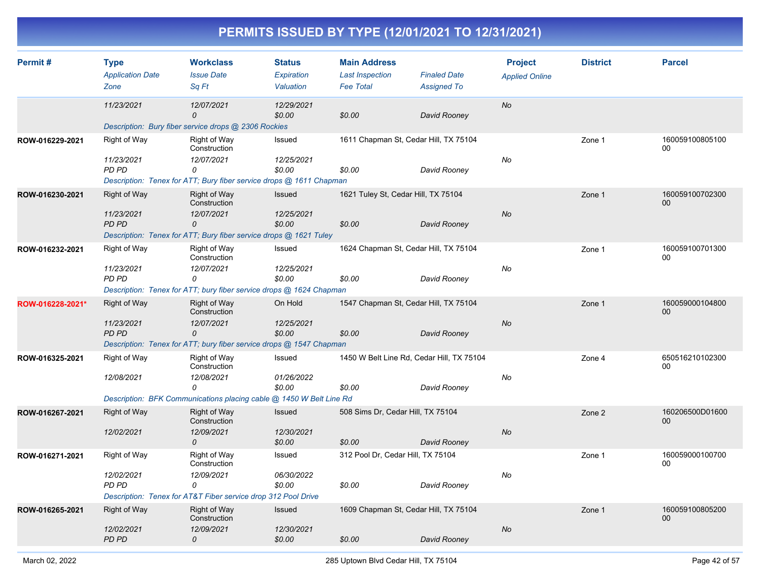## PERMITS ISSUED BY TYPE (12/01/2021 TO 12/31/2021)

| Permit # | Type | Workclass | Status | Main Address | | Project | District | Parcel |
|---|---|---|---|---|---|---|---|---|
| | *Application Date* | *Issue Date* | *Expiration* | *Last Inspection* | *Finaled Date* | *Applied Online* | | |
| | *Zone* | *Sq Ft* | *Valuation* | *Fee Total* | *Assigned To* | | | |
| | 11/23/2021 | 12/07/2021 | 12/29/2021 | | | No | | |
| | | 0 | $0.00 | $0.00 | David Rooney | | | |
| | Description: Bury fiber service drops @ 2306 Rockies | | | | | | | |
| ROW-016229-2021 | Right of Way | Right of Way Construction | Issued | 1611 Chapman St, Cedar Hill, TX 75104 | | | Zone 1 | 16005910080510000 |
| | 11/23/2021 | 12/07/2021 | 12/25/2021 | | | No | | |
| | PD PD | 0 | $0.00 | $0.00 | David Rooney | | | |
| | Description: Tenex for ATT; Bury fiber service drops @ 1611 Chapman | | | | | | | |
| ROW-016230-2021 | Right of Way | Right of Way Construction | Issued | 1621 Tuley St, Cedar Hill, TX 75104 | | | Zone 1 | 16005910070230000 |
| | 11/23/2021 | 12/07/2021 | 12/25/2021 | | | No | | |
| | PD PD | 0 | $0.00 | $0.00 | David Rooney | | | |
| | Description: Tenex for ATT; Bury fiber service drops @ 1621 Tuley | | | | | | | |
| ROW-016232-2021 | Right of Way | Right of Way Construction | Issued | 1624 Chapman St, Cedar Hill, TX 75104 | | | Zone 1 | 16005910070130000 |
| | 11/23/2021 | 12/07/2021 | 12/25/2021 | | | No | | |
| | PD PD | 0 | $0.00 | $0.00 | David Rooney | | | |
| | Description: Tenex for ATT; bury fiber service drops @ 1624 Chapman | | | | | | | |
| ROW-016228-2021* | Right of Way | Right of Way Construction | On Hold | 1547 Chapman St, Cedar Hill, TX 75104 | | | Zone 1 | 16005900010480000 |
| | 11/23/2021 | 12/07/2021 | 12/25/2021 | | | No | | |
| | PD PD | 0 | $0.00 | $0.00 | David Rooney | | | |
| | Description: Tenex for ATT; bury fiber service drops @ 1547 Chapman | | | | | | | |
| ROW-016325-2021 | Right of Way | Right of Way Construction | Issued | 1450 W Belt Line Rd, Cedar Hill, TX 75104 | | | Zone 4 | 65051621010230000 |
| | 12/08/2021 | 12/08/2021 | 01/26/2022 | | | No | | |
| | | 0 | $0.00 | $0.00 | David Rooney | | | |
| | Description: BFK Communications placing cable @ 1450 W Belt Line Rd | | | | | | | |
| ROW-016267-2021 | Right of Way | Right of Way Construction | Issued | 508 Sims Dr, Cedar Hill, TX 75104 | | | Zone 2 | 160206500D0160000 |
| | 12/02/2021 | 12/09/2021 | 12/30/2021 | | | No | | |
| | | 0 | $0.00 | $0.00 | David Rooney | | | |
| ROW-016271-2021 | Right of Way | Right of Way Construction | Issued | 312 Pool Dr, Cedar Hill, TX 75104 | | | Zone 1 | 16005900010070000 |
| | 12/02/2021 | 12/09/2021 | 06/30/2022 | | | No | | |
| | PD PD | 0 | $0.00 | $0.00 | David Rooney | | | |
| | Description: Tenex for AT&T Fiber service drop 312 Pool Drive | | | | | | | |
| ROW-016265-2021 | Right of Way | Right of Way Construction | Issued | 1609 Chapman St, Cedar Hill, TX 75104 | | | Zone 1 | 16005910080520000 |
| | 12/02/2021 | 12/09/2021 | 12/30/2021 | | | No | | |
| | PD PD | 0 | $0.00 | $0.00 | David Rooney | | | |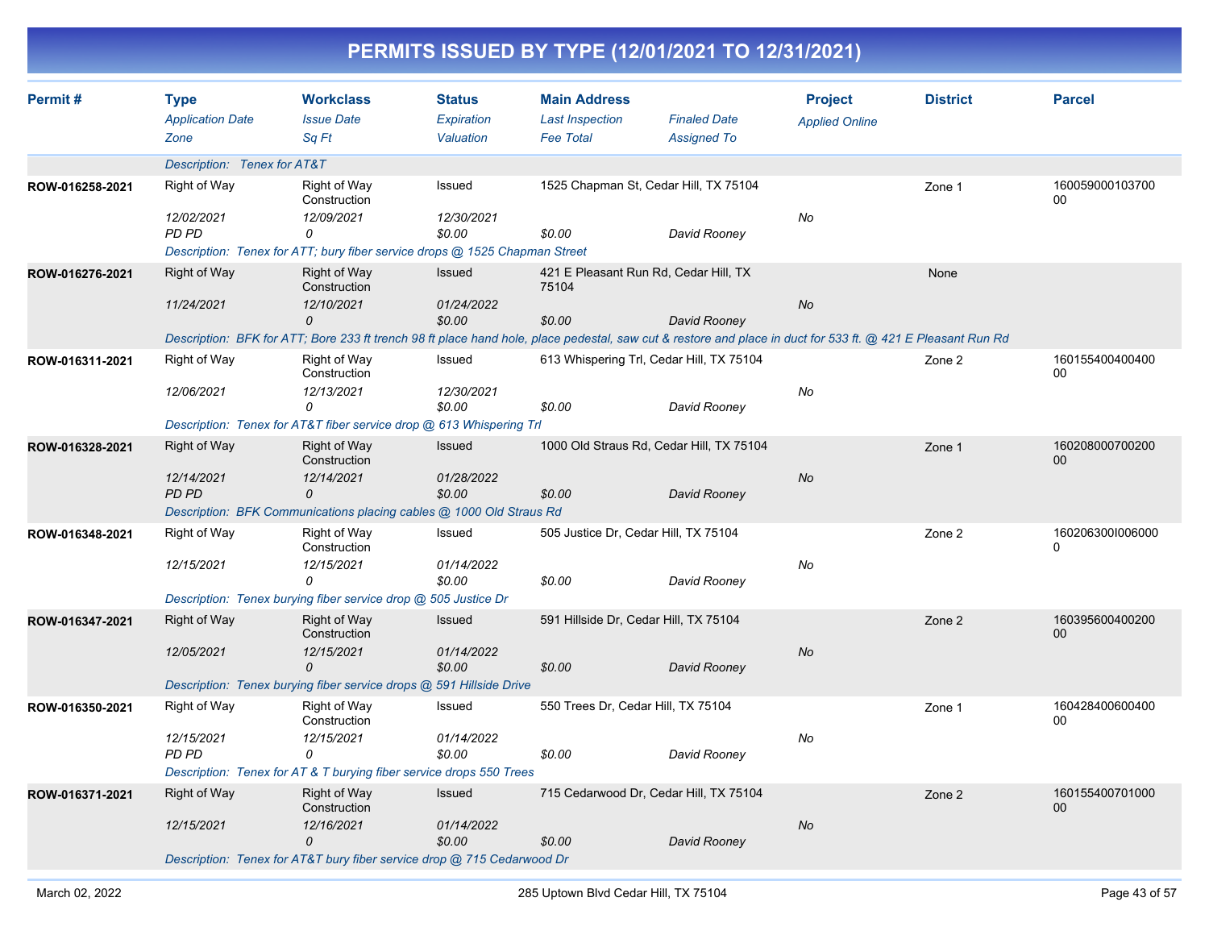# PERMITS ISSUED BY TYPE (12/01/2021 TO 12/31/2021)

| Permit # | Type<br>*Application Date*<br>*Zone* | Workclass<br>*Issue Date*<br>*Sq Ft* | Status<br>*Expiration*<br>*Valuation* | Main Address<br>*Last Inspection*<br>*Fee Total* | *Finaled Date*<br>*Assigned To* | Project<br>*Applied Online* | District | Parcel |
|---|---|---|---|---|---|---|---|---|
| | *Description: Tenex for AT&T* | | | | | | | |
| ROW-016258-2021 | Right of Way<br>*12/02/2021*<br>*PD PD* | Right of Way Construction<br>*12/09/2021*<br>*0* | Issued<br>*12/30/2021*<br>*$0.00* | 1525 Chapman St, Cedar Hill, TX 75104<br><br>*$0.00* | <br><br>*David Rooney* | <br>*No* | Zone 1 | 16005900010370000 |
| | *Description: Tenex for ATT; bury fiber service drops @ 1525 Chapman Street* | | | | | | | |
| ROW-016276-2021 | Right of Way<br>*11/24/2021* | Right of Way Construction<br>*12/10/2021*<br>*0* | Issued<br>*01/24/2022*<br>*$0.00* | 421 E Pleasant Run Rd, Cedar Hill, TX 75104<br><br>*$0.00* | <br><br>*David Rooney* | <br>*No* | None | |
| | *Description: BFK for ATT; Bore 233 ft trench 98 ft place hand hole, place pedestal, saw cut & restore and place in duct for 533 ft. @ 421 E Pleasant Run Rd* | | | | | | | |
| ROW-016311-2021 | Right of Way<br>*12/06/2021* | Right of Way Construction<br>*12/13/2021*<br>*0* | Issued<br>*12/30/2021*<br>*$0.00* | 613 Whispering Trl, Cedar Hill, TX 75104<br><br>*$0.00* | <br><br>*David Rooney* | <br>*No* | Zone 2 | 16015540040040000 |
| | *Description: Tenex for AT&T fiber service drop @ 613 Whispering Trl* | | | | | | | |
| ROW-016328-2021 | Right of Way<br>*12/14/2021*<br>*PD PD* | Right of Way Construction<br>*12/14/2021*<br>*0* | Issued<br>*01/28/2022*<br>*$0.00* | 1000 Old Straus Rd, Cedar Hill, TX 75104<br><br>*$0.00* | <br><br>*David Rooney* | <br>*No* | Zone 1 | 16020800070020000 |
| | *Description: BFK Communications placing cables @ 1000 Old Straus Rd* | | | | | | | |
| ROW-016348-2021 | Right of Way<br>*12/15/2021* | Right of Way Construction<br>*12/15/2021*<br>*0* | Issued<br>*01/14/2022*<br>*$0.00* | 505 Justice Dr, Cedar Hill, TX 75104<br><br>*$0.00* | <br><br>*David Rooney* | <br>*No* | Zone 2 | 1602063001006000 0 |
| | *Description: Tenex burying fiber service drop @ 505 Justice Dr* | | | | | | | |
| ROW-016347-2021 | Right of Way<br>*12/05/2021* | Right of Way Construction<br>*12/15/2021*<br>*0* | Issued<br>*01/14/2022*<br>*$0.00* | 591 Hillside Dr, Cedar Hill, TX 75104<br><br>*$0.00* | <br><br>*David Rooney* | <br>*No* | Zone 2 | 16039560040020000 |
| | *Description: Tenex burying fiber service drops @ 591 Hillside Drive* | | | | | | | |
| ROW-016350-2021 | Right of Way<br>*12/15/2021*<br>*PD PD* | Right of Way Construction<br>*12/15/2021*<br>*0* | Issued<br>*01/14/2022*<br>*$0.00* | 550 Trees Dr, Cedar Hill, TX 75104<br><br>*$0.00* | <br><br>*David Rooney* | <br>*No* | Zone 1 | 16042840060040000 |
| | *Description: Tenex for AT & T burying fiber service drops 550 Trees* | | | | | | | |
| ROW-016371-2021 | Right of Way<br>*12/15/2021* | Right of Way Construction<br>*12/16/2021*<br>*0* | Issued<br>*01/14/2022*<br>*$0.00* | 715 Cedarwood Dr, Cedar Hill, TX 75104<br><br>*$0.00* | <br><br>*David Rooney* | <br>*No* | Zone 2 | 16015540070100000 |
| | *Description: Tenex for AT&T bury fiber service drop @ 715 Cedarwood Dr* | | | | | | | |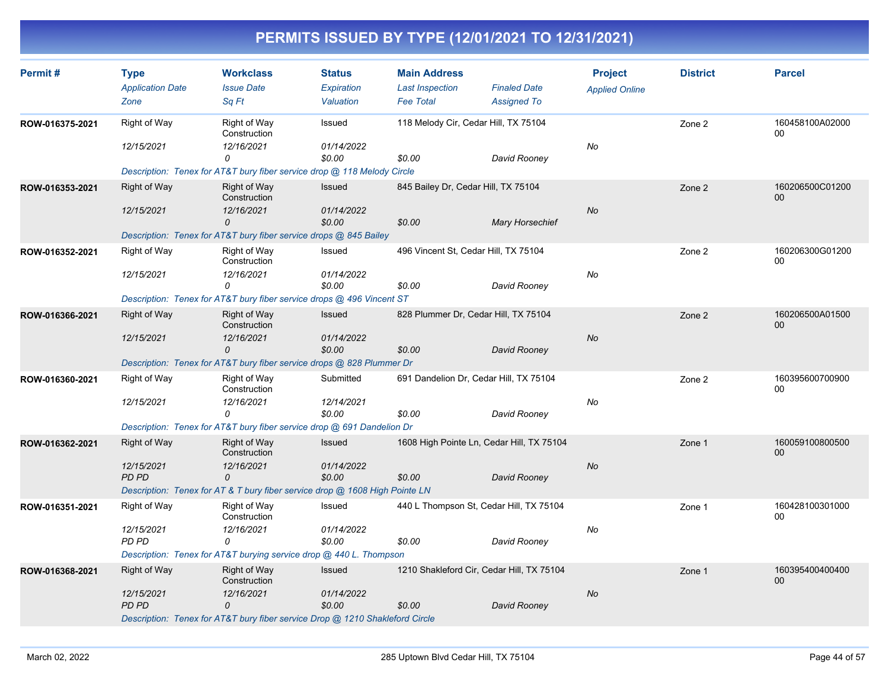# PERMITS ISSUED BY TYPE (12/01/2021 TO 12/31/2021)

| Permit # | Type / Application Date / Zone | Workclass / Issue Date / Sq Ft | Status / Expiration / Valuation | Main Address / Last Inspection / Fee Total | Finaled Date / Assigned To | Project / Applied Online | District | Parcel |
|---|---|---|---|---|---|---|---|---|
| ROW-016375-2021 | Right of Way / 12/15/2021 | Right of Way Construction / 12/16/2021 / 0 | Issued / 01/14/2022 / $0.00 | 118 Melody Cir, Cedar Hill, TX 75104 / $0.00 | David Rooney | No | Zone 2 | 160458100A0200000 |
| | Description: Tenex for AT&T bury fiber service drop @ 118 Melody Circle | | | | | | | |
| ROW-016353-2021 | Right of Way / 12/15/2021 | Right of Way Construction / 12/16/2021 / 0 | Issued / 01/14/2022 / $0.00 | 845 Bailey Dr, Cedar Hill, TX 75104 / $0.00 | Mary Horsechief | No | Zone 2 | 160206500C0120000 |
| | Description: Tenex for AT&T bury fiber service drops @ 845 Bailey | | | | | | | |
| ROW-016352-2021 | Right of Way / 12/15/2021 | Right of Way Construction / 12/16/2021 / 0 | Issued / 01/14/2022 / $0.00 | 496 Vincent St, Cedar Hill, TX 75104 / $0.00 | David Rooney | No | Zone 2 | 160206300G0120000 |
| | Description: Tenex for AT&T bury fiber service drops @ 496 Vincent ST | | | | | | | |
| ROW-016366-2021 | Right of Way / 12/15/2021 | Right of Way Construction / 12/16/2021 / 0 | Issued / 01/14/2022 / $0.00 | 828 Plummer Dr, Cedar Hill, TX 75104 / $0.00 | David Rooney | No | Zone 2 | 160206500A0150000 |
| | Description: Tenex for AT&T bury fiber service drops @ 828 Plummer Dr | | | | | | | |
| ROW-016360-2021 | Right of Way / 12/15/2021 | Right of Way Construction / 12/16/2021 / 0 | Submitted / 12/14/2021 / $0.00 | 691 Dandelion Dr, Cedar Hill, TX 75104 / $0.00 | David Rooney | No | Zone 2 | 16039560070090000 |
| | Description: Tenex for AT&T bury fiber service drop @ 691 Dandelion Dr | | | | | | | |
| ROW-016362-2021 | Right of Way / 12/15/2021 / PD PD | Right of Way Construction / 12/16/2021 / 0 | Issued / 01/14/2022 / $0.00 | 1608 High Pointe Ln, Cedar Hill, TX 75104 / $0.00 | David Rooney | No | Zone 1 | 16005910080050000 |
| | Description: Tenex for AT & T bury fiber service drop @ 1608 High Pointe LN | | | | | | | |
| ROW-016351-2021 | Right of Way / 12/15/2021 / PD PD | Right of Way Construction / 12/16/2021 / 0 | Issued / 01/14/2022 / $0.00 | 440 L Thompson St, Cedar Hill, TX 75104 / $0.00 | David Rooney | No | Zone 1 | 16042810030100000 |
| | Description: Tenex for AT&T burying service drop @ 440 L. Thompson | | | | | | | |
| ROW-016368-2021 | Right of Way / 12/15/2021 / PD PD | Right of Way Construction / 12/16/2021 / 0 | Issued / 01/14/2022 / $0.00 | 1210 Shakleford Cir, Cedar Hill, TX 75104 / $0.00 | David Rooney | No | Zone 1 | 16039540040040000 |
| | Description: Tenex for AT&T bury fiber service Drop @ 1210 Shakleford Circle | | | | | | | |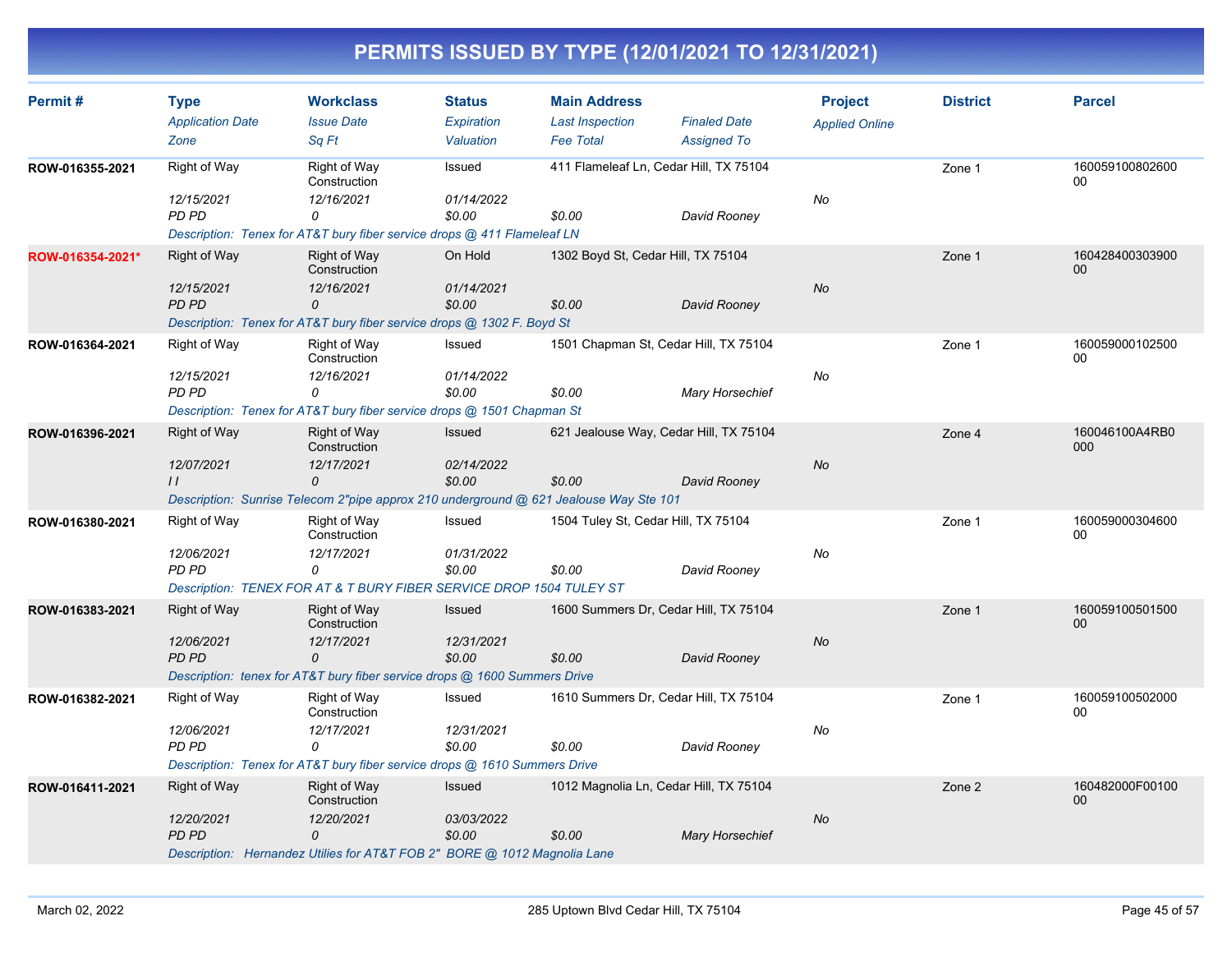# PERMITS ISSUED BY TYPE (12/01/2021 TO 12/31/2021)

| Permit # | Type | Workclass | Status | Main Address | | Project | District | Parcel |
|---|---|---|---|---|---|---|---|---|
| | *Application Date* | *Issue Date* | *Expiration* | *Last Inspection* | *Finaled Date* | *Applied Online* | | |
| | *Zone* | *Sq Ft* | *Valuation* | *Fee Total* | *Assigned To* | | | |
| **ROW-016355-2021** | Right of Way | Right of Way Construction | Issued | 411 Flameleaf Ln, Cedar Hill, TX 75104 | | | Zone 1 | 16005910080260000 |
| | *12/15/2021* | *12/16/2021* | *01/14/2022* | | | *No* | | |
| | *PD PD* | *0* | *$0.00* | *$0.00* | *David Rooney* | | | |
| | *Description: Tenex for AT&T bury fiber service drops @ 411 Flameleaf LN* | | | | | | | |
| **ROW-016354-2021*** | Right of Way | Right of Way Construction | On Hold | 1302 Boyd St, Cedar Hill, TX 75104 | | | Zone 1 | 16042840030390000 |
| | *12/15/2021* | *12/16/2021* | *01/14/2021* | | | *No* | | |
| | *PD PD* | *0* | *$0.00* | *$0.00* | *David Rooney* | | | |
| | *Description: Tenex for AT&T bury fiber service drops @ 1302 F. Boyd St* | | | | | | | |
| **ROW-016364-2021** | Right of Way | Right of Way Construction | Issued | 1501 Chapman St, Cedar Hill, TX 75104 | | | Zone 1 | 16005900010250000 |
| | *12/15/2021* | *12/16/2021* | *01/14/2022* | | | *No* | | |
| | *PD PD* | *0* | *$0.00* | *$0.00* | *Mary Horsechief* | | | |
| | *Description: Tenex for AT&T bury fiber service drops @ 1501 Chapman St* | | | | | | | |
| **ROW-016396-2021** | Right of Way | Right of Way Construction | Issued | 621 Jealouse Way, Cedar Hill, TX 75104 | | | Zone 4 | 160046100A4RB0000 |
| | *12/07/2021* | *12/17/2021* | *02/14/2022* | | | *No* | | |
| | *I I* | *0* | *$0.00* | *$0.00* | *David Rooney* | | | |
| | *Description: Sunrise Telecom 2"pipe approx 210 underground @ 621 Jealouse Way Ste 101* | | | | | | | |
| **ROW-016380-2021** | Right of Way | Right of Way Construction | Issued | 1504 Tuley St, Cedar Hill, TX 75104 | | | Zone 1 | 16005900030460000 |
| | *12/06/2021* | *12/17/2021* | *01/31/2022* | | | *No* | | |
| | *PD PD* | *0* | *$0.00* | *$0.00* | *David Rooney* | | | |
| | *Description: TENEX FOR AT & T BURY FIBER SERVICE DROP 1504 TULEY ST* | | | | | | | |
| **ROW-016383-2021** | Right of Way | Right of Way Construction | Issued | 1600 Summers Dr, Cedar Hill, TX 75104 | | | Zone 1 | 16005910050150000 |
| | *12/06/2021* | *12/17/2021* | *12/31/2021* | | | *No* | | |
| | *PD PD* | *0* | *$0.00* | *$0.00* | *David Rooney* | | | |
| | *Description: tenex for AT&T bury fiber service drops @ 1600 Summers Drive* | | | | | | | |
| **ROW-016382-2021** | Right of Way | Right of Way Construction | Issued | 1610 Summers Dr, Cedar Hill, TX 75104 | | | Zone 1 | 16005910050200000 |
| | *12/06/2021* | *12/17/2021* | *12/31/2021* | | | *No* | | |
| | *PD PD* | *0* | *$0.00* | *$0.00* | *David Rooney* | | | |
| | *Description: Tenex for AT&T bury fiber service drops @ 1610 Summers Drive* | | | | | | | |
| **ROW-016411-2021** | Right of Way | Right of Way Construction | Issued | 1012 Magnolia Ln, Cedar Hill, TX 75104 | | | Zone 2 | 160482000F0010000 |
| | *12/20/2021* | *12/20/2021* | *03/03/2022* | | | *No* | | |
| | *PD PD* | *0* | *$0.00* | *$0.00* | *Mary Horsechief* | | | |
| | *Description: Hernandez Utilies for AT&T FOB 2" BORE @ 1012 Magnolia Lane* | | | | | | | |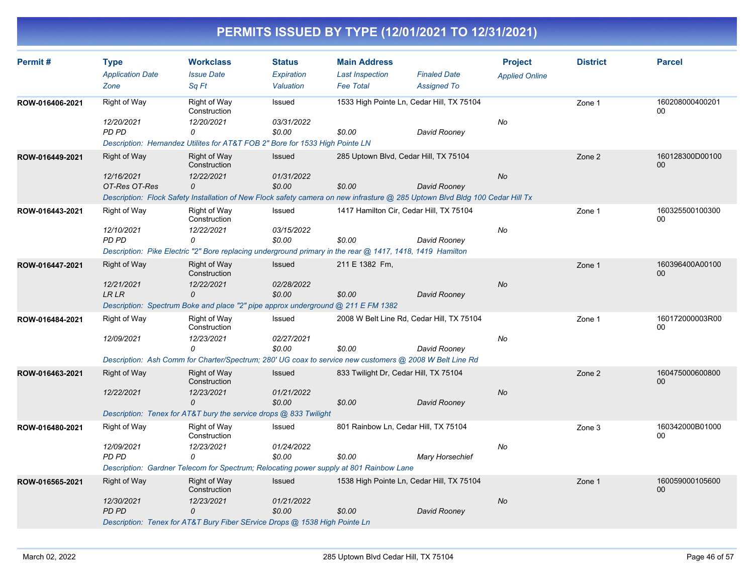# PERMITS ISSUED BY TYPE (12/01/2021 TO 12/31/2021)

| Permit # | Type<br>*Application Date*<br>*Zone* | Workclass<br>*Issue Date*<br>*Sq Ft* | Status<br>*Expiration*<br>*Valuation* | Main Address<br>*Last Inspection*<br>*Fee Total* | *Finaled Date*<br>*Assigned To* | Project<br>*Applied Online* | District | Parcel |
|---|---|---|---|---|---|---|---|---|
| ROW-016406-2021 | Right of Way<br>*12/20/2021*<br>*PD PD* | Right of Way Construction<br>*12/20/2021*<br>*0* | Issued<br>*03/31/2022*<br>*$0.00* | 1533 High Pointe Ln, Cedar Hill, TX 75104<br><br>*$0.00* | <br><br>*David Rooney* | <br>*No* | Zone 1 | 16020800040020100 |
| | *Description: Hernandez Utilites for AT&T FOB 2" Bore for 1533 High Pointe LN* | | | | | | | |
| ROW-016449-2021 | Right of Way<br>*12/16/2021*<br>*OT-Res OT-Res* | Right of Way Construction<br>*12/22/2021*<br>*0* | Issued<br>*01/31/2022*<br>*$0.00* | 285 Uptown Blvd, Cedar Hill, TX 75104<br><br>*$0.00* | <br><br>*David Rooney* | <br>*No* | Zone 2 | 160128300D0010000 |
| | *Description: Flock Safety Installation of New Flock safety camera on new infrasture @ 285 Uptown Blvd Bldg 100 Cedar Hill Tx* | | | | | | | |
| ROW-016443-2021 | Right of Way<br>*12/10/2021*<br>*PD PD* | Right of Way Construction<br>*12/22/2021*<br>*0* | Issued<br>*03/15/2022*<br>*$0.00* | 1417 Hamilton Cir, Cedar Hill, TX 75104<br><br>*$0.00* | <br><br>*David Rooney* | <br>*No* | Zone 1 | 16032550010030000 |
| | *Description: Pike Electric "2" Bore replacing underground primary in the rear @ 1417, 1418, 1419 Hamilton* | | | | | | | |
| ROW-016447-2021 | Right of Way<br>*12/21/2021*<br>*LR LR* | Right of Way Construction<br>*12/22/2021*<br>*0* | Issued<br>*02/28/2022*<br>*$0.00* | 211 E 1382 Fm,<br><br>*$0.00* | <br><br>*David Rooney* | <br>*No* | Zone 1 | 160396400A0010000 |
| | *Description: Spectrum Boke and place "2" pipe approx underground @ 211 E FM 1382* | | | | | | | |
| ROW-016484-2021 | Right of Way<br>*12/09/2021* | Right of Way Construction<br>*12/23/2021*<br>*0* | Issued<br>*02/27/2021*<br>*$0.00* | 2008 W Belt Line Rd, Cedar Hill, TX 75104<br><br>*$0.00* | <br><br>*David Rooney* | <br>*No* | Zone 1 | 160172000003R0000 |
| | *Description: Ash Comm for Charter/Spectrum; 280' UG coax to service new customers @ 2008 W Belt Line Rd* | | | | | | | |
| ROW-016463-2021 | Right of Way<br>*12/22/2021* | Right of Way Construction<br>*12/23/2021*<br>*0* | Issued<br>*01/21/2022*<br>*$0.00* | 833 Twilight Dr, Cedar Hill, TX 75104<br><br>*$0.00* | <br><br>*David Rooney* | <br>*No* | Zone 2 | 16047500060080000 |
| | *Description: Tenex for AT&T bury the service drops @ 833 Twilight* | | | | | | | |
| ROW-016480-2021 | Right of Way<br>*12/09/2021*<br>*PD PD* | Right of Way Construction<br>*12/23/2021*<br>*0* | Issued<br>*01/24/2022*<br>*$0.00* | 801 Rainbow Ln, Cedar Hill, TX 75104<br><br>*$0.00* | <br><br>*Mary Horsechief* | <br>*No* | Zone 3 | 160342000B0100000 |
| | *Description: Gardner Telecom for Spectrum; Relocating power supply at 801 Rainbow Lane* | | | | | | | |
| ROW-016565-2021 | Right of Way<br>*12/30/2021*<br>*PD PD* | Right of Way Construction<br>*12/23/2021*<br>*0* | Issued<br>*01/21/2022*<br>*$0.00* | 1538 High Pointe Ln, Cedar Hill, TX 75104<br><br>*$0.00* | <br><br>*David Rooney* | <br>*No* | Zone 1 | 16005900010560000 |
| | *Description: Tenex for AT&T Bury Fiber SErvice Drops @ 1538 High Pointe Ln* | | | | | | | |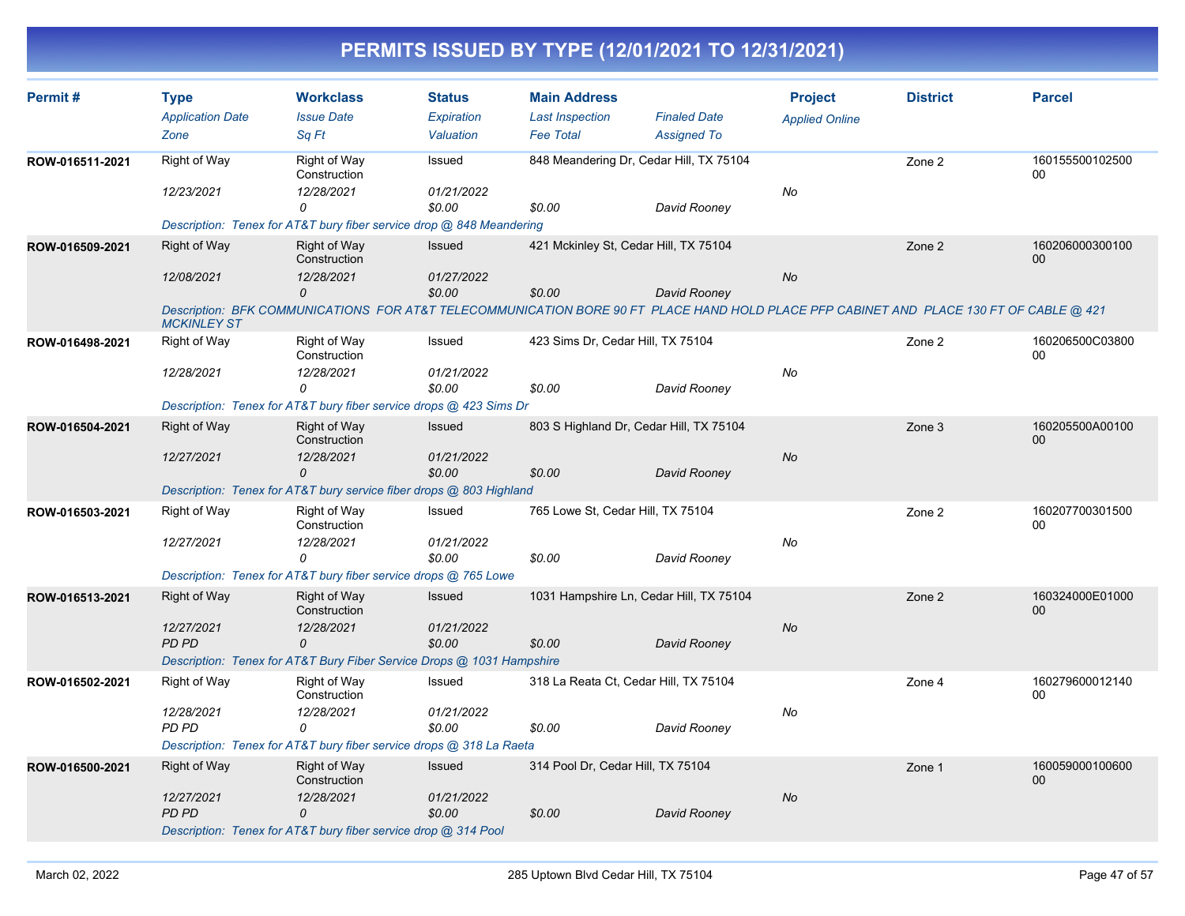# PERMITS ISSUED BY TYPE (12/01/2021 TO 12/31/2021)

| Permit # | Type / Application Date / Zone | Workclass / Issue Date / Sq Ft | Status / Expiration / Valuation | Main Address / Last Inspection / Fee Total | Finaled Date / Assigned To | Project / Applied Online | District | Parcel |
|---|---|---|---|---|---|---|---|---|
| ROW-016511-2021 | Right of Way<br>12/23/2021 | Right of Way Construction<br>12/28/2021<br>0 | Issued<br>01/21/2022<br>$0.00 | 848 Meandering Dr, Cedar Hill, TX 75104<br><br>$0.00 | David Rooney | No | Zone 2 | 16015550010250000 |
| | Description: Tenex for AT&T bury fiber service drop @ 848 Meandering | | | | | | | |
| ROW-016509-2021 | Right of Way<br>12/08/2021 | Right of Way Construction<br>12/28/2021<br>0 | Issued<br>01/27/2022<br>$0.00 | 421 Mckinley St, Cedar Hill, TX 75104<br><br>$0.00 | David Rooney | No | Zone 2 | 16020600030010000 |
| | Description: BFK COMMUNICATIONS FOR AT&T TELECOMMUNICATION BORE 90 FT PLACE HAND HOLD PLACE PFP CABINET AND PLACE 130 FT OF CABLE @ 421 MCKINLEY ST | | | | | | | |
| ROW-016498-2021 | Right of Way<br>12/28/2021 | Right of Way Construction<br>12/28/2021<br>0 | Issued<br>01/21/2022<br>$0.00 | 423 Sims Dr, Cedar Hill, TX 75104<br><br>$0.00 | David Rooney | No | Zone 2 | 160206500C0380000 |
| | Description: Tenex for AT&T bury fiber service drops @ 423 Sims Dr | | | | | | | |
| ROW-016504-2021 | Right of Way<br>12/27/2021 | Right of Way Construction<br>12/28/2021<br>0 | Issued<br>01/21/2022<br>$0.00 | 803 S Highland Dr, Cedar Hill, TX 75104<br><br>$0.00 | David Rooney | No | Zone 3 | 160205500A0010000 |
| | Description: Tenex for AT&T bury service fiber drops @ 803 Highland | | | | | | | |
| ROW-016503-2021 | Right of Way<br>12/27/2021 | Right of Way Construction<br>12/28/2021<br>0 | Issued<br>01/21/2022<br>$0.00 | 765 Lowe St, Cedar Hill, TX 75104<br><br>$0.00 | David Rooney | No | Zone 2 | 16020770030150000 |
| | Description: Tenex for AT&T bury fiber service drops @ 765 Lowe | | | | | | | |
| ROW-016513-2021 | Right of Way<br>12/27/2021<br>PD PD | Right of Way Construction<br>12/28/2021<br>0 | Issued<br>01/21/2022<br>$0.00 | 1031 Hampshire Ln, Cedar Hill, TX 75104<br><br>$0.00 | David Rooney | No | Zone 2 | 160324000E0100000 |
| | Description: Tenex for AT&T Bury Fiber Service Drops @ 1031 Hampshire | | | | | | | |
| ROW-016502-2021 | Right of Way<br>12/28/2021<br>PD PD | Right of Way Construction<br>12/28/2021<br>0 | Issued<br>01/21/2022<br>$0.00 | 318 La Reata Ct, Cedar Hill, TX 75104<br><br>$0.00 | David Rooney | No | Zone 4 | 16027960001214000 |
| | Description: Tenex for AT&T bury fiber service drops @ 318 La Raeta | | | | | | | |
| ROW-016500-2021 | Right of Way<br>12/27/2021<br>PD PD | Right of Way Construction<br>12/28/2021<br>0 | Issued<br>01/21/2022<br>$0.00 | 314 Pool Dr, Cedar Hill, TX 75104<br><br>$0.00 | David Rooney | No | Zone 1 | 16005900010060000 |
| | Description: Tenex for AT&T bury fiber service drop @ 314 Pool | | | | | | | |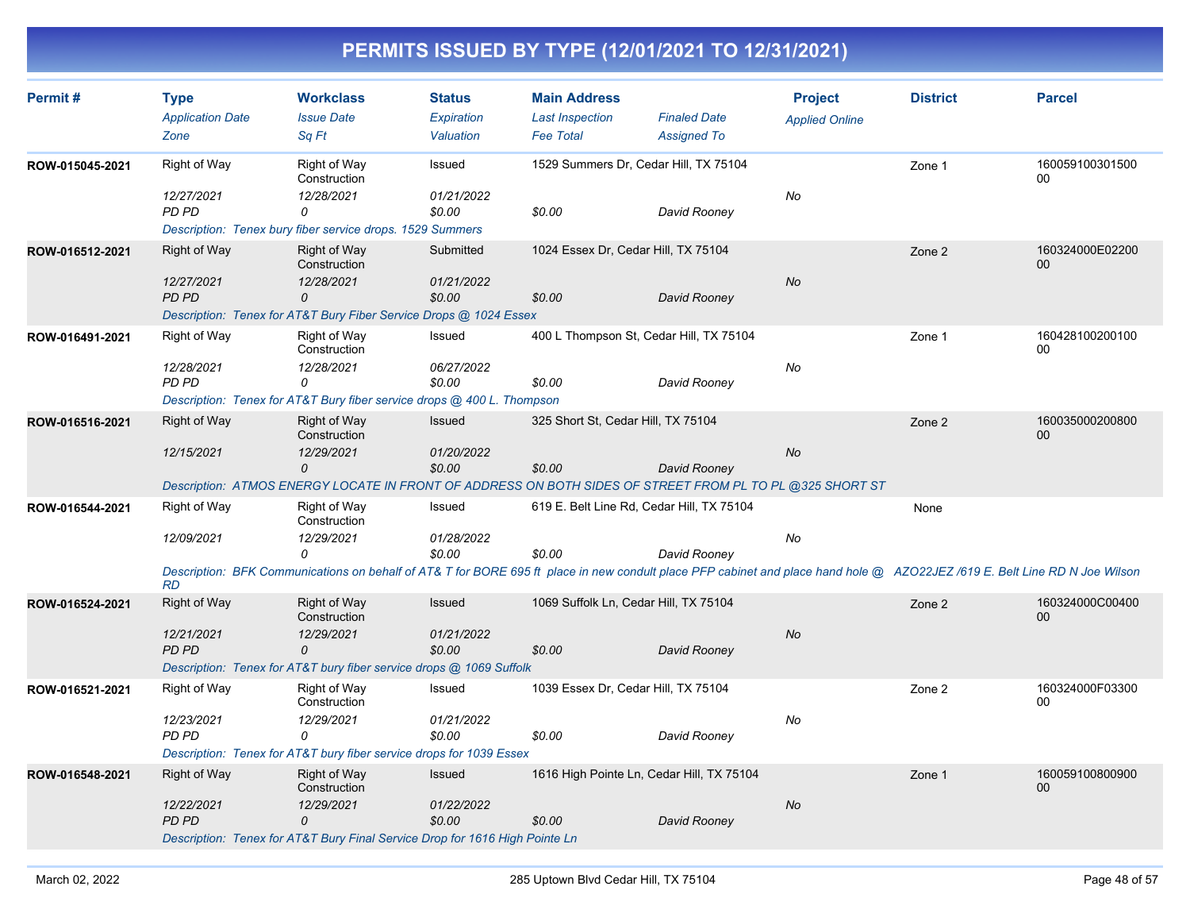# PERMITS ISSUED BY TYPE (12/01/2021 TO 12/31/2021)

| Permit # | Type<br>Application Date<br>Zone | Workclass<br>Issue Date<br>Sq Ft | Status<br>Expiration<br>Valuation | Main Address<br>Last Inspection<br>Fee Total | Finaled Date<br>Assigned To | Project<br>Applied Online | District | Parcel |
|---|---|---|---|---|---|---|---|---|
| ROW-015045-2021 | Right of Way<br>12/27/2021<br>PD PD | Right of Way Construction<br>12/28/2021<br>0 | Issued<br>01/21/2022<br>$0.00 | 1529 Summers Dr, Cedar Hill, TX 75104<br><br>$0.00 | <br><br>David Rooney | <br>No | Zone 1 | 16005910030150000 |
| | Description: Tenex bury fiber service drops. 1529 Summers | | | | | | | |
| ROW-016512-2021 | Right of Way<br>12/27/2021<br>PD PD | Right of Way Construction<br>12/28/2021<br>0 | Submitted<br>01/21/2022<br>$0.00 | 1024 Essex Dr, Cedar Hill, TX 75104<br><br>$0.00 | <br><br>David Rooney | <br>No | Zone 2 | 160324000E0220000 |
| | Description: Tenex for AT&T Bury Fiber Service Drops @ 1024 Essex | | | | | | | |
| ROW-016491-2021 | Right of Way<br>12/28/2021<br>PD PD | Right of Way Construction<br>12/28/2021<br>0 | Issued<br>06/27/2022<br>$0.00 | 400 L Thompson St, Cedar Hill, TX 75104<br><br>$0.00 | <br><br>David Rooney | <br>No | Zone 1 | 16042810020010000 |
| | Description: Tenex for AT&T Bury fiber service drops @ 400 L. Thompson | | | | | | | |
| ROW-016516-2021 | Right of Way<br>12/15/2021 | Right of Way Construction<br>12/29/2021<br>0 | Issued<br>01/20/2022<br>$0.00 | 325 Short St, Cedar Hill, TX 75104<br><br>$0.00 | <br><br>David Rooney | <br>No | Zone 2 | 16003500020080000 |
| | Description: ATMOS ENERGY LOCATE IN FRONT OF ADDRESS ON BOTH SIDES OF STREET FROM PL TO PL @325 SHORT ST | | | | | | | |
| ROW-016544-2021 | Right of Way<br>12/09/2021 | Right of Way Construction<br>12/29/2021<br>0 | Issued<br>01/28/2022<br>$0.00 | 619 E. Belt Line Rd, Cedar Hill, TX 75104<br><br>$0.00 | <br><br>David Rooney | <br>No | None | |
| | Description: BFK Communications on behalf of AT& T for BORE 695 ft place in new conduit place PFP cabinet and place hand hole @ AZO22JEZ /619 E. Belt Line RD N Joe Wilson RD | | | | | | | |
| ROW-016524-2021 | Right of Way<br>12/21/2021<br>PD PD | Right of Way Construction<br>12/29/2021<br>0 | Issued<br>01/21/2022<br>$0.00 | 1069 Suffolk Ln, Cedar Hill, TX 75104<br><br>$0.00 | <br><br>David Rooney | <br>No | Zone 2 | 160324000C0040000 |
| | Description: Tenex for AT&T bury fiber service drops @ 1069 Suffolk | | | | | | | |
| ROW-016521-2021 | Right of Way<br>12/23/2021<br>PD PD | Right of Way Construction<br>12/29/2021<br>0 | Issued<br>01/21/2022<br>$0.00 | 1039 Essex Dr, Cedar Hill, TX 75104<br><br>$0.00 | <br><br>David Rooney | <br>No | Zone 2 | 160324000F0330000 |
| | Description: Tenex for AT&T bury fiber service drops for 1039 Essex | | | | | | | |
| ROW-016548-2021 | Right of Way<br>12/22/2021<br>PD PD | Right of Way Construction<br>12/29/2021<br>0 | Issued<br>01/22/2022<br>$0.00 | 1616 High Pointe Ln, Cedar Hill, TX 75104<br><br>$0.00 | <br><br>David Rooney | <br>No | Zone 1 | 16005910080090000 |
| | Description: Tenex for AT&T Bury Final Service Drop for 1616 High Pointe Ln | | | | | | | |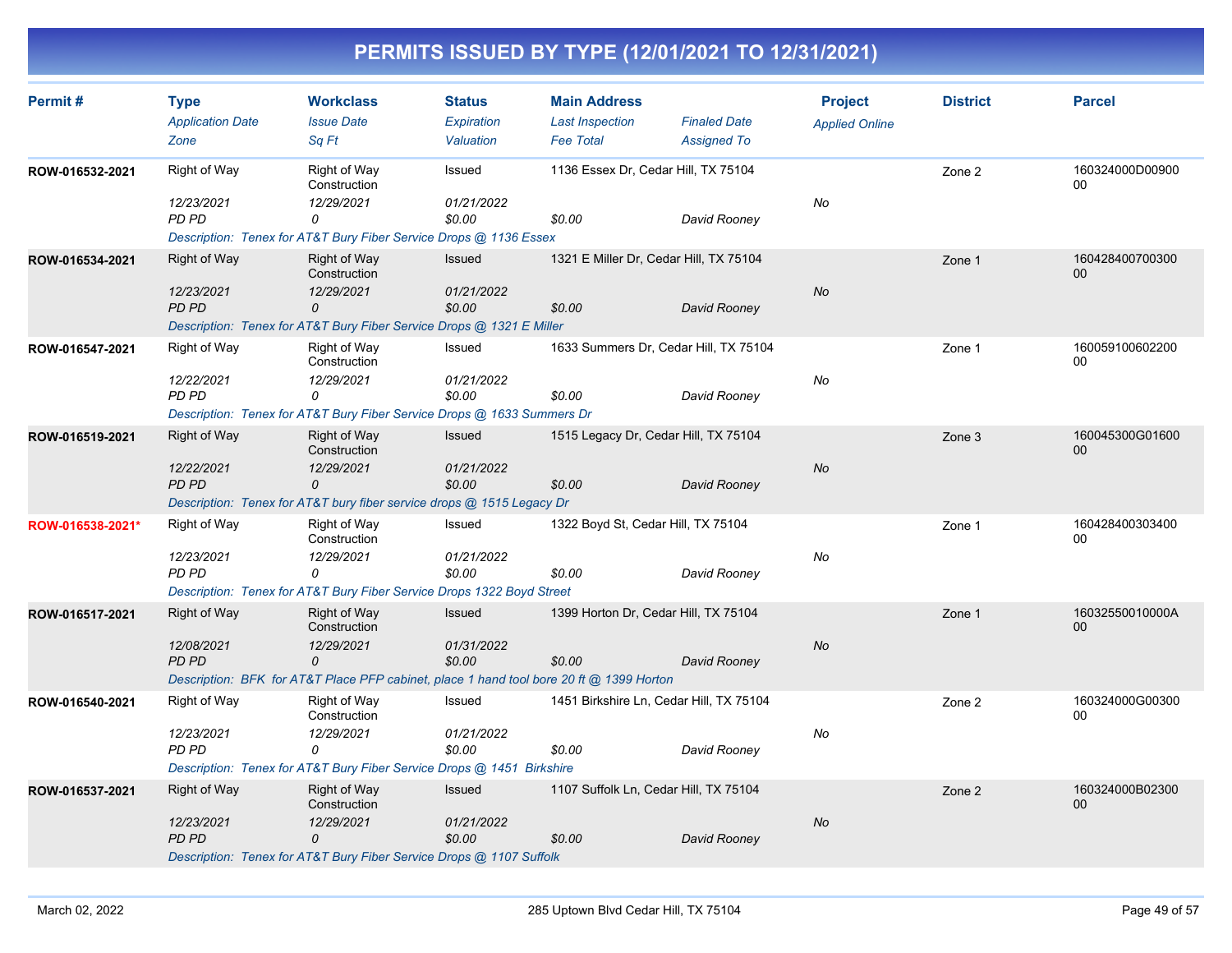# PERMITS ISSUED BY TYPE (12/01/2021 TO 12/31/2021)

| Permit # | Type / Application Date / Zone | Workclass / Issue Date / Sq Ft | Status / Expiration / Valuation | Main Address / Last Inspection / Fee Total | Finaled Date / Assigned To | Project / Applied Online | District | Parcel |
|---|---|---|---|---|---|---|---|---|
| ROW-016532-2021 | Right of Way | Right of Way Construction | Issued | 1136 Essex Dr, Cedar Hill, TX 75104 | | | Zone 2 | 160324000D0090000 |
| | 12/23/2021 | 12/29/2021 | 01/21/2022 | | | No | | |
| | PD PD | 0 | $0.00 | $0.00 | David Rooney | | | |
| | Description: Tenex for AT&T Bury Fiber Service Drops @ 1136 Essex | | | | | | | |
| ROW-016534-2021 | Right of Way | Right of Way Construction | Issued | 1321 E Miller Dr, Cedar Hill, TX 75104 | | | Zone 1 | 16042840070030000 |
| | 12/23/2021 | 12/29/2021 | 01/21/2022 | | | No | | |
| | PD PD | 0 | $0.00 | $0.00 | David Rooney | | | |
| | Description: Tenex for AT&T Bury Fiber Service Drops @ 1321 E Miller | | | | | | | |
| ROW-016547-2021 | Right of Way | Right of Way Construction | Issued | 1633 Summers Dr, Cedar Hill, TX 75104 | | | Zone 1 | 16005910060220000 |
| | 12/22/2021 | 12/29/2021 | 01/21/2022 | | | No | | |
| | PD PD | 0 | $0.00 | $0.00 | David Rooney | | | |
| | Description: Tenex for AT&T Bury Fiber Service Drops @ 1633 Summers Dr | | | | | | | |
| ROW-016519-2021 | Right of Way | Right of Way Construction | Issued | 1515 Legacy Dr, Cedar Hill, TX 75104 | | | Zone 3 | 160045300G0160000 |
| | 12/22/2021 | 12/29/2021 | 01/21/2022 | | | No | | |
| | PD PD | 0 | $0.00 | $0.00 | David Rooney | | | |
| | Description: Tenex for AT&T bury fiber service drops @ 1515 Legacy Dr | | | | | | | |
| ROW-016538-2021* | Right of Way | Right of Way Construction | Issued | 1322 Boyd St, Cedar Hill, TX 75104 | | | Zone 1 | 16042840030340000 |
| | 12/23/2021 | 12/29/2021 | 01/21/2022 | | | No | | |
| | PD PD | 0 | $0.00 | $0.00 | David Rooney | | | |
| | Description: Tenex for AT&T Bury Fiber Service Drops 1322 Boyd Street | | | | | | | |
| ROW-016517-2021 | Right of Way | Right of Way Construction | Issued | 1399 Horton Dr, Cedar Hill, TX 75104 | | | Zone 1 | 16032550010000A00 |
| | 12/08/2021 | 12/29/2021 | 01/31/2022 | | | No | | |
| | PD PD | 0 | $0.00 | $0.00 | David Rooney | | | |
| | Description: BFK for AT&T Place PFP cabinet, place 1 hand tool bore 20 ft @ 1399 Horton | | | | | | | |
| ROW-016540-2021 | Right of Way | Right of Way Construction | Issued | 1451 Birkshire Ln, Cedar Hill, TX 75104 | | | Zone 2 | 160324000G0030000 |
| | 12/23/2021 | 12/29/2021 | 01/21/2022 | | | No | | |
| | PD PD | 0 | $0.00 | $0.00 | David Rooney | | | |
| | Description: Tenex for AT&T Bury Fiber Service Drops @ 1451 Birkshire | | | | | | | |
| ROW-016537-2021 | Right of Way | Right of Way Construction | Issued | 1107 Suffolk Ln, Cedar Hill, TX 75104 | | | Zone 2 | 160324000B0230000 |
| | 12/23/2021 | 12/29/2021 | 01/21/2022 | | | No | | |
| | PD PD | 0 | $0.00 | $0.00 | David Rooney | | | |
| | Description: Tenex for AT&T Bury Fiber Service Drops @ 1107 Suffolk | | | | | | | |

March 02, 2022 — 285 Uptown Blvd Cedar Hill, TX 75104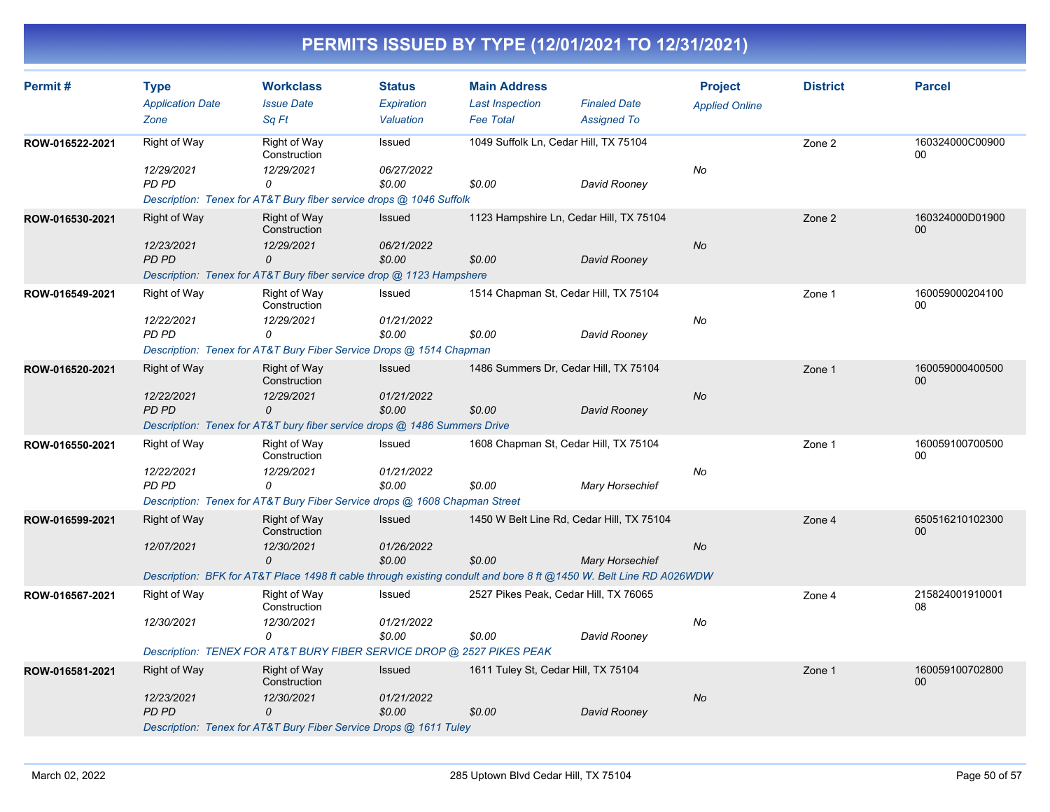# PERMITS ISSUED BY TYPE (12/01/2021 TO 12/31/2021)

| Permit # | Type<br>*Application Date*<br>*Zone* | Workclass<br>*Issue Date*<br>*Sq Ft* | Status<br>*Expiration*<br>*Valuation* | Main Address<br>*Last Inspection*<br>*Fee Total* | *Finaled Date*<br>*Assigned To* | Project<br>*Applied Online* | District | Parcel |
|---|---|---|---|---|---|---|---|---|
| ROW-016522-2021 | Right of Way<br>*12/29/2021*<br>*PD PD* | Right of Way Construction<br>*12/29/2021*<br>*0* | Issued<br>*06/27/2022*<br>*$0.00* | 1049 Suffolk Ln, Cedar Hill, TX 75104<br><br>*$0.00* | <br><br>*David Rooney* | <br>*No* | Zone 2 | 160324000C0090000 |
| | *Description: Tenex for AT&T Bury fiber service drops @ 1046 Suffolk* | | | | | | | |
| ROW-016530-2021 | Right of Way<br>*12/23/2021*<br>*PD PD* | Right of Way Construction<br>*12/29/2021*<br>*0* | Issued<br>*06/21/2022*<br>*$0.00* | 1123 Hampshire Ln, Cedar Hill, TX 75104<br><br>*$0.00* | <br><br>*David Rooney* | <br>*No* | Zone 2 | 160324000D0190000 |
| | *Description: Tenex for AT&T Bury fiber service drop @ 1123 Hampshere* | | | | | | | |
| ROW-016549-2021 | Right of Way<br>*12/22/2021*<br>*PD PD* | Right of Way Construction<br>*12/29/2021*<br>*0* | Issued<br>*01/21/2022*<br>*$0.00* | 1514 Chapman St, Cedar Hill, TX 75104<br><br>*$0.00* | <br><br>*David Rooney* | <br>*No* | Zone 1 | 16005900020410000 |
| | *Description: Tenex for AT&T Bury Fiber Service Drops @ 1514 Chapman* | | | | | | | |
| ROW-016520-2021 | Right of Way<br>*12/22/2021*<br>*PD PD* | Right of Way Construction<br>*12/29/2021*<br>*0* | Issued<br>*01/21/2022*<br>*$0.00* | 1486 Summers Dr, Cedar Hill, TX 75104<br><br>*$0.00* | <br><br>*David Rooney* | <br>*No* | Zone 1 | 16005900040050000 |
| | *Description: Tenex for AT&T bury fiber service drops @ 1486 Summers Drive* | | | | | | | |
| ROW-016550-2021 | Right of Way<br>*12/22/2021*<br>*PD PD* | Right of Way Construction<br>*12/29/2021*<br>*0* | Issued<br>*01/21/2022*<br>*$0.00* | 1608 Chapman St, Cedar Hill, TX 75104<br><br>*$0.00* | <br><br>*Mary Horsechief* | <br>*No* | Zone 1 | 16005910070050000 |
| | *Description: Tenex for AT&T Bury Fiber Service drops @ 1608 Chapman Street* | | | | | | | |
| ROW-016599-2021 | Right of Way<br>*12/07/2021* | Right of Way Construction<br>*12/30/2021*<br>*0* | Issued<br>*01/26/2022*<br>*$0.00* | 1450 W Belt Line Rd, Cedar Hill, TX 75104<br><br>*$0.00* | <br><br>*Mary Horsechief* | <br>*No* | Zone 4 | 65051621010230000 |
| | *Description: BFK for AT&T Place 1498 ft cable through existing conduit and bore 8 ft @1450 W. Belt Line RD A026WDW* | | | | | | | |
| ROW-016567-2021 | Right of Way<br>*12/30/2021* | Right of Way Construction<br>*12/30/2021*<br>*0* | Issued<br>*01/21/2022*<br>*$0.00* | 2527 Pikes Peak, Cedar Hill, TX 76065<br><br>*$0.00* | <br><br>*David Rooney* | <br>*No* | Zone 4 | 21582400191000108 |
| | *Description: TENEX FOR AT&T BURY FIBER SERVICE DROP @ 2527 PIKES PEAK* | | | | | | | |
| ROW-016581-2021 | Right of Way<br>*12/23/2021*<br>*PD PD* | Right of Way Construction<br>*12/30/2021*<br>*0* | Issued<br>*01/21/2022*<br>*$0.00* | 1611 Tuley St, Cedar Hill, TX 75104<br><br>*$0.00* | <br><br>*David Rooney* | <br>*No* | Zone 1 | 16005910070280000 |
| | *Description: Tenex for AT&T Bury Fiber Service Drops @ 1611 Tuley* | | | | | | | |

March 02, 2022 — 285 Uptown Blvd Cedar Hill, TX 75104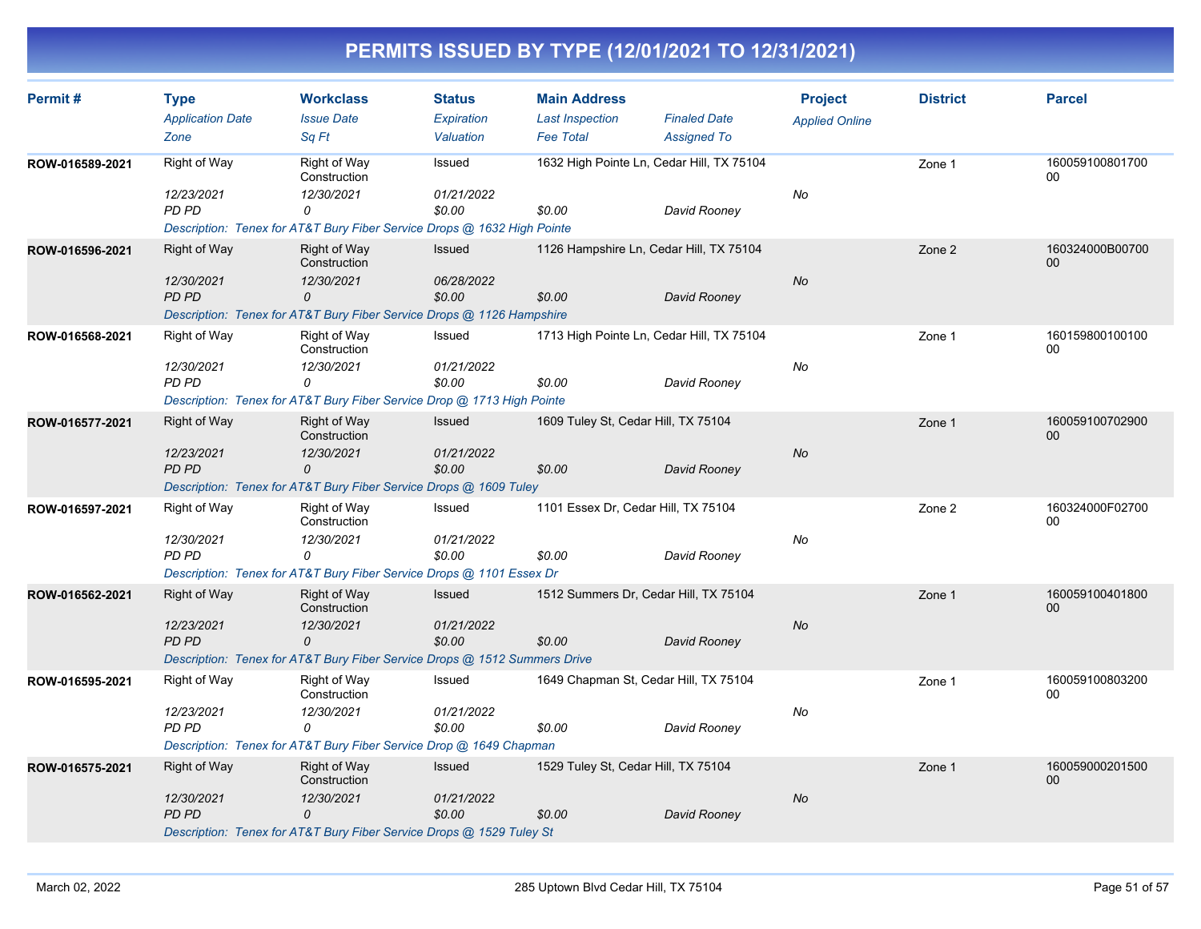# PERMITS ISSUED BY TYPE (12/01/2021 TO 12/31/2021)

| Permit # | Type<br>*Application Date*<br>*Zone* | Workclass<br>*Issue Date*<br>*Sq Ft* | Status<br>*Expiration*<br>*Valuation* | Main Address<br>*Last Inspection*<br>*Fee Total* | *Finaled Date*<br>*Assigned To* | Project<br>*Applied Online* | District | Parcel |
|---|---|---|---|---|---|---|---|---|
| ROW-016589-2021 | Right of Way<br>*12/23/2021*<br>*PD PD* | Right of Way Construction<br>*12/30/2021*<br>*0* | Issued<br>*01/21/2022*<br>*$0.00* | 1632 High Pointe Ln, Cedar Hill, TX 75104<br><br>*$0.00* | <br><br>*David Rooney* | <br>*No* | Zone 1 | 16005910080170000 |
| | *Description: Tenex for AT&T Bury Fiber Service Drops @ 1632 High Pointe* | | | | | | | |
| ROW-016596-2021 | Right of Way<br>*12/30/2021*<br>*PD PD* | Right of Way Construction<br>*12/30/2021*<br>*0* | Issued<br>*06/28/2022*<br>*$0.00* | 1126 Hampshire Ln, Cedar Hill, TX 75104<br><br>*$0.00* | <br><br>*David Rooney* | <br>*No* | Zone 2 | 160324000B00700 00 |
| | *Description: Tenex for AT&T Bury Fiber Service Drops @ 1126 Hampshire* | | | | | | | |
| ROW-016568-2021 | Right of Way<br>*12/30/2021*<br>*PD PD* | Right of Way Construction<br>*12/30/2021*<br>*0* | Issued<br>*01/21/2022*<br>*$0.00* | 1713 High Pointe Ln, Cedar Hill, TX 75104<br><br>*$0.00* | <br><br>*David Rooney* | <br>*No* | Zone 1 | 16015980010010000 |
| | *Description: Tenex for AT&T Bury Fiber Service Drop @ 1713 High Pointe* | | | | | | | |
| ROW-016577-2021 | Right of Way<br>*12/23/2021*<br>*PD PD* | Right of Way Construction<br>*12/30/2021*<br>*0* | Issued<br>*01/21/2022*<br>*$0.00* | 1609 Tuley St, Cedar Hill, TX 75104<br><br>*$0.00* | <br><br>*David Rooney* | <br>*No* | Zone 1 | 16005910070290000 |
| | *Description: Tenex for AT&T Bury Fiber Service Drops @ 1609 Tuley* | | | | | | | |
| ROW-016597-2021 | Right of Way<br>*12/30/2021*<br>*PD PD* | Right of Way Construction<br>*12/30/2021*<br>*0* | Issued<br>*01/21/2022*<br>*$0.00* | 1101 Essex Dr, Cedar Hill, TX 75104<br><br>*$0.00* | <br><br>*David Rooney* | <br>*No* | Zone 2 | 160324000F02700 00 |
| | *Description: Tenex for AT&T Bury Fiber Service Drops @ 1101 Essex Dr* | | | | | | | |
| ROW-016562-2021 | Right of Way<br>*12/23/2021*<br>*PD PD* | Right of Way Construction<br>*12/30/2021*<br>*0* | Issued<br>*01/21/2022*<br>*$0.00* | 1512 Summers Dr, Cedar Hill, TX 75104<br><br>*$0.00* | <br><br>*David Rooney* | <br>*No* | Zone 1 | 16005910040180000 |
| | *Description: Tenex for AT&T Bury Fiber Service Drops @ 1512 Summers Drive* | | | | | | | |
| ROW-016595-2021 | Right of Way<br>*12/23/2021*<br>*PD PD* | Right of Way Construction<br>*12/30/2021*<br>*0* | Issued<br>*01/21/2022*<br>*$0.00* | 1649 Chapman St, Cedar Hill, TX 75104<br><br>*$0.00* | <br><br>*David Rooney* | <br>*No* | Zone 1 | 16005910080320000 |
| | *Description: Tenex for AT&T Bury Fiber Service Drop @ 1649 Chapman* | | | | | | | |
| ROW-016575-2021 | Right of Way<br>*12/30/2021*<br>*PD PD* | Right of Way Construction<br>*12/30/2021*<br>*0* | Issued<br>*01/21/2022*<br>*$0.00* | 1529 Tuley St, Cedar Hill, TX 75104<br><br>*$0.00* | <br><br>*David Rooney* | <br>*No* | Zone 1 | 16005900020150000 |
| | *Description: Tenex for AT&T Bury Fiber Service Drops @ 1529 Tuley St* | | | | | | | |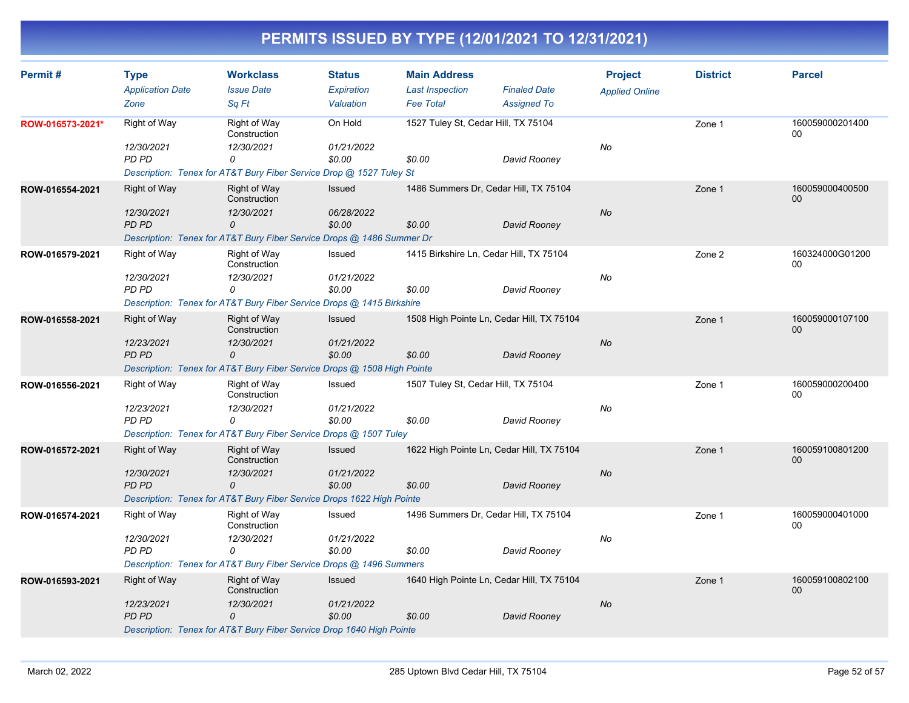# PERMITS ISSUED BY TYPE (12/01/2021 TO 12/31/2021)

| Permit # | Type / Application Date / Zone | Workclass / Issue Date / Sq Ft | Status / Expiration / Valuation | Main Address / Last Inspection / Fee Total | Finaled Date / Assigned To | Project / Applied Online | District | Parcel |
|---|---|---|---|---|---|---|---|---|
| ROW-016573-2021* | Right of Way<br>12/30/2021<br>PD PD | Right of Way Construction<br>12/30/2021<br>0 | On Hold<br>01/21/2022<br>$0.00 | 1527 Tuley St, Cedar Hill, TX 75104<br><br>$0.00 | <br>David Rooney | No | Zone 1 | 16005900020140000 |
| | Description: Tenex for AT&T Bury Fiber Service Drop @ 1527 Tuley St | | | | | | | |
| ROW-016554-2021 | Right of Way<br>12/30/2021<br>PD PD | Right of Way Construction<br>12/30/2021<br>0 | Issued<br>06/28/2022<br>$0.00 | 1486 Summers Dr, Cedar Hill, TX 75104<br><br>$0.00 | <br>David Rooney | No | Zone 1 | 16005900040050000 |
| | Description: Tenex for AT&T Bury Fiber Service Drops @ 1486 Summer Dr | | | | | | | |
| ROW-016579-2021 | Right of Way<br>12/30/2021<br>PD PD | Right of Way Construction<br>12/30/2021<br>0 | Issued<br>01/21/2022<br>$0.00 | 1415 Birkshire Ln, Cedar Hill, TX 75104<br><br>$0.00 | <br>David Rooney | No | Zone 2 | 160324000G01200 00 |
| | Description: Tenex for AT&T Bury Fiber Service Drops @ 1415 Birkshire | | | | | | | |
| ROW-016558-2021 | Right of Way<br>12/23/2021<br>PD PD | Right of Way Construction<br>12/30/2021<br>0 | Issued<br>01/21/2022<br>$0.00 | 1508 High Pointe Ln, Cedar Hill, TX 75104<br><br>$0.00 | <br>David Rooney | No | Zone 1 | 16005900010710000 |
| | Description: Tenex for AT&T Bury Fiber Service Drops @ 1508 High Pointe | | | | | | | |
| ROW-016556-2021 | Right of Way<br>12/23/2021<br>PD PD | Right of Way Construction<br>12/30/2021<br>0 | Issued<br>01/21/2022<br>$0.00 | 1507 Tuley St, Cedar Hill, TX 75104<br><br>$0.00 | <br>David Rooney | No | Zone 1 | 16005900020040000 |
| | Description: Tenex for AT&T Bury Fiber Service Drops @ 1507 Tuley | | | | | | | |
| ROW-016572-2021 | Right of Way<br>12/30/2021<br>PD PD | Right of Way Construction<br>12/30/2021<br>0 | Issued<br>01/21/2022<br>$0.00 | 1622 High Pointe Ln, Cedar Hill, TX 75104<br><br>$0.00 | <br>David Rooney | No | Zone 1 | 16005910080120000 |
| | Description: Tenex for AT&T Bury Fiber Service Drops 1622 High Pointe | | | | | | | |
| ROW-016574-2021 | Right of Way<br>12/30/2021<br>PD PD | Right of Way Construction<br>12/30/2021<br>0 | Issued<br>01/21/2022<br>$0.00 | 1496 Summers Dr, Cedar Hill, TX 75104<br><br>$0.00 | <br>David Rooney | No | Zone 1 | 16005900040100000 |
| | Description: Tenex for AT&T Bury Fiber Service Drops @ 1496 Summers | | | | | | | |
| ROW-016593-2021 | Right of Way<br>12/23/2021<br>PD PD | Right of Way Construction<br>12/30/2021<br>0 | Issued<br>01/21/2022<br>$0.00 | 1640 High Pointe Ln, Cedar Hill, TX 75104<br><br>$0.00 | <br>David Rooney | No | Zone 1 | 16005910080210000 |
| | Description: Tenex for AT&T Bury Fiber Service Drop 1640 High Pointe | | | | | | | |

March 02, 2022 285 Uptown Blvd Cedar Hill, TX 75104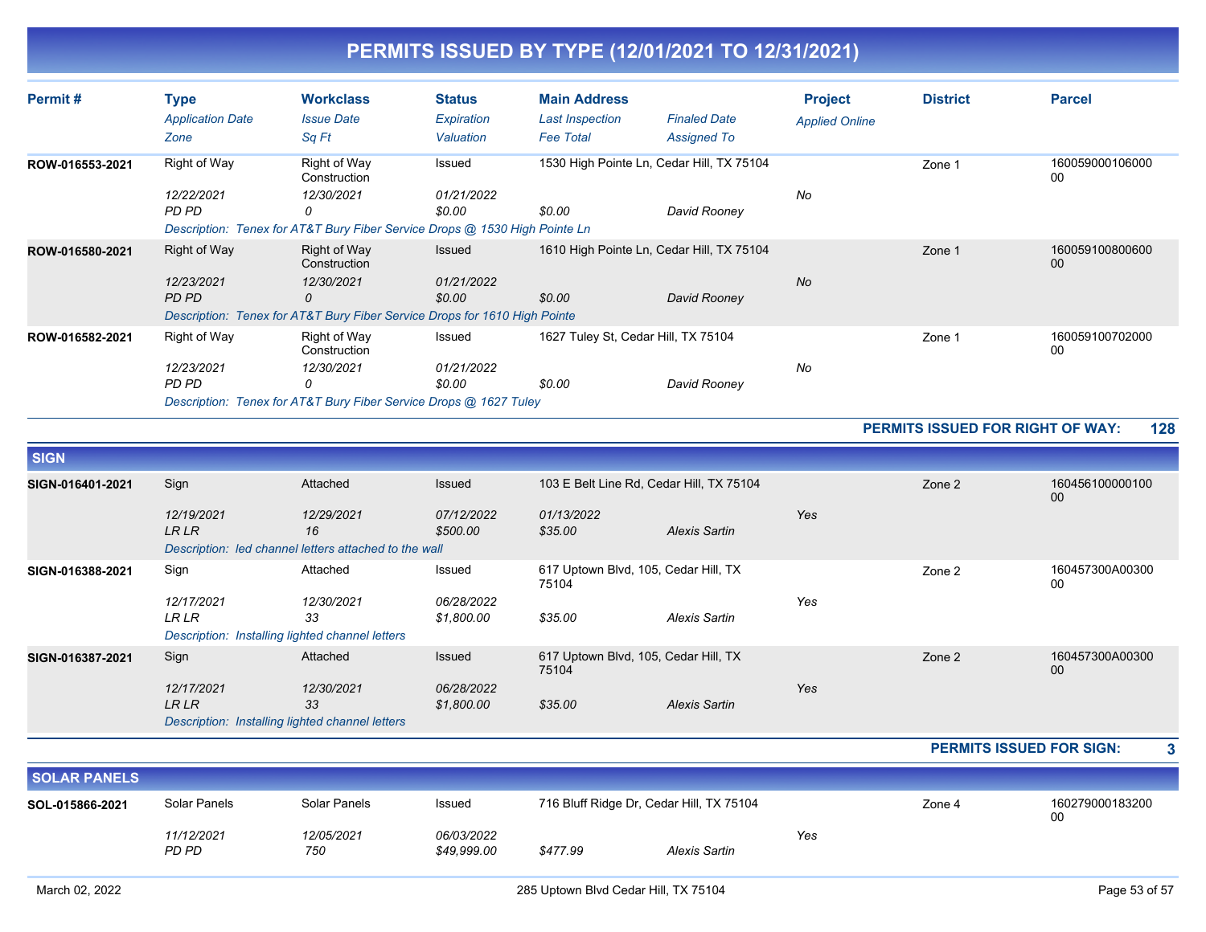# PERMITS ISSUED BY TYPE (12/01/2021 TO 12/31/2021)

| Permit # | Type / Application Date / Zone | Workclass / Issue Date / Sq Ft | Status / Expiration / Valuation | Main Address / Last Inspection / Fee Total | Finaled Date / Assigned To | Project / Applied Online | District | Parcel |
|---|---|---|---|---|---|---|---|---|
| ROW-016553-2021 | Right of Way | Right of Way Construction | Issued | 1530 High Pointe Ln, Cedar Hill, TX 75104 | | | Zone 1 | 16005900010600000 |
| | 12/22/2021 | 12/30/2021 | 01/21/2022 | | | No | | |
| | PD PD | 0 | $0.00 | $0.00 | David Rooney | | | |
| | Description: Tenex for AT&T Bury Fiber Service Drops @ 1530 High Pointe Ln | | | | | | | |
| ROW-016580-2021 | Right of Way | Right of Way Construction | Issued | 1610 High Pointe Ln, Cedar Hill, TX 75104 | | | Zone 1 | 16005910080060000 |
| | 12/23/2021 | 12/30/2021 | 01/21/2022 | | | No | | |
| | PD PD | 0 | $0.00 | $0.00 | David Rooney | | | |
| | Description: Tenex for AT&T Bury Fiber Service Drops for 1610 High Pointe | | | | | | | |
| ROW-016582-2021 | Right of Way | Right of Way Construction | Issued | 1627 Tuley St, Cedar Hill, TX 75104 | | | Zone 1 | 16005910070200000 |
| | 12/23/2021 | 12/30/2021 | 01/21/2022 | | | No | | |
| | PD PD | 0 | $0.00 | $0.00 | David Rooney | | | |
| | Description: Tenex for AT&T Bury Fiber Service Drops @ 1627 Tuley | | | | | | | |

**PERMITS ISSUED FOR RIGHT OF WAY: 128**

## SIGN

| Permit # | Type / Application Date / Zone | Workclass / Issue Date / Sq Ft | Status / Expiration / Valuation | Main Address / Last Inspection / Fee Total | Finaled Date / Assigned To | Project / Applied Online | District | Parcel |
|---|---|---|---|---|---|---|---|---|
| SIGN-016401-2021 | Sign | Attached | Issued | 103 E Belt Line Rd, Cedar Hill, TX 75104 | | | Zone 2 | 16045610000010000 |
| | 12/19/2021 | 12/29/2021 | 07/12/2022 | 01/13/2022 | | Yes | | |
| | LR LR | 16 | $500.00 | $35.00 | Alexis Sartin | | | |
| | Description: led channel letters attached to the wall | | | | | | | |
| SIGN-016388-2021 | Sign | Attached | Issued | 617 Uptown Blvd, 105, Cedar Hill, TX 75104 | | | Zone 2 | 160457300A0030000 |
| | 12/17/2021 | 12/30/2021 | 06/28/2022 | | | Yes | | |
| | LR LR | 33 | $1,800.00 | $35.00 | Alexis Sartin | | | |
| | Description: Installing lighted channel letters | | | | | | | |
| SIGN-016387-2021 | Sign | Attached | Issued | 617 Uptown Blvd, 105, Cedar Hill, TX 75104 | | | Zone 2 | 160457300A0030000 |
| | 12/17/2021 | 12/30/2021 | 06/28/2022 | | | Yes | | |
| | LR LR | 33 | $1,800.00 | $35.00 | Alexis Sartin | | | |
| | Description: Installing lighted channel letters | | | | | | | |

**PERMITS ISSUED FOR SIGN: 3**

## SOLAR PANELS

| Permit # | Type / Application Date / Zone | Workclass / Issue Date / Sq Ft | Status / Expiration / Valuation | Main Address / Last Inspection / Fee Total | Finaled Date / Assigned To | Project / Applied Online | District | Parcel |
|---|---|---|---|---|---|---|---|---|
| SOL-015866-2021 | Solar Panels | Solar Panels | Issued | 716 Bluff Ridge Dr, Cedar Hill, TX 75104 | | | Zone 4 | 16027900018320000 |
| | 11/12/2021 | 12/05/2021 | 06/03/2022 | | | Yes | | |
| | PD PD | 750 | $49,999.00 | $477.99 | Alexis Sartin | | | |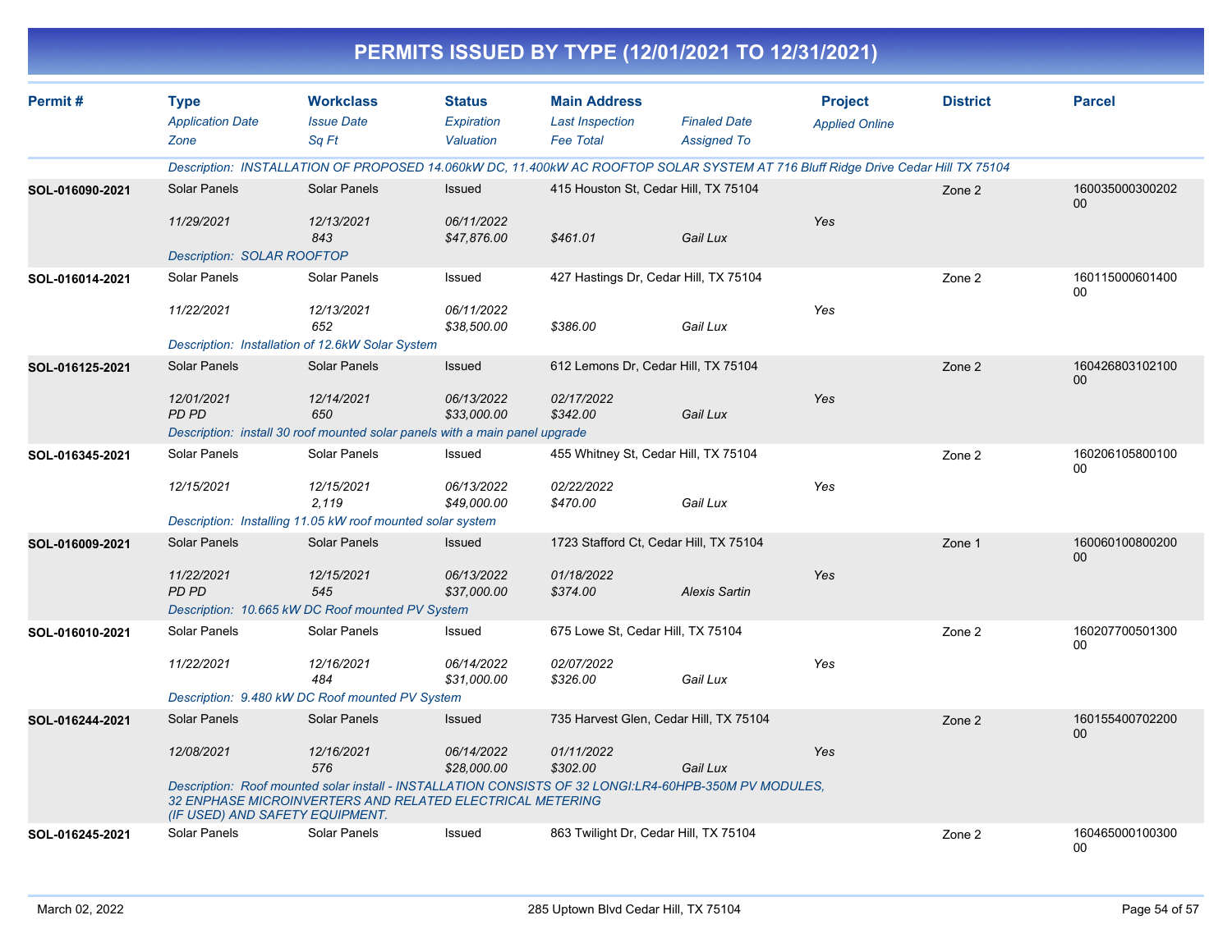# PERMITS ISSUED BY TYPE (12/01/2021 TO 12/31/2021)

| Permit # | Type / Application Date / Zone | Workclass / Issue Date / Sq Ft | Status / Expiration / Valuation | Main Address / Last Inspection / Fee Total | Finaled Date / Assigned To | Project / Applied Online | District | Parcel |
|---|---|---|---|---|---|---|---|---|
| | Description: INSTALLATION OF PROPOSED 14.060kW DC, 11.400kW AC ROOFTOP SOLAR SYSTEM AT 716 Bluff Ridge Drive Cedar Hill TX 75104 | | | | | | | |
| SOL-016090-2021 | Solar Panels | Solar Panels | Issued | 415 Houston St, Cedar Hill, TX 75104 | | | Zone 2 | 16003500030020200 |
| | 11/29/2021 | 12/13/2021 | 06/11/2022 | | | Yes | | |
| | | 843 | $47,876.00 | $461.01 | Gail Lux | | | |
| | Description: SOLAR ROOFTOP | | | | | | | |
| SOL-016014-2021 | Solar Panels | Solar Panels | Issued | 427 Hastings Dr, Cedar Hill, TX 75104 | | | Zone 2 | 16011500060140000 |
| | 11/22/2021 | 12/13/2021 | 06/11/2022 | | | Yes | | |
| | | 652 | $38,500.00 | $386.00 | Gail Lux | | | |
| | Description: Installation of 12.6kW Solar System | | | | | | | |
| SOL-016125-2021 | Solar Panels | Solar Panels | Issued | 612 Lemons Dr, Cedar Hill, TX 75104 | | | Zone 2 | 16042680310210000 |
| | 12/01/2021 | 12/14/2021 | 06/13/2022 | 02/17/2022 | | Yes | | |
| | PD PD | 650 | $33,000.00 | $342.00 | Gail Lux | | | |
| | Description: install 30 roof mounted solar panels with a main panel upgrade | | | | | | | |
| SOL-016345-2021 | Solar Panels | Solar Panels | Issued | 455 Whitney St, Cedar Hill, TX 75104 | | | Zone 2 | 16020610580010000 |
| | 12/15/2021 | 12/15/2021 | 06/13/2022 | 02/22/2022 | | Yes | | |
| | | 2,119 | $49,000.00 | $470.00 | Gail Lux | | | |
| | Description: Installing 11.05 kW roof mounted solar system | | | | | | | |
| SOL-016009-2021 | Solar Panels | Solar Panels | Issued | 1723 Stafford Ct, Cedar Hill, TX 75104 | | | Zone 1 | 16006010080020000 |
| | 11/22/2021 | 12/15/2021 | 06/13/2022 | 01/18/2022 | | Yes | | |
| | PD PD | 545 | $37,000.00 | $374.00 | Alexis Sartin | | | |
| | Description: 10.665 kW DC Roof mounted PV System | | | | | | | |
| SOL-016010-2021 | Solar Panels | Solar Panels | Issued | 675 Lowe St, Cedar Hill, TX 75104 | | | Zone 2 | 16020770050130000 |
| | 11/22/2021 | 12/16/2021 | 06/14/2022 | 02/07/2022 | | Yes | | |
| | | 484 | $31,000.00 | $326.00 | Gail Lux | | | |
| | Description: 9.480 kW DC Roof mounted PV System | | | | | | | |
| SOL-016244-2021 | Solar Panels | Solar Panels | Issued | 735 Harvest Glen, Cedar Hill, TX 75104 | | | Zone 2 | 16015540070220000 |
| | 12/08/2021 | 12/16/2021 | 06/14/2022 | 01/11/2022 | | Yes | | |
| | | 576 | $28,000.00 | $302.00 | Gail Lux | | | |
| | Description: Roof mounted solar install - INSTALLATION CONSISTS OF 32 LONGI:LR4-60HPB-350M PV MODULES, 32 ENPHASE MICROINVERTERS AND RELATED ELECTRICAL METERING (IF USED) AND SAFETY EQUIPMENT. | | | | | | | |
| SOL-016245-2021 | Solar Panels | Solar Panels | Issued | 863 Twilight Dr, Cedar Hill, TX 75104 | | | Zone 2 | 16046500010030000 |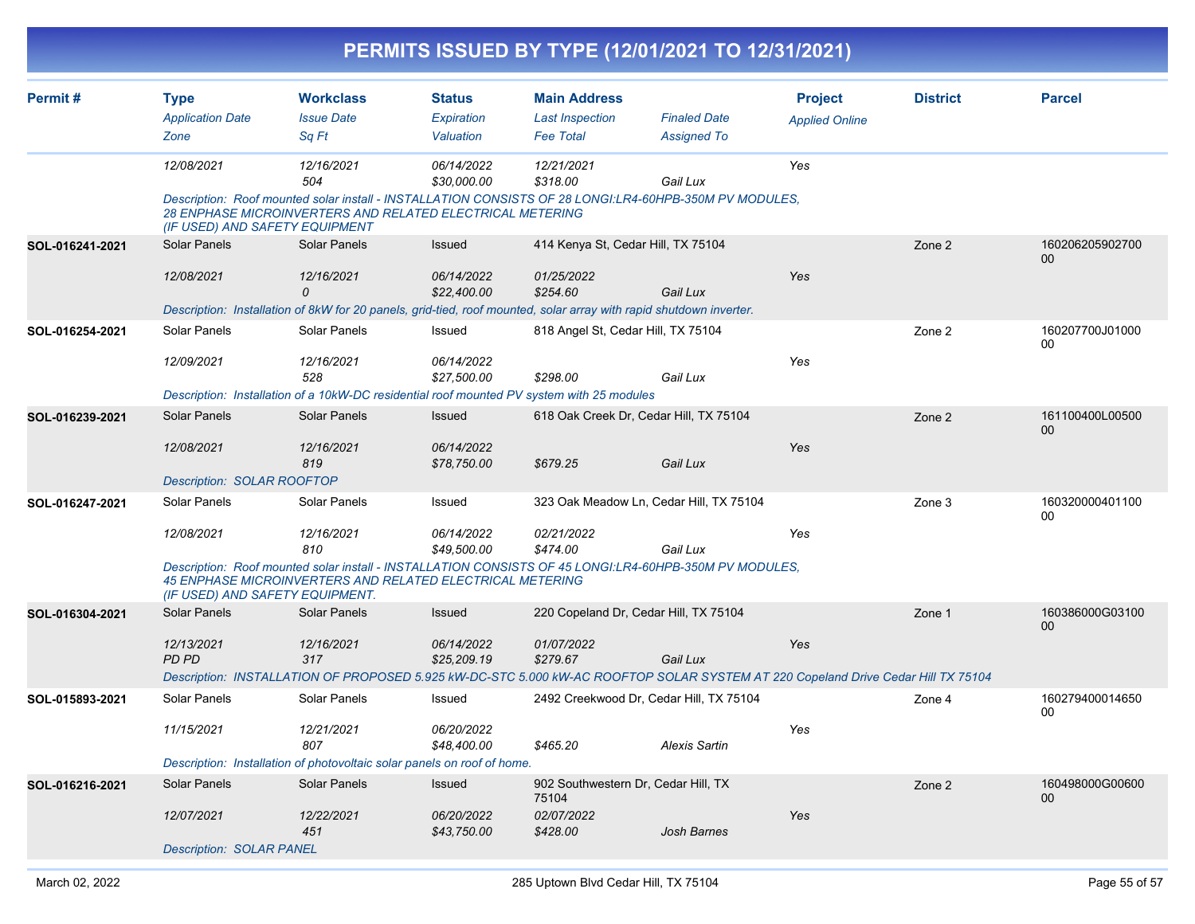# PERMITS ISSUED BY TYPE (12/01/2021 TO 12/31/2021)

| Permit # | Type<br>*Application Date*<br>*Zone* | Workclass<br>*Issue Date*<br>*Sq Ft* | Status<br>*Expiration*<br>*Valuation* | Main Address<br>*Last Inspection*<br>*Fee Total* | *Finaled Date*<br>*Assigned To* | Project<br>*Applied Online* | District | Parcel |
|---|---|---|---|---|---|---|---|---|
| | *12/08/2021* | *12/16/2021*<br>*504* | *06/14/2022*<br>*$30,000.00* | *12/21/2021*<br>*$318.00* | *Gail Lux* | *Yes* | | |
| | *Description: Roof mounted solar install - INSTALLATION CONSISTS OF 28 LONGI:LR4-60HPB-350M PV MODULES, 28 ENPHASE MICROINVERTERS AND RELATED ELECTRICAL METERING (IF USED) AND SAFETY EQUIPMENT* | | | | | | | |
| **SOL-016241-2021** | Solar Panels | Solar Panels | Issued | 414 Kenya St, Cedar Hill, TX 75104 | | | Zone 2 | 16020620590270000 |
| | *12/08/2021* | *12/16/2021*<br>*0* | *06/14/2022*<br>*$22,400.00* | *01/25/2022*<br>*$254.60* | *Gail Lux* | *Yes* | | |
| | *Description: Installation of 8kW for 20 panels, grid-tied, roof mounted, solar array with rapid shutdown inverter.* | | | | | | | |
| **SOL-016254-2021** | Solar Panels | Solar Panels | Issued | 818 Angel St, Cedar Hill, TX 75104 | | | Zone 2 | 160207700J0100000 |
| | *12/09/2021* | *12/16/2021*<br>*528* | *06/14/2022*<br>*$27,500.00* | *$298.00* | *Gail Lux* | *Yes* | | |
| | *Description: Installation of a 10kW-DC residential roof mounted PV system with 25 modules* | | | | | | | |
| **SOL-016239-2021** | Solar Panels | Solar Panels | Issued | 618 Oak Creek Dr, Cedar Hill, TX 75104 | | | Zone 2 | 161100400L0050000 |
| | *12/08/2021* | *12/16/2021*<br>*819* | *06/14/2022*<br>*$78,750.00* | *$679.25* | *Gail Lux* | *Yes* | | |
| | *Description: SOLAR ROOFTOP* | | | | | | | |
| **SOL-016247-2021** | Solar Panels | Solar Panels | Issued | 323 Oak Meadow Ln, Cedar Hill, TX 75104 | | | Zone 3 | 16032000040110000 |
| | *12/08/2021* | *12/16/2021*<br>*810* | *06/14/2022*<br>*$49,500.00* | *02/21/2022*<br>*$474.00* | *Gail Lux* | *Yes* | | |
| | *Description: Roof mounted solar install - INSTALLATION CONSISTS OF 45 LONGI:LR4-60HPB-350M PV MODULES, 45 ENPHASE MICROINVERTERS AND RELATED ELECTRICAL METERING (IF USED) AND SAFETY EQUIPMENT.* | | | | | | | |
| **SOL-016304-2021** | Solar Panels | Solar Panels | Issued | 220 Copeland Dr, Cedar Hill, TX 75104 | | | Zone 1 | 160386000G0310000 |
| | *12/13/2021*<br>*PD PD* | *12/16/2021*<br>*317* | *06/14/2022*<br>*$25,209.19* | *01/07/2022*<br>*$279.67* | *Gail Lux* | *Yes* | | |
| | *Description: INSTALLATION OF PROPOSED 5.925 kW-DC-STC 5.000 kW-AC ROOFTOP SOLAR SYSTEM AT 220 Copeland Drive Cedar Hill TX 75104* | | | | | | | |
| **SOL-015893-2021** | Solar Panels | Solar Panels | Issued | 2492 Creekwood Dr, Cedar Hill, TX 75104 | | | Zone 4 | 16027940001465000 |
| | *11/15/2021* | *12/21/2021*<br>*807* | *06/20/2022*<br>*$48,400.00* | *$465.20* | *Alexis Sartin* | *Yes* | | |
| | *Description: Installation of photovoltaic solar panels on roof of home.* | | | | | | | |
| **SOL-016216-2021** | Solar Panels | Solar Panels | Issued | 902 Southwestern Dr, Cedar Hill, TX 75104 | | | Zone 2 | 160498000G0060000 |
| | *12/07/2021* | *12/22/2021*<br>*451* | *06/20/2022*<br>*$43,750.00* | *02/07/2022*<br>*$428.00* | *Josh Barnes* | *Yes* | | |
| | *Description: SOLAR PANEL* | | | | | | | |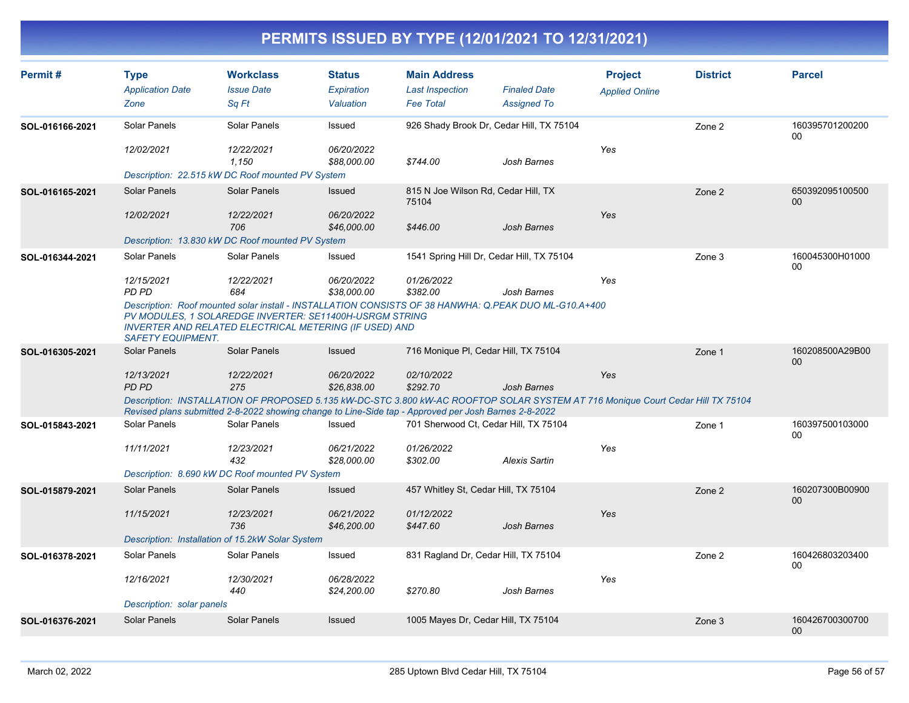# PERMITS ISSUED BY TYPE (12/01/2021 TO 12/31/2021)

| Permit # | Type / Application Date / Zone | Workclass / Issue Date / Sq Ft | Status / Expiration / Valuation | Main Address / Last Inspection / Fee Total | Finaled Date / Assigned To | Project / Applied Online | District | Parcel |
|---|---|---|---|---|---|---|---|---|
| SOL-016166-2021 | Solar Panels | Solar Panels | Issued | 926 Shady Brook Dr, Cedar Hill, TX 75104 | | | Zone 2 | 16039570120020000 |
| | 12/02/2021 | 12/22/2021 | 06/20/2022 | | | Yes | | |
| | | 1,150 | $88,000.00 | $744.00 | Josh Barnes | | | |
| | Description: 22.515 kW DC Roof mounted PV System | | | | | | | |
| SOL-016165-2021 | Solar Panels | Solar Panels | Issued | 815 N Joe Wilson Rd, Cedar Hill, TX 75104 | | | Zone 2 | 65039209510050000 |
| | 12/02/2021 | 12/22/2021 | 06/20/2022 | | | Yes | | |
| | | 706 | $46,000.00 | $446.00 | Josh Barnes | | | |
| | Description: 13.830 kW DC Roof mounted PV System | | | | | | | |
| SOL-016344-2021 | Solar Panels | Solar Panels | Issued | 1541 Spring Hill Dr, Cedar Hill, TX 75104 | | | Zone 3 | 160045300H0100000 |
| | 12/15/2021 | 12/22/2021 | 06/20/2022 | 01/26/2022 | | Yes | | |
| | PD PD | 684 | $38,000.00 | $382.00 | Josh Barnes | | | |
| | Description: Roof mounted solar install - INSTALLATION CONSISTS OF 38 HANWHA: Q.PEAK DUO ML-G10.A+400 PV MODULES, 1 SOLAREDGE INVERTER: SE11400H-USRGM STRING INVERTER AND RELATED ELECTRICAL METERING (IF USED) AND SAFETY EQUIPMENT. | | | | | | | |
| SOL-016305-2021 | Solar Panels | Solar Panels | Issued | 716 Monique Pl, Cedar Hill, TX 75104 | | | Zone 1 | 160208500A29B0000 |
| | 12/13/2021 | 12/22/2021 | 06/20/2022 | 02/10/2022 | | Yes | | |
| | PD PD | 275 | $26,838.00 | $292.70 | Josh Barnes | | | |
| | Description: INSTALLATION OF PROPOSED 5.135 kW-DC-STC 3.800 kW-AC ROOFTOP SOLAR SYSTEM AT 716 Monique Court Cedar Hill TX 75104 Revised plans submitted 2-8-2022 showing change to Line-Side tap - Approved per Josh Barnes 2-8-2022 | | | | | | | |
| SOL-015843-2021 | Solar Panels | Solar Panels | Issued | 701 Sherwood Ct, Cedar Hill, TX 75104 | | | Zone 1 | 16039750010300000 |
| | 11/11/2021 | 12/23/2021 | 06/21/2022 | 01/26/2022 | | Yes | | |
| | | 432 | $28,000.00 | $302.00 | Alexis Sartin | | | |
| | Description: 8.690 kW DC Roof mounted PV System | | | | | | | |
| SOL-015879-2021 | Solar Panels | Solar Panels | Issued | 457 Whitley St, Cedar Hill, TX 75104 | | | Zone 2 | 160207300B0090000 |
| | 11/15/2021 | 12/23/2021 | 06/21/2022 | 01/12/2022 | | Yes | | |
| | | 736 | $46,200.00 | $447.60 | Josh Barnes | | | |
| | Description: Installation of 15.2kW Solar System | | | | | | | |
| SOL-016378-2021 | Solar Panels | Solar Panels | Issued | 831 Ragland Dr, Cedar Hill, TX 75104 | | | Zone 2 | 16042680320340000 |
| | 12/16/2021 | 12/30/2021 | 06/28/2022 | | | Yes | | |
| | | 440 | $24,200.00 | $270.80 | Josh Barnes | | | |
| | Description: solar panels | | | | | | | |
| SOL-016376-2021 | Solar Panels | Solar Panels | Issued | 1005 Mayes Dr, Cedar Hill, TX 75104 | | | Zone 3 | 16042670030070000 |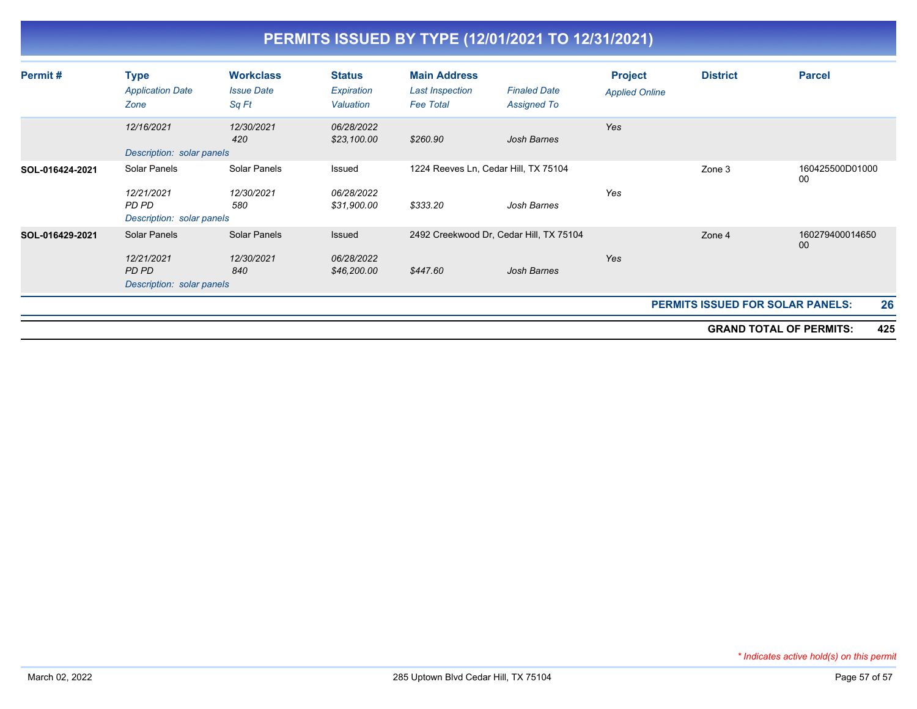# PERMITS ISSUED BY TYPE (12/01/2021 TO 12/31/2021)

| Permit # | Type / Application Date / Zone | Workclass / Issue Date / Sq Ft | Status / Expiration / Valuation | Main Address / Last Inspection / Fee Total | Finaled Date / Assigned To | Project / Applied Online | District | Parcel |
|---|---|---|---|---|---|---|---|---|
| | 12/16/2021 | 12/30/2021 | 06/28/2022 | | | Yes | | |
| | | 420 | $23,100.00 | $260.90 | Josh Barnes | | | |
| | Description: solar panels | | | | | | | |
| SOL-016424-2021 | Solar Panels | Solar Panels | Issued | 1224 Reeves Ln, Cedar Hill, TX 75104 | | | Zone 3 | 160425500D0100000 |
| | 12/21/2021 | 12/30/2021 | 06/28/2022 | | | Yes | | |
| | PD PD | 580 | $31,900.00 | $333.20 | Josh Barnes | | | |
| | Description: solar panels | | | | | | | |
| SOL-016429-2021 | Solar Panels | Solar Panels | Issued | 2492 Creekwood Dr, Cedar Hill, TX 75104 | | | Zone 4 | 16027940001465000 |
| | 12/21/2021 | 12/30/2021 | 06/28/2022 | | | Yes | | |
| | PD PD | 840 | $46,200.00 | $447.60 | Josh Barnes | | | |
| | Description: solar panels | | | | | | | |

**PERMITS ISSUED FOR SOLAR PANELS: 26**

**GRAND TOTAL OF PERMITS: 425**

*\* Indicates active hold(s) on this permit*

March 02, 2022 — 285 Uptown Blvd Cedar Hill, TX 75104